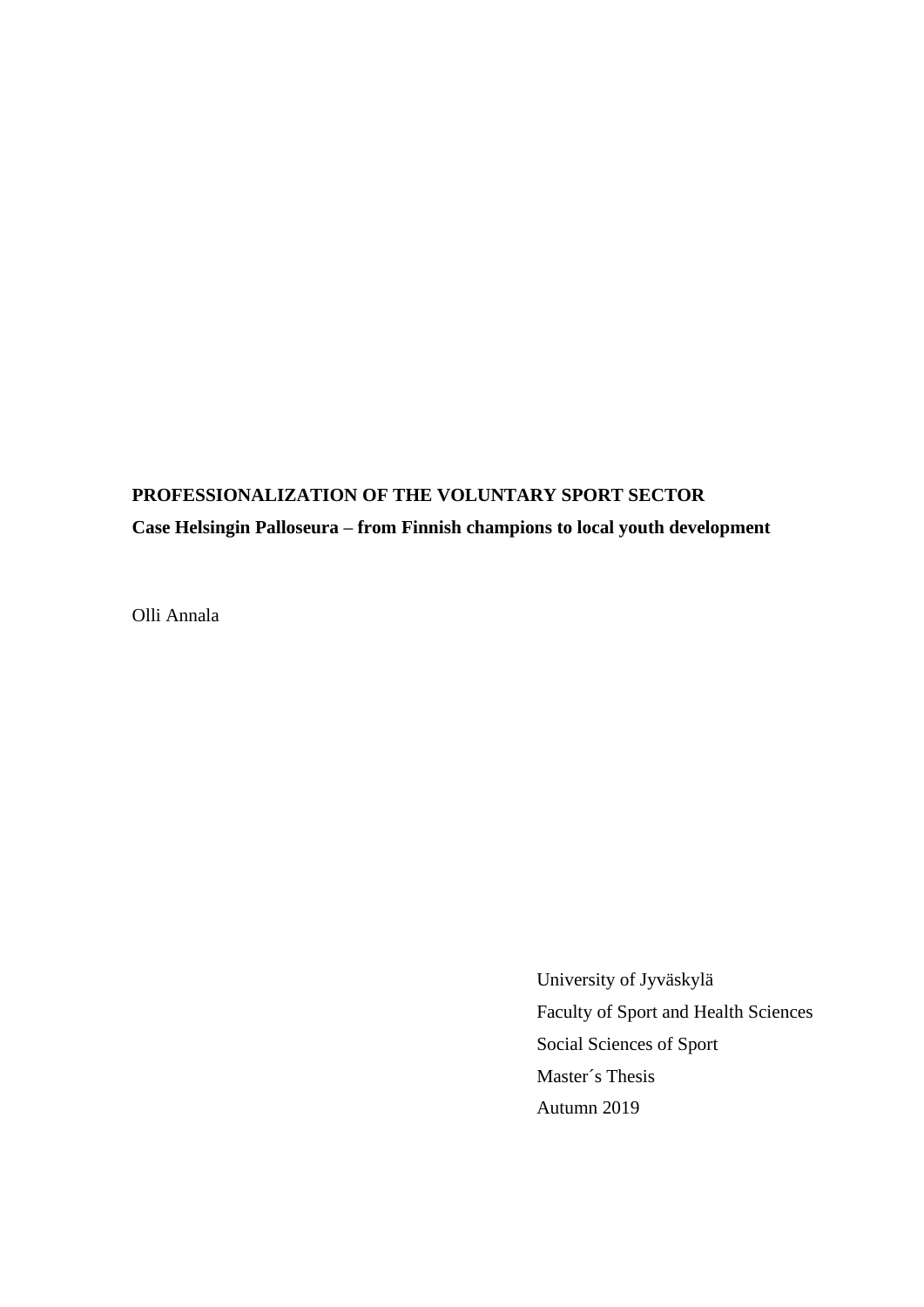**PROFESSIONALIZATION OF THE VOLUNTARY SPORT SECTOR**

**Case Helsingin Palloseura – from Finnish champions to local youth development**

Olli Annala

University of Jyväskylä

Faculty of Sport and Health Sciences

Social Sciences of Sport

Master´s Thesis

Autumn 2019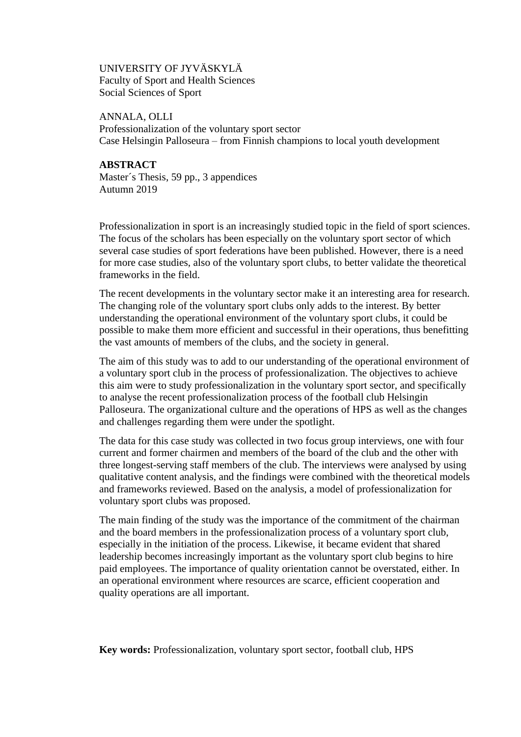UNIVERSITY OF JYVÄSKYLÄ
Faculty of Sport and Health Sciences
Social Sciences of Sport

ANNALA, OLLI
Professionalization of the voluntary sport sector
Case Helsingin Palloseura – from Finnish champions to local youth development

**ABSTRACT**
Master´s Thesis, 59 pp., 3 appendices
Autumn 2019

Professionalization in sport is an increasingly studied topic in the field of sport sciences. The focus of the scholars has been especially on the voluntary sport sector of which several case studies of sport federations have been published. However, there is a need for more case studies, also of the voluntary sport clubs, to better validate the theoretical frameworks in the field.

The recent developments in the voluntary sector make it an interesting area for research. The changing role of the voluntary sport clubs only adds to the interest. By better understanding the operational environment of the voluntary sport clubs, it could be possible to make them more efficient and successful in their operations, thus benefitting the vast amounts of members of the clubs, and the society in general.

The aim of this study was to add to our understanding of the operational environment of a voluntary sport club in the process of professionalization. The objectives to achieve this aim were to study professionalization in the voluntary sport sector, and specifically to analyse the recent professionalization process of the football club Helsingin Palloseura. The organizational culture and the operations of HPS as well as the changes and challenges regarding them were under the spotlight.

The data for this case study was collected in two focus group interviews, one with four current and former chairmen and members of the board of the club and the other with three longest-serving staff members of the club. The interviews were analysed by using qualitative content analysis, and the findings were combined with the theoretical models and frameworks reviewed. Based on the analysis, a model of professionalization for voluntary sport clubs was proposed.

The main finding of the study was the importance of the commitment of the chairman and the board members in the professionalization process of a voluntary sport club, especially in the initiation of the process. Likewise, it became evident that shared leadership becomes increasingly important as the voluntary sport club begins to hire paid employees. The importance of quality orientation cannot be overstated, either. In an operational environment where resources are scarce, efficient cooperation and quality operations are all important.

**Key words:** Professionalization, voluntary sport sector, football club, HPS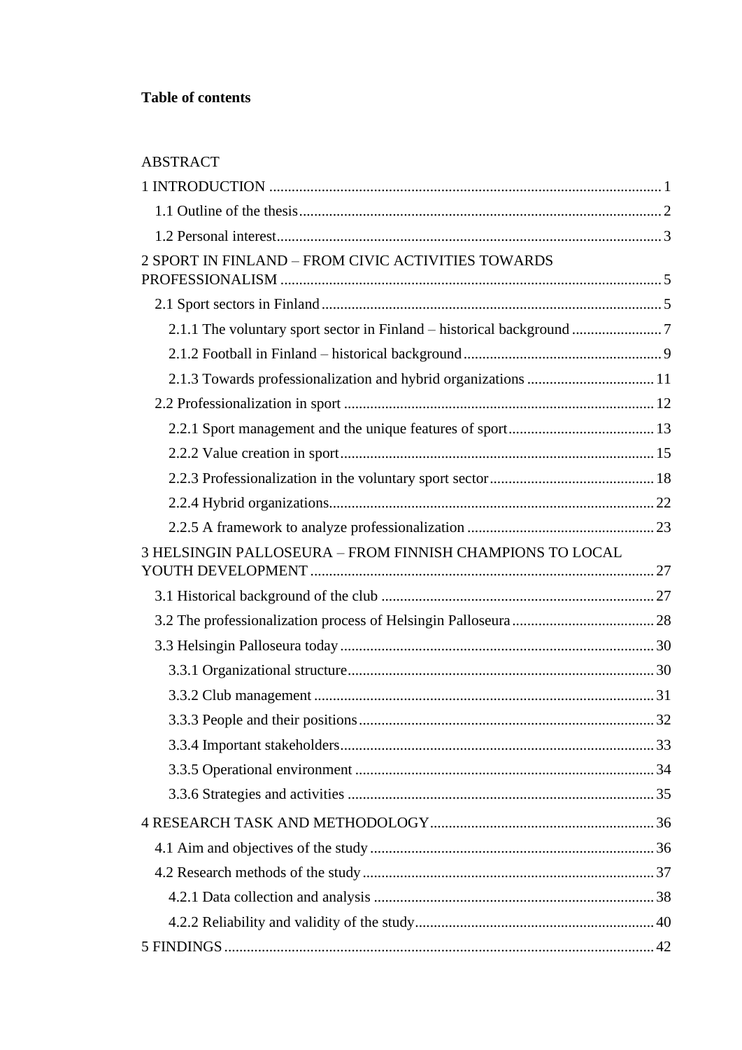**Table of contents**

ABSTRACT

1 INTRODUCTION ........................................................................................................ 1

1.1 Outline of the thesis ................................................................................................ 2

1.2 Personal interest ...................................................................................................... 3

2 SPORT IN FINLAND – FROM CIVIC ACTIVITIES TOWARDS PROFESSIONALISM ..................................................................................................... 5

2.1 Sport sectors in Finland .......................................................................................... 5

2.1.1 The voluntary sport sector in Finland – historical background ........................ 7

2.1.2 Football in Finland – historical background .................................................... 9

2.1.3 Towards professionalization and hybrid organizations ................................. 11

2.2 Professionalization in sport .................................................................................. 12

2.2.1 Sport management and the unique features of sport ....................................... 13

2.2.2 Value creation in sport ................................................................................... 15

2.2.3 Professionalization in the voluntary sport sector ........................................... 18

2.2.4 Hybrid organizations ...................................................................................... 22

2.2.5 A framework to analyze professionalization ................................................. 23

3 HELSINGIN PALLOSEURA – FROM FINNISH CHAMPIONS TO LOCAL YOUTH DEVELOPMENT ........................................................................................... 27

3.1 Historical background of the club ........................................................................ 27

3.2 The professionalization process of Helsingin Palloseura ..................................... 28

3.3 Helsingin Palloseura today ................................................................................... 30

3.3.1 Organizational structure ................................................................................. 30

3.3.2 Club management .......................................................................................... 31

3.3.3 People and their positions .............................................................................. 32

3.3.4 Important stakeholders ................................................................................... 33

3.3.5 Operational environment ............................................................................... 34

3.3.6 Strategies and activities ................................................................................. 35

4 RESEARCH TASK AND METHODOLOGY ............................................................ 36

4.1 Aim and objectives of the study ........................................................................... 36

4.2 Research methods of the study ............................................................................. 37

4.2.1 Data collection and analysis ........................................................................... 38

4.2.2 Reliability and validity of the study ............................................................... 40

5 FINDINGS .................................................................................................................. 42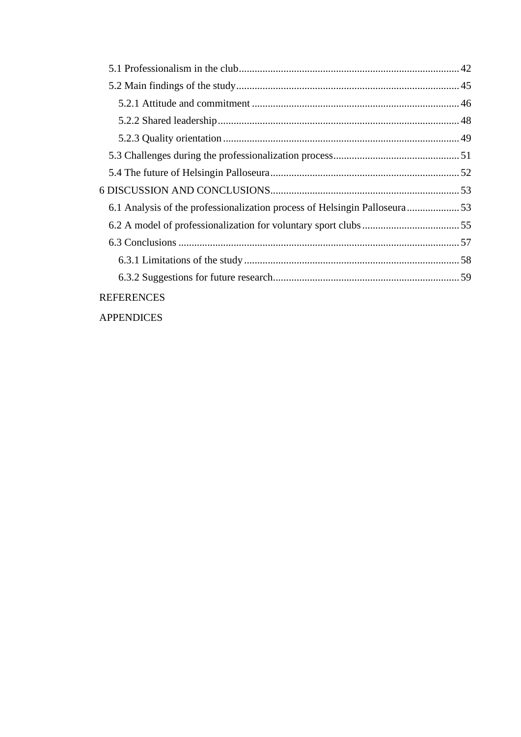5.1 Professionalism in the club .......... 42
5.2 Main findings of the study .......... 45
5.2.1 Attitude and commitment .......... 46
5.2.2 Shared leadership .......... 48
5.2.3 Quality orientation .......... 49
5.3 Challenges during the professionalization process .......... 51
5.4 The future of Helsingin Palloseura .......... 52
6 DISCUSSION AND CONCLUSIONS .......... 53
6.1 Analysis of the professionalization process of Helsingin Palloseura .......... 53
6.2 A model of professionalization for voluntary sport clubs .......... 55
6.3 Conclusions .......... 57
6.3.1 Limitations of the study .......... 58
6.3.2 Suggestions for future research .......... 59

REFERENCES

APPENDICES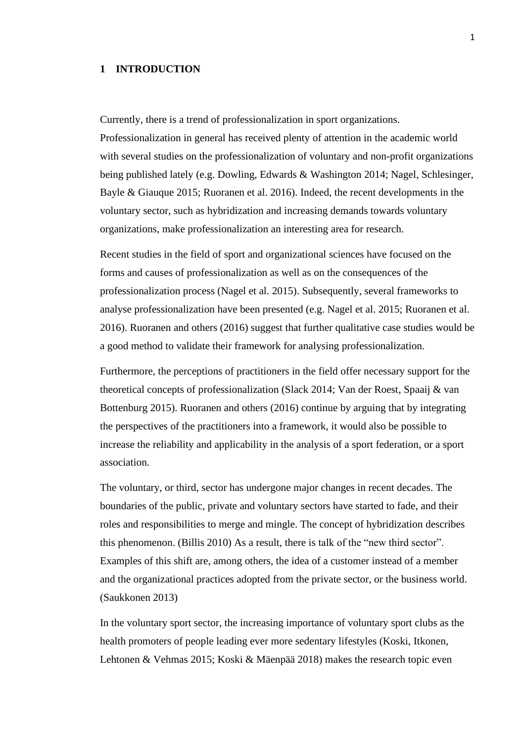# 1 INTRODUCTION

Currently, there is a trend of professionalization in sport organizations. Professionalization in general has received plenty of attention in the academic world with several studies on the professionalization of voluntary and non-profit organizations being published lately (e.g. Dowling, Edwards & Washington 2014; Nagel, Schlesinger, Bayle & Giauque 2015; Ruoranen et al. 2016). Indeed, the recent developments in the voluntary sector, such as hybridization and increasing demands towards voluntary organizations, make professionalization an interesting area for research.

Recent studies in the field of sport and organizational sciences have focused on the forms and causes of professionalization as well as on the consequences of the professionalization process (Nagel et al. 2015). Subsequently, several frameworks to analyse professionalization have been presented (e.g. Nagel et al. 2015; Ruoranen et al. 2016). Ruoranen and others (2016) suggest that further qualitative case studies would be a good method to validate their framework for analysing professionalization.

Furthermore, the perceptions of practitioners in the field offer necessary support for the theoretical concepts of professionalization (Slack 2014; Van der Roest, Spaaij & van Bottenburg 2015). Ruoranen and others (2016) continue by arguing that by integrating the perspectives of the practitioners into a framework, it would also be possible to increase the reliability and applicability in the analysis of a sport federation, or a sport association.

The voluntary, or third, sector has undergone major changes in recent decades. The boundaries of the public, private and voluntary sectors have started to fade, and their roles and responsibilities to merge and mingle. The concept of hybridization describes this phenomenon. (Billis 2010) As a result, there is talk of the "new third sector". Examples of this shift are, among others, the idea of a customer instead of a member and the organizational practices adopted from the private sector, or the business world. (Saukkonen 2013)

In the voluntary sport sector, the increasing importance of voluntary sport clubs as the health promoters of people leading ever more sedentary lifestyles (Koski, Itkonen, Lehtonen & Vehmas 2015; Koski & Mäenpää 2018) makes the research topic even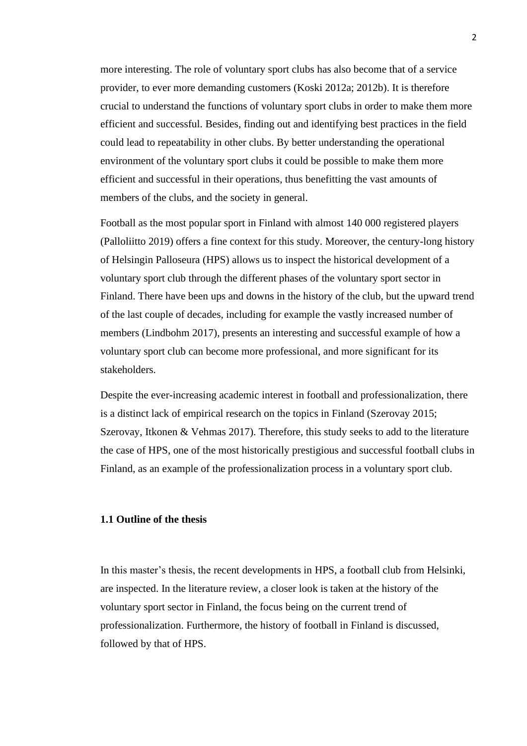more interesting. The role of voluntary sport clubs has also become that of a service provider, to ever more demanding customers (Koski 2012a; 2012b). It is therefore crucial to understand the functions of voluntary sport clubs in order to make them more efficient and successful. Besides, finding out and identifying best practices in the field could lead to repeatability in other clubs. By better understanding the operational environment of the voluntary sport clubs it could be possible to make them more efficient and successful in their operations, thus benefitting the vast amounts of members of the clubs, and the society in general.

Football as the most popular sport in Finland with almost 140 000 registered players (Palloliitto 2019) offers a fine context for this study. Moreover, the century-long history of Helsingin Palloseura (HPS) allows us to inspect the historical development of a voluntary sport club through the different phases of the voluntary sport sector in Finland. There have been ups and downs in the history of the club, but the upward trend of the last couple of decades, including for example the vastly increased number of members (Lindbohm 2017), presents an interesting and successful example of how a voluntary sport club can become more professional, and more significant for its stakeholders.

Despite the ever-increasing academic interest in football and professionalization, there is a distinct lack of empirical research on the topics in Finland (Szerovay 2015; Szerovay, Itkonen & Vehmas 2017). Therefore, this study seeks to add to the literature the case of HPS, one of the most historically prestigious and successful football clubs in Finland, as an example of the professionalization process in a voluntary sport club.

### 1.1 Outline of the thesis

In this master's thesis, the recent developments in HPS, a football club from Helsinki, are inspected. In the literature review, a closer look is taken at the history of the voluntary sport sector in Finland, the focus being on the current trend of professionalization. Furthermore, the history of football in Finland is discussed, followed by that of HPS.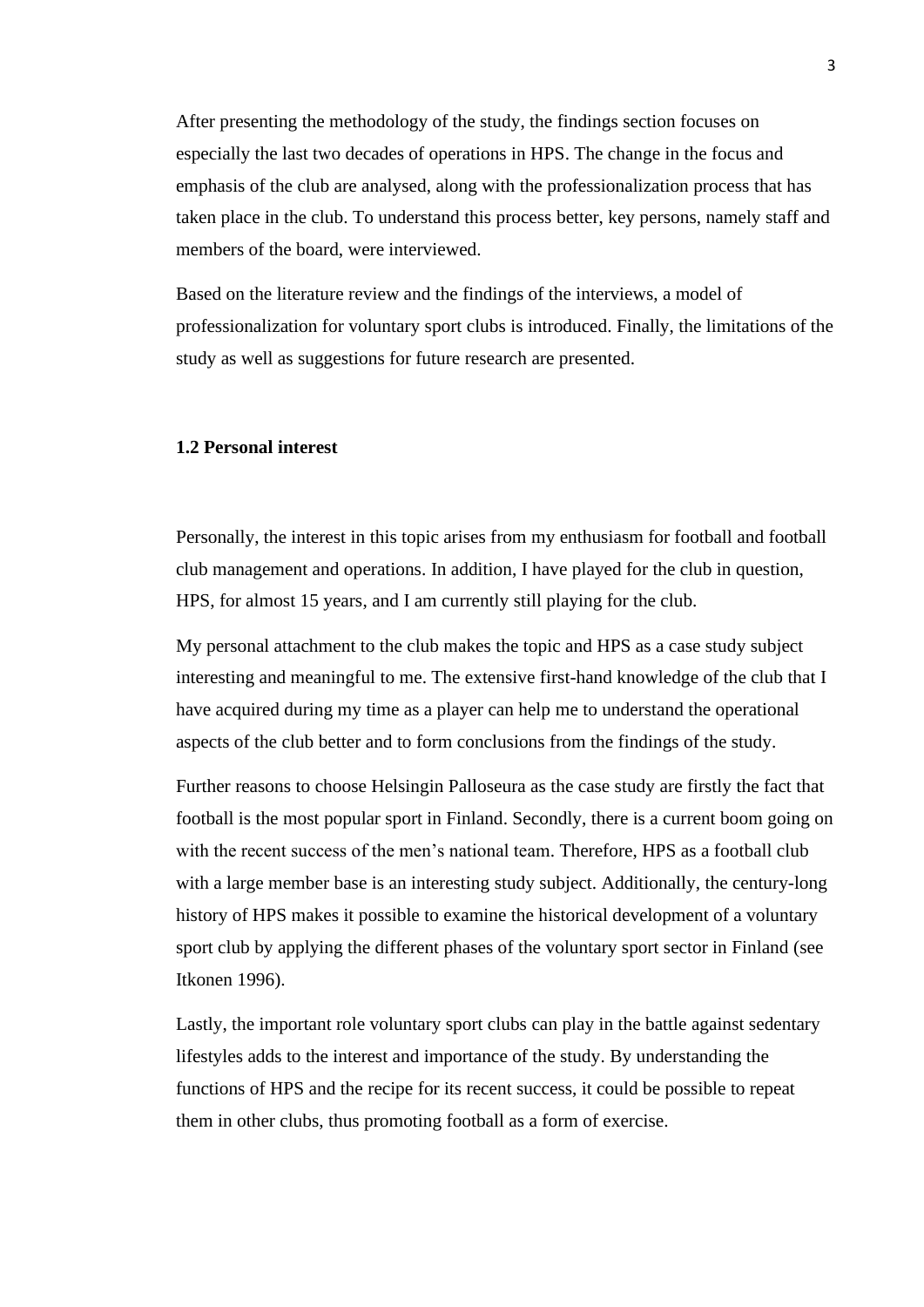After presenting the methodology of the study, the findings section focuses on especially the last two decades of operations in HPS. The change in the focus and emphasis of the club are analysed, along with the professionalization process that has taken place in the club. To understand this process better, key persons, namely staff and members of the board, were interviewed.

Based on the literature review and the findings of the interviews, a model of professionalization for voluntary sport clubs is introduced. Finally, the limitations of the study as well as suggestions for future research are presented.

### 1.2 Personal interest

Personally, the interest in this topic arises from my enthusiasm for football and football club management and operations. In addition, I have played for the club in question, HPS, for almost 15 years, and I am currently still playing for the club.

My personal attachment to the club makes the topic and HPS as a case study subject interesting and meaningful to me. The extensive first-hand knowledge of the club that I have acquired during my time as a player can help me to understand the operational aspects of the club better and to form conclusions from the findings of the study.

Further reasons to choose Helsingin Palloseura as the case study are firstly the fact that football is the most popular sport in Finland. Secondly, there is a current boom going on with the recent success of the men's national team. Therefore, HPS as a football club with a large member base is an interesting study subject. Additionally, the century-long history of HPS makes it possible to examine the historical development of a voluntary sport club by applying the different phases of the voluntary sport sector in Finland (see Itkonen 1996).

Lastly, the important role voluntary sport clubs can play in the battle against sedentary lifestyles adds to the interest and importance of the study. By understanding the functions of HPS and the recipe for its recent success, it could be possible to repeat them in other clubs, thus promoting football as a form of exercise.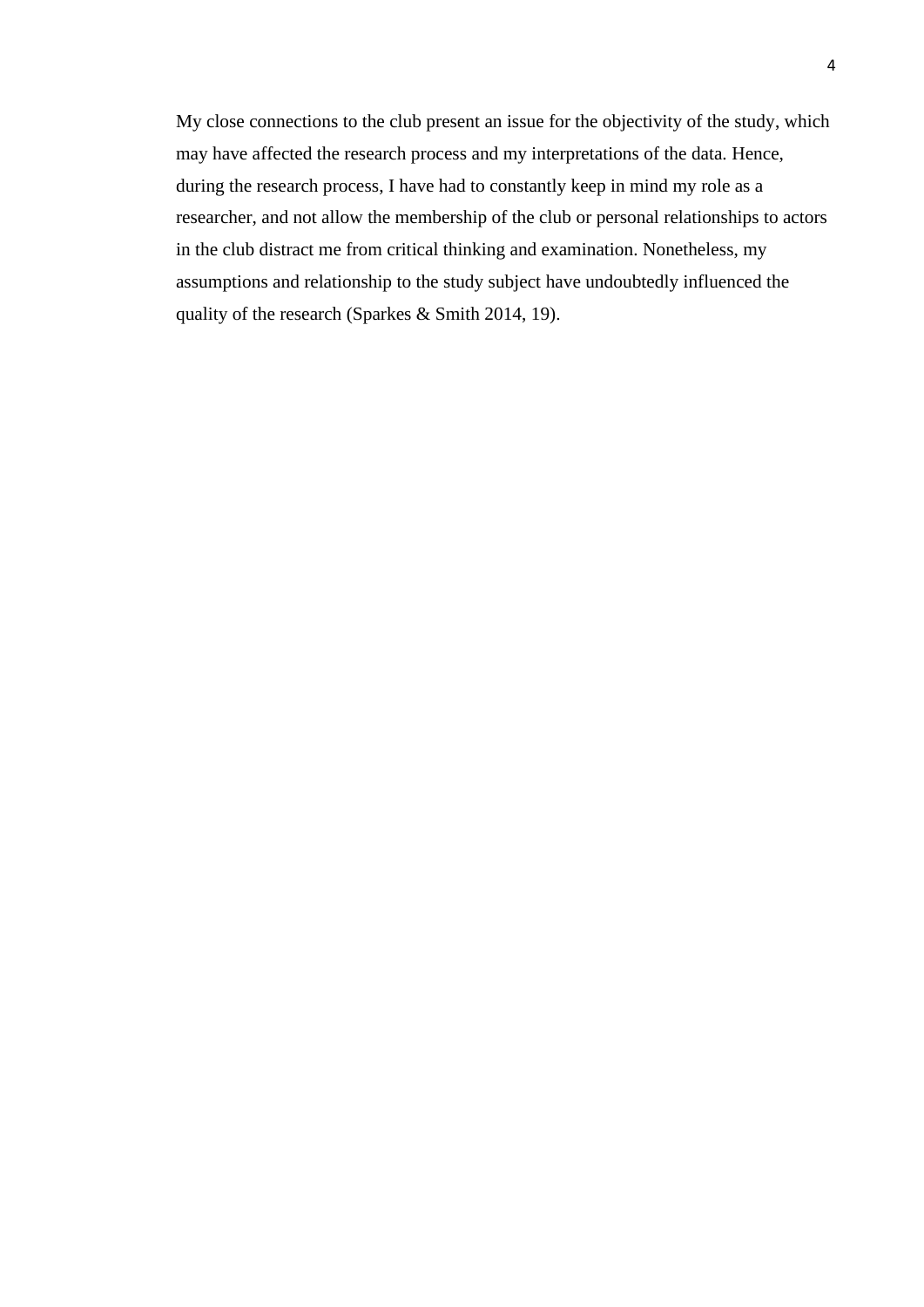My close connections to the club present an issue for the objectivity of the study, which may have affected the research process and my interpretations of the data. Hence, during the research process, I have had to constantly keep in mind my role as a researcher, and not allow the membership of the club or personal relationships to actors in the club distract me from critical thinking and examination. Nonetheless, my assumptions and relationship to the study subject have undoubtedly influenced the quality of the research (Sparkes & Smith 2014, 19).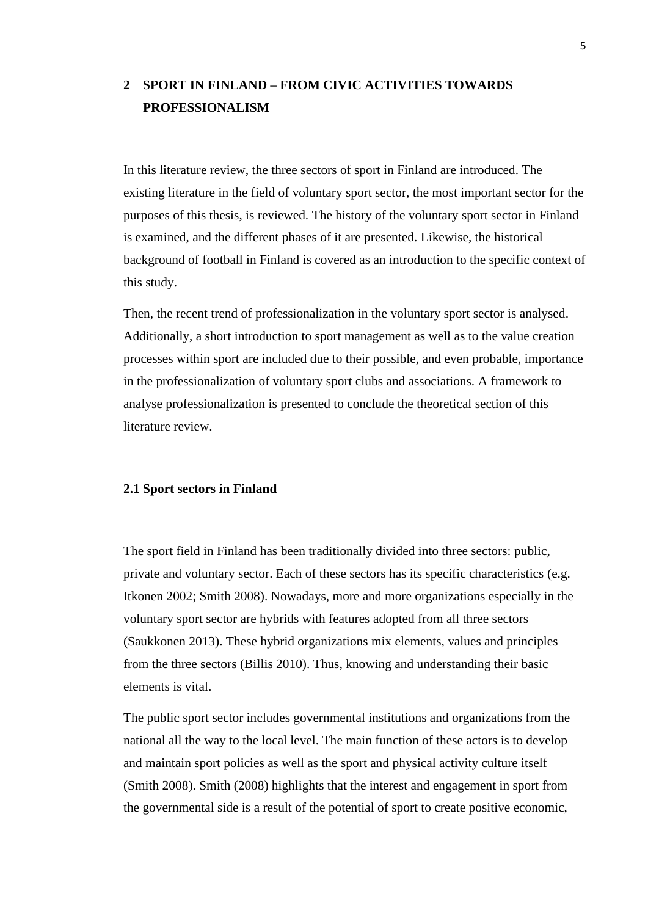# 2 SPORT IN FINLAND – FROM CIVIC ACTIVITIES TOWARDS PROFESSIONALISM

In this literature review, the three sectors of sport in Finland are introduced. The existing literature in the field of voluntary sport sector, the most important sector for the purposes of this thesis, is reviewed. The history of the voluntary sport sector in Finland is examined, and the different phases of it are presented. Likewise, the historical background of football in Finland is covered as an introduction to the specific context of this study.

Then, the recent trend of professionalization in the voluntary sport sector is analysed. Additionally, a short introduction to sport management as well as to the value creation processes within sport are included due to their possible, and even probable, importance in the professionalization of voluntary sport clubs and associations. A framework to analyse professionalization is presented to conclude the theoretical section of this literature review.

## 2.1 Sport sectors in Finland

The sport field in Finland has been traditionally divided into three sectors: public, private and voluntary sector. Each of these sectors has its specific characteristics (e.g. Itkonen 2002; Smith 2008). Nowadays, more and more organizations especially in the voluntary sport sector are hybrids with features adopted from all three sectors (Saukkonen 2013). These hybrid organizations mix elements, values and principles from the three sectors (Billis 2010). Thus, knowing and understanding their basic elements is vital.

The public sport sector includes governmental institutions and organizations from the national all the way to the local level. The main function of these actors is to develop and maintain sport policies as well as the sport and physical activity culture itself (Smith 2008). Smith (2008) highlights that the interest and engagement in sport from the governmental side is a result of the potential of sport to create positive economic,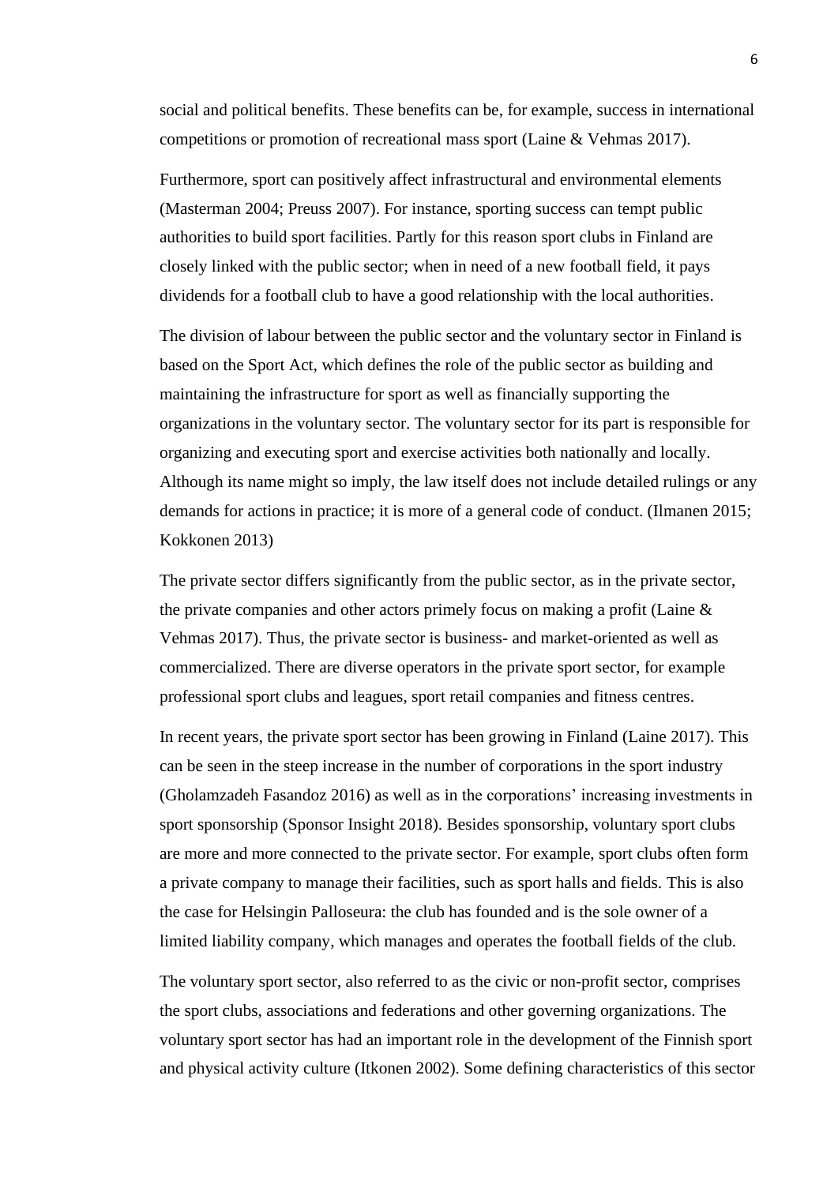social and political benefits. These benefits can be, for example, success in international competitions or promotion of recreational mass sport (Laine & Vehmas 2017).

Furthermore, sport can positively affect infrastructural and environmental elements (Masterman 2004; Preuss 2007). For instance, sporting success can tempt public authorities to build sport facilities. Partly for this reason sport clubs in Finland are closely linked with the public sector; when in need of a new football field, it pays dividends for a football club to have a good relationship with the local authorities.

The division of labour between the public sector and the voluntary sector in Finland is based on the Sport Act, which defines the role of the public sector as building and maintaining the infrastructure for sport as well as financially supporting the organizations in the voluntary sector. The voluntary sector for its part is responsible for organizing and executing sport and exercise activities both nationally and locally. Although its name might so imply, the law itself does not include detailed rulings or any demands for actions in practice; it is more of a general code of conduct. (Ilmanen 2015; Kokkonen 2013)

The private sector differs significantly from the public sector, as in the private sector, the private companies and other actors primely focus on making a profit (Laine & Vehmas 2017). Thus, the private sector is business- and market-oriented as well as commercialized. There are diverse operators in the private sport sector, for example professional sport clubs and leagues, sport retail companies and fitness centres.

In recent years, the private sport sector has been growing in Finland (Laine 2017). This can be seen in the steep increase in the number of corporations in the sport industry (Gholamzadeh Fasandoz 2016) as well as in the corporations' increasing investments in sport sponsorship (Sponsor Insight 2018). Besides sponsorship, voluntary sport clubs are more and more connected to the private sector. For example, sport clubs often form a private company to manage their facilities, such as sport halls and fields. This is also the case for Helsingin Palloseura: the club has founded and is the sole owner of a limited liability company, which manages and operates the football fields of the club.

The voluntary sport sector, also referred to as the civic or non-profit sector, comprises the sport clubs, associations and federations and other governing organizations. The voluntary sport sector has had an important role in the development of the Finnish sport and physical activity culture (Itkonen 2002). Some defining characteristics of this sector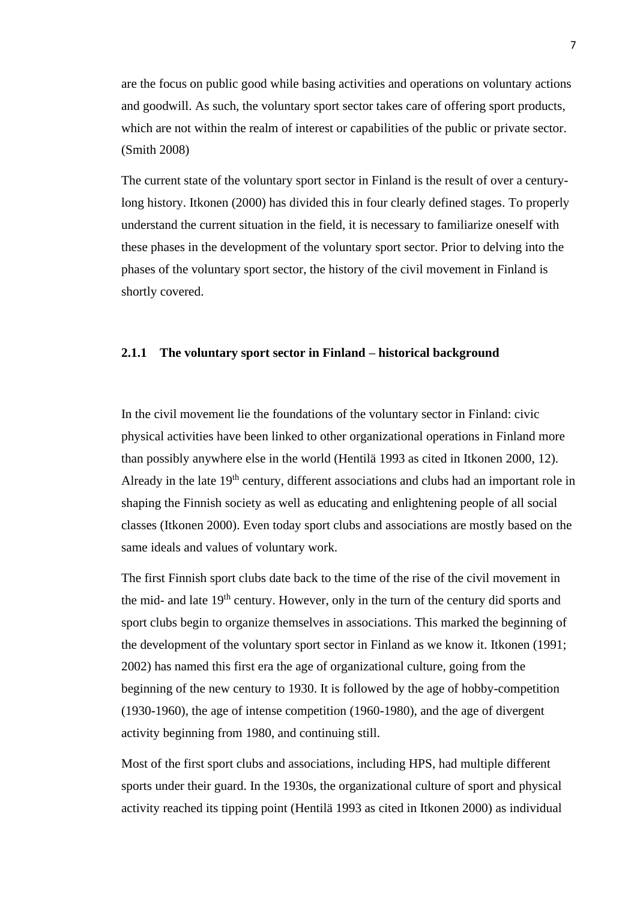are the focus on public good while basing activities and operations on voluntary actions and goodwill. As such, the voluntary sport sector takes care of offering sport products, which are not within the realm of interest or capabilities of the public or private sector. (Smith 2008)

The current state of the voluntary sport sector in Finland is the result of over a century-long history. Itkonen (2000) has divided this in four clearly defined stages. To properly understand the current situation in the field, it is necessary to familiarize oneself with these phases in the development of the voluntary sport sector. Prior to delving into the phases of the voluntary sport sector, the history of the civil movement in Finland is shortly covered.

### 2.1.1 The voluntary sport sector in Finland – historical background

In the civil movement lie the foundations of the voluntary sector in Finland: civic physical activities have been linked to other organizational operations in Finland more than possibly anywhere else in the world (Hentilä 1993 as cited in Itkonen 2000, 12). Already in the late 19th century, different associations and clubs had an important role in shaping the Finnish society as well as educating and enlightening people of all social classes (Itkonen 2000). Even today sport clubs and associations are mostly based on the same ideals and values of voluntary work.

The first Finnish sport clubs date back to the time of the rise of the civil movement in the mid- and late 19th century. However, only in the turn of the century did sports and sport clubs begin to organize themselves in associations. This marked the beginning of the development of the voluntary sport sector in Finland as we know it. Itkonen (1991; 2002) has named this first era the age of organizational culture, going from the beginning of the new century to 1930. It is followed by the age of hobby-competition (1930-1960), the age of intense competition (1960-1980), and the age of divergent activity beginning from 1980, and continuing still.

Most of the first sport clubs and associations, including HPS, had multiple different sports under their guard. In the 1930s, the organizational culture of sport and physical activity reached its tipping point (Hentilä 1993 as cited in Itkonen 2000) as individual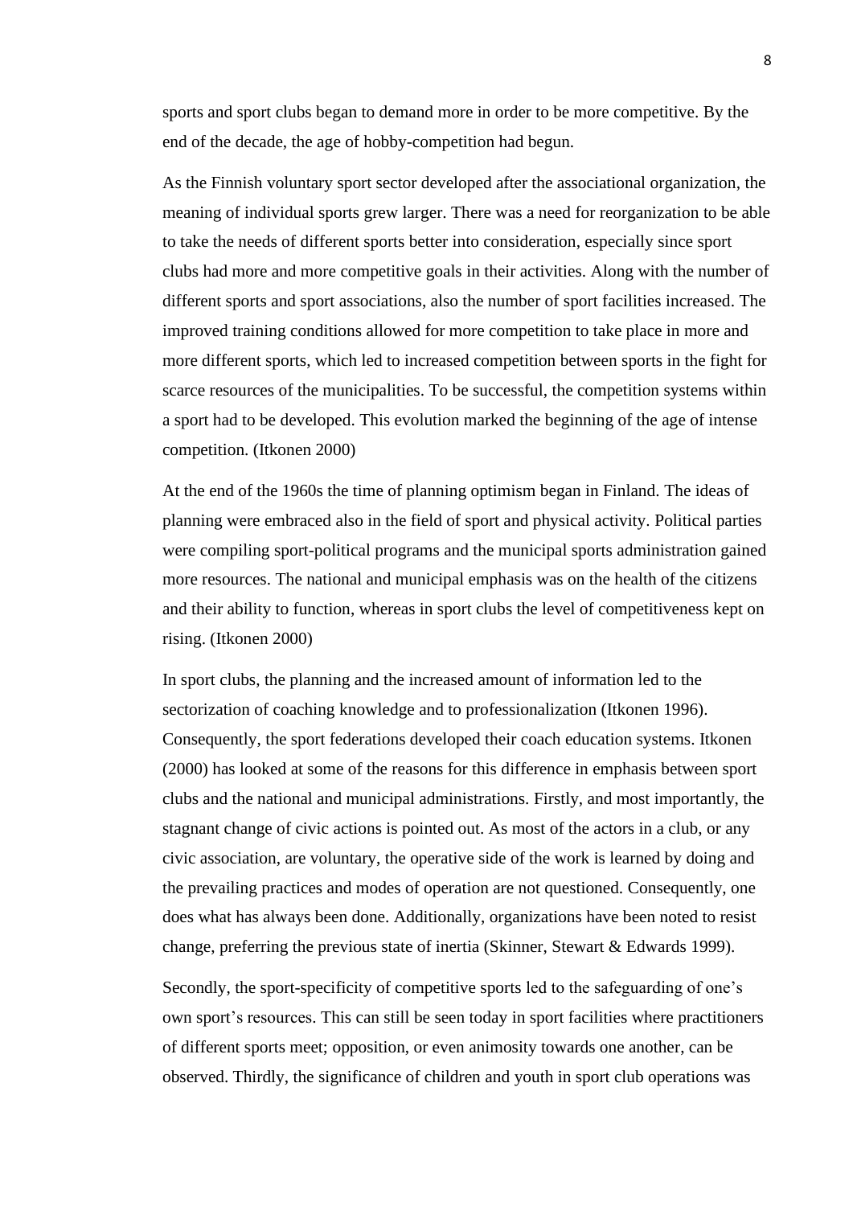sports and sport clubs began to demand more in order to be more competitive. By the end of the decade, the age of hobby-competition had begun.

As the Finnish voluntary sport sector developed after the associational organization, the meaning of individual sports grew larger. There was a need for reorganization to be able to take the needs of different sports better into consideration, especially since sport clubs had more and more competitive goals in their activities. Along with the number of different sports and sport associations, also the number of sport facilities increased. The improved training conditions allowed for more competition to take place in more and more different sports, which led to increased competition between sports in the fight for scarce resources of the municipalities. To be successful, the competition systems within a sport had to be developed. This evolution marked the beginning of the age of intense competition. (Itkonen 2000)

At the end of the 1960s the time of planning optimism began in Finland. The ideas of planning were embraced also in the field of sport and physical activity. Political parties were compiling sport-political programs and the municipal sports administration gained more resources. The national and municipal emphasis was on the health of the citizens and their ability to function, whereas in sport clubs the level of competitiveness kept on rising. (Itkonen 2000)

In sport clubs, the planning and the increased amount of information led to the sectorization of coaching knowledge and to professionalization (Itkonen 1996). Consequently, the sport federations developed their coach education systems. Itkonen (2000) has looked at some of the reasons for this difference in emphasis between sport clubs and the national and municipal administrations. Firstly, and most importantly, the stagnant change of civic actions is pointed out. As most of the actors in a club, or any civic association, are voluntary, the operative side of the work is learned by doing and the prevailing practices and modes of operation are not questioned. Consequently, one does what has always been done. Additionally, organizations have been noted to resist change, preferring the previous state of inertia (Skinner, Stewart & Edwards 1999).

Secondly, the sport-specificity of competitive sports led to the safeguarding of one's own sport's resources. This can still be seen today in sport facilities where practitioners of different sports meet; opposition, or even animosity towards one another, can be observed. Thirdly, the significance of children and youth in sport club operations was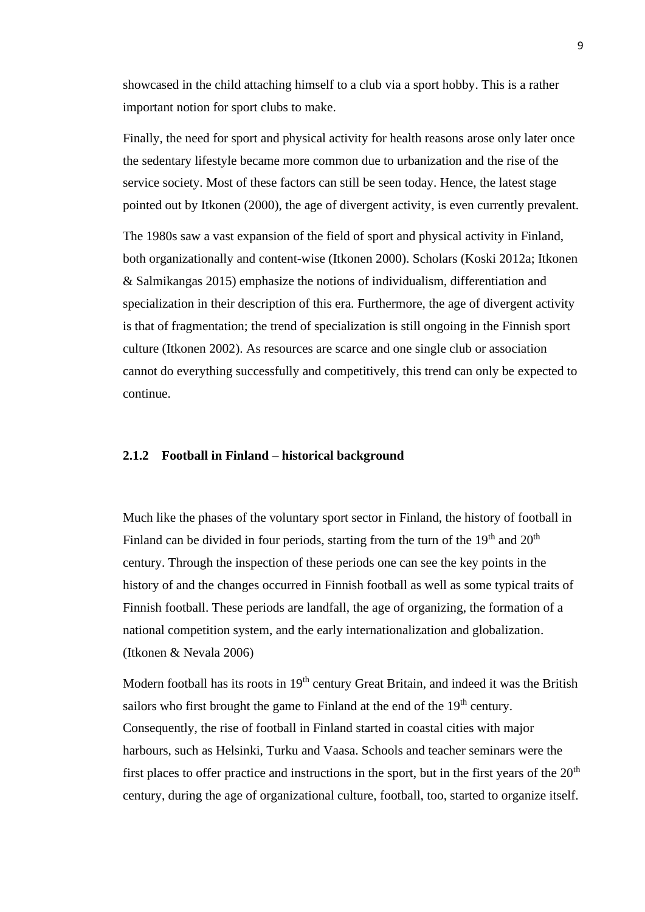showcased in the child attaching himself to a club via a sport hobby. This is a rather important notion for sport clubs to make.

Finally, the need for sport and physical activity for health reasons arose only later once the sedentary lifestyle became more common due to urbanization and the rise of the service society. Most of these factors can still be seen today. Hence, the latest stage pointed out by Itkonen (2000), the age of divergent activity, is even currently prevalent.

The 1980s saw a vast expansion of the field of sport and physical activity in Finland, both organizationally and content-wise (Itkonen 2000). Scholars (Koski 2012a; Itkonen & Salmikangas 2015) emphasize the notions of individualism, differentiation and specialization in their description of this era. Furthermore, the age of divergent activity is that of fragmentation; the trend of specialization is still ongoing in the Finnish sport culture (Itkonen 2002). As resources are scarce and one single club or association cannot do everything successfully and competitively, this trend can only be expected to continue.

### 2.1.2 Football in Finland – historical background

Much like the phases of the voluntary sport sector in Finland, the history of football in Finland can be divided in four periods, starting from the turn of the 19th and 20th century. Through the inspection of these periods one can see the key points in the history of and the changes occurred in Finnish football as well as some typical traits of Finnish football. These periods are landfall, the age of organizing, the formation of a national competition system, and the early internationalization and globalization. (Itkonen & Nevala 2006)

Modern football has its roots in 19th century Great Britain, and indeed it was the British sailors who first brought the game to Finland at the end of the 19th century. Consequently, the rise of football in Finland started in coastal cities with major harbours, such as Helsinki, Turku and Vaasa. Schools and teacher seminars were the first places to offer practice and instructions in the sport, but in the first years of the 20th century, during the age of organizational culture, football, too, started to organize itself.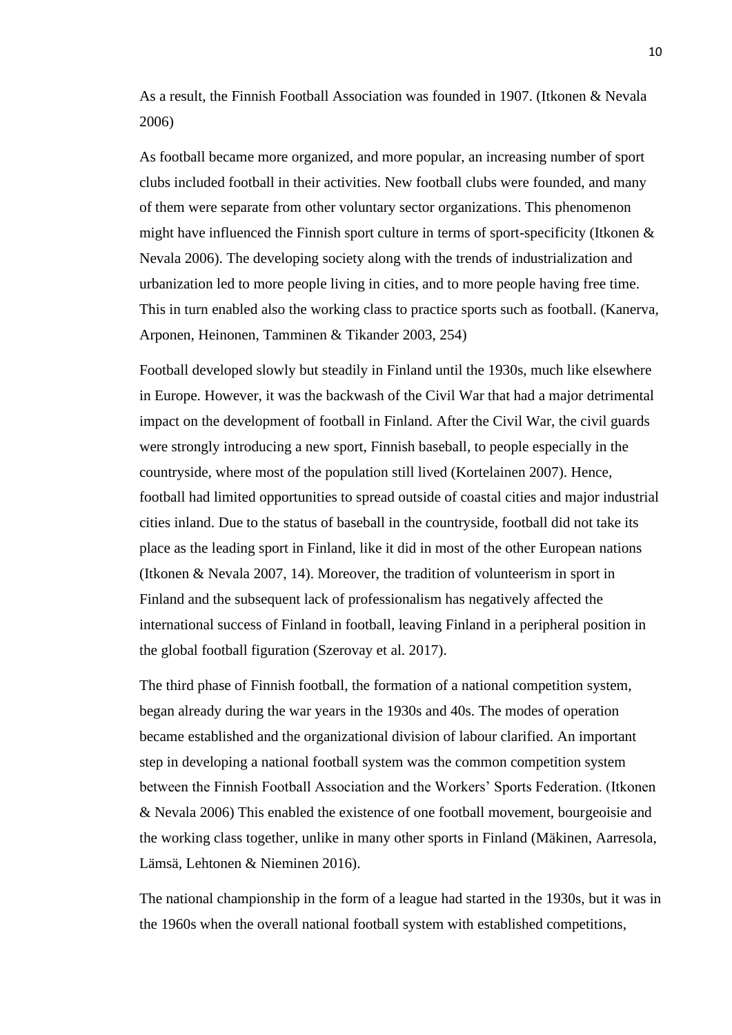As a result, the Finnish Football Association was founded in 1907. (Itkonen & Nevala 2006)

As football became more organized, and more popular, an increasing number of sport clubs included football in their activities. New football clubs were founded, and many of them were separate from other voluntary sector organizations. This phenomenon might have influenced the Finnish sport culture in terms of sport-specificity (Itkonen & Nevala 2006). The developing society along with the trends of industrialization and urbanization led to more people living in cities, and to more people having free time. This in turn enabled also the working class to practice sports such as football. (Kanerva, Arponen, Heinonen, Tamminen & Tikander 2003, 254)

Football developed slowly but steadily in Finland until the 1930s, much like elsewhere in Europe. However, it was the backwash of the Civil War that had a major detrimental impact on the development of football in Finland. After the Civil War, the civil guards were strongly introducing a new sport, Finnish baseball, to people especially in the countryside, where most of the population still lived (Kortelainen 2007). Hence, football had limited opportunities to spread outside of coastal cities and major industrial cities inland. Due to the status of baseball in the countryside, football did not take its place as the leading sport in Finland, like it did in most of the other European nations (Itkonen & Nevala 2007, 14). Moreover, the tradition of volunteerism in sport in Finland and the subsequent lack of professionalism has negatively affected the international success of Finland in football, leaving Finland in a peripheral position in the global football figuration (Szerovay et al. 2017).

The third phase of Finnish football, the formation of a national competition system, began already during the war years in the 1930s and 40s. The modes of operation became established and the organizational division of labour clarified. An important step in developing a national football system was the common competition system between the Finnish Football Association and the Workers' Sports Federation. (Itkonen & Nevala 2006) This enabled the existence of one football movement, bourgeoisie and the working class together, unlike in many other sports in Finland (Mäkinen, Aarresola, Lämsä, Lehtonen & Nieminen 2016).

The national championship in the form of a league had started in the 1930s, but it was in the 1960s when the overall national football system with established competitions,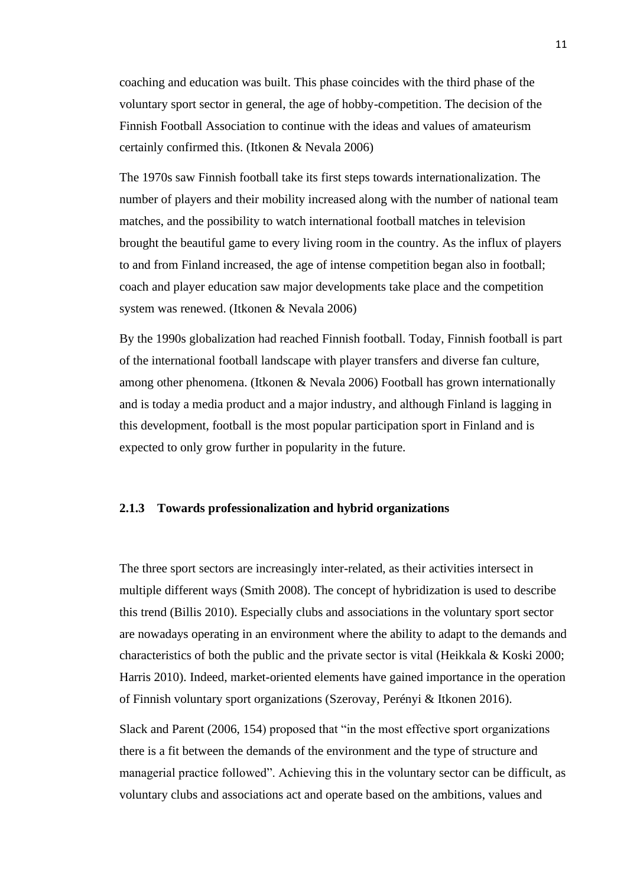coaching and education was built. This phase coincides with the third phase of the voluntary sport sector in general, the age of hobby-competition. The decision of the Finnish Football Association to continue with the ideas and values of amateurism certainly confirmed this. (Itkonen & Nevala 2006)

The 1970s saw Finnish football take its first steps towards internationalization. The number of players and their mobility increased along with the number of national team matches, and the possibility to watch international football matches in television brought the beautiful game to every living room in the country. As the influx of players to and from Finland increased, the age of intense competition began also in football; coach and player education saw major developments take place and the competition system was renewed. (Itkonen & Nevala 2006)

By the 1990s globalization had reached Finnish football. Today, Finnish football is part of the international football landscape with player transfers and diverse fan culture, among other phenomena. (Itkonen & Nevala 2006) Football has grown internationally and is today a media product and a major industry, and although Finland is lagging in this development, football is the most popular participation sport in Finland and is expected to only grow further in popularity in the future.

### 2.1.3 Towards professionalization and hybrid organizations

The three sport sectors are increasingly inter-related, as their activities intersect in multiple different ways (Smith 2008). The concept of hybridization is used to describe this trend (Billis 2010). Especially clubs and associations in the voluntary sport sector are nowadays operating in an environment where the ability to adapt to the demands and characteristics of both the public and the private sector is vital (Heikkala & Koski 2000; Harris 2010). Indeed, market-oriented elements have gained importance in the operation of Finnish voluntary sport organizations (Szerovay, Perényi & Itkonen 2016).

Slack and Parent (2006, 154) proposed that "in the most effective sport organizations there is a fit between the demands of the environment and the type of structure and managerial practice followed". Achieving this in the voluntary sector can be difficult, as voluntary clubs and associations act and operate based on the ambitions, values and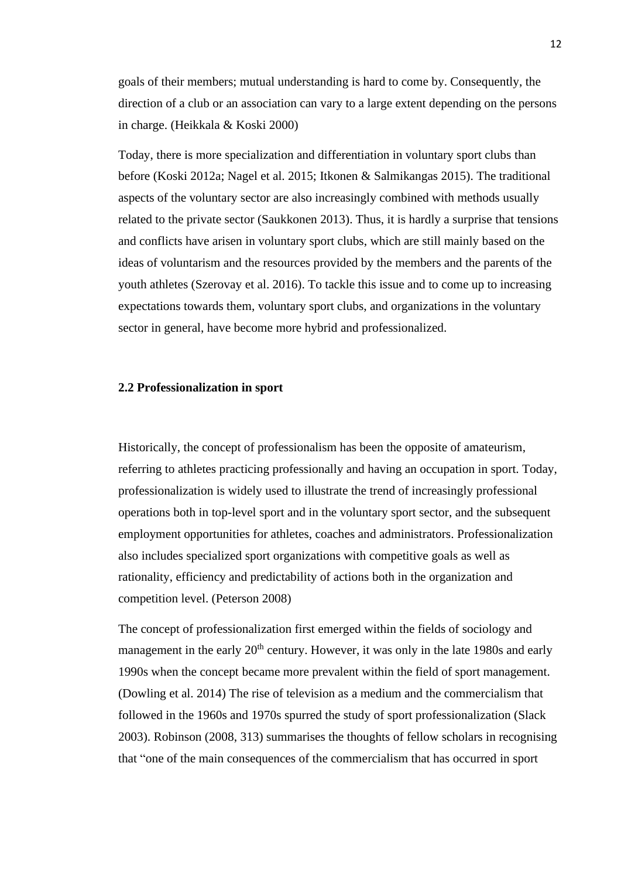goals of their members; mutual understanding is hard to come by. Consequently, the direction of a club or an association can vary to a large extent depending on the persons in charge. (Heikkala & Koski 2000)

Today, there is more specialization and differentiation in voluntary sport clubs than before (Koski 2012a; Nagel et al. 2015; Itkonen & Salmikangas 2015). The traditional aspects of the voluntary sector are also increasingly combined with methods usually related to the private sector (Saukkonen 2013). Thus, it is hardly a surprise that tensions and conflicts have arisen in voluntary sport clubs, which are still mainly based on the ideas of voluntarism and the resources provided by the members and the parents of the youth athletes (Szerovay et al. 2016). To tackle this issue and to come up to increasing expectations towards them, voluntary sport clubs, and organizations in the voluntary sector in general, have become more hybrid and professionalized.

### 2.2 Professionalization in sport

Historically, the concept of professionalism has been the opposite of amateurism, referring to athletes practicing professionally and having an occupation in sport. Today, professionalization is widely used to illustrate the trend of increasingly professional operations both in top-level sport and in the voluntary sport sector, and the subsequent employment opportunities for athletes, coaches and administrators. Professionalization also includes specialized sport organizations with competitive goals as well as rationality, efficiency and predictability of actions both in the organization and competition level. (Peterson 2008)

The concept of professionalization first emerged within the fields of sociology and management in the early 20th century. However, it was only in the late 1980s and early 1990s when the concept became more prevalent within the field of sport management. (Dowling et al. 2014) The rise of television as a medium and the commercialism that followed in the 1960s and 1970s spurred the study of sport professionalization (Slack 2003). Robinson (2008, 313) summarises the thoughts of fellow scholars in recognising that "one of the main consequences of the commercialism that has occurred in sport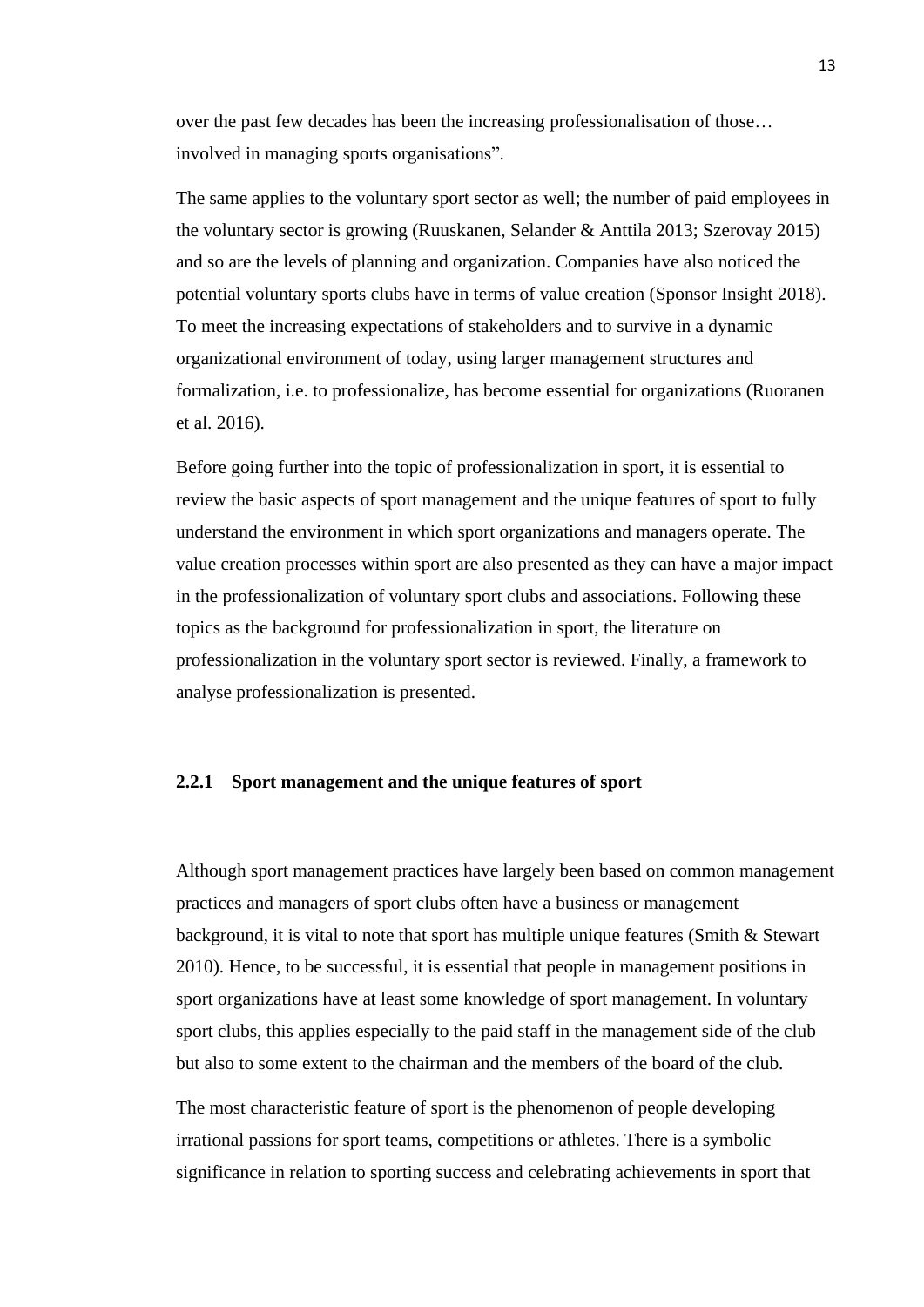over the past few decades has been the increasing professionalisation of those… involved in managing sports organisations".

The same applies to the voluntary sport sector as well; the number of paid employees in the voluntary sector is growing (Ruuskanen, Selander & Anttila 2013; Szerovay 2015) and so are the levels of planning and organization. Companies have also noticed the potential voluntary sports clubs have in terms of value creation (Sponsor Insight 2018). To meet the increasing expectations of stakeholders and to survive in a dynamic organizational environment of today, using larger management structures and formalization, i.e. to professionalize, has become essential for organizations (Ruoranen et al. 2016).

Before going further into the topic of professionalization in sport, it is essential to review the basic aspects of sport management and the unique features of sport to fully understand the environment in which sport organizations and managers operate. The value creation processes within sport are also presented as they can have a major impact in the professionalization of voluntary sport clubs and associations. Following these topics as the background for professionalization in sport, the literature on professionalization in the voluntary sport sector is reviewed. Finally, a framework to analyse professionalization is presented.

### 2.2.1 Sport management and the unique features of sport

Although sport management practices have largely been based on common management practices and managers of sport clubs often have a business or management background, it is vital to note that sport has multiple unique features (Smith & Stewart 2010). Hence, to be successful, it is essential that people in management positions in sport organizations have at least some knowledge of sport management. In voluntary sport clubs, this applies especially to the paid staff in the management side of the club but also to some extent to the chairman and the members of the board of the club.

The most characteristic feature of sport is the phenomenon of people developing irrational passions for sport teams, competitions or athletes. There is a symbolic significance in relation to sporting success and celebrating achievements in sport that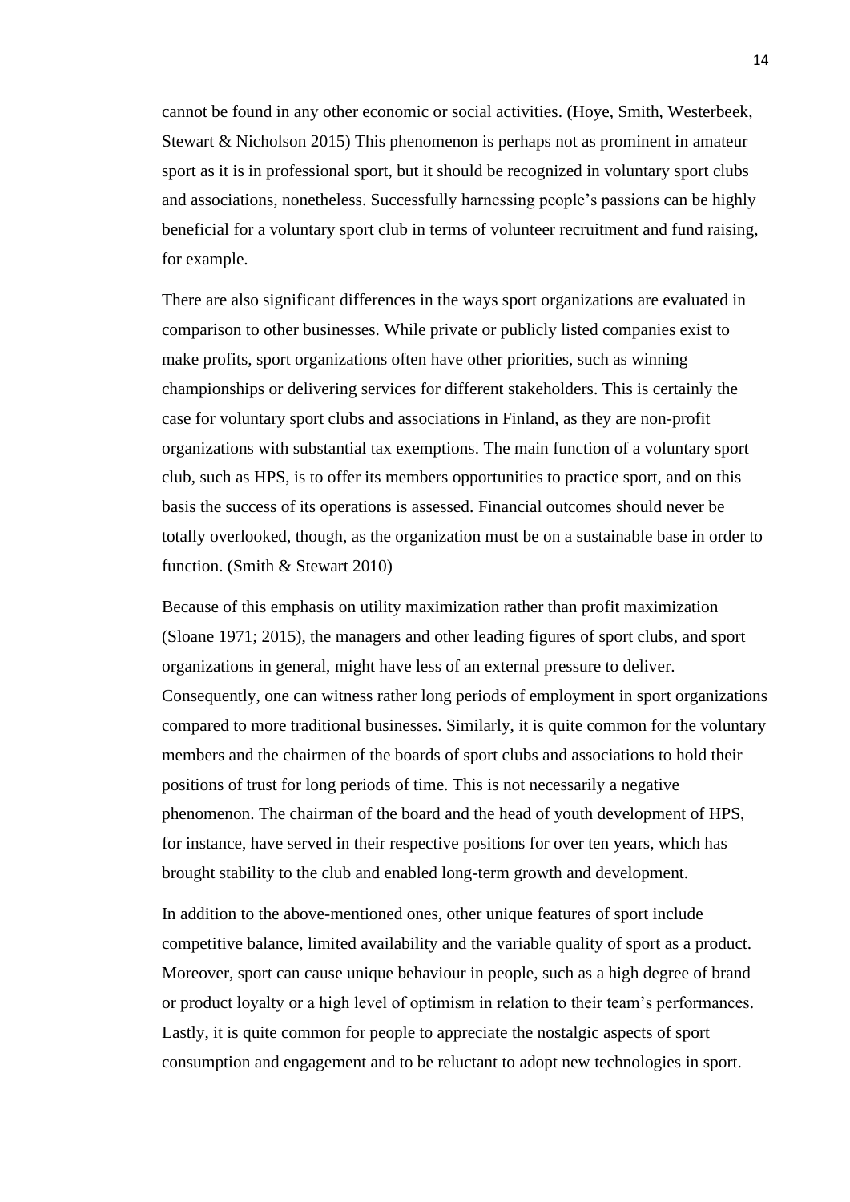cannot be found in any other economic or social activities. (Hoye, Smith, Westerbeek, Stewart & Nicholson 2015) This phenomenon is perhaps not as prominent in amateur sport as it is in professional sport, but it should be recognized in voluntary sport clubs and associations, nonetheless. Successfully harnessing people's passions can be highly beneficial for a voluntary sport club in terms of volunteer recruitment and fund raising, for example.

There are also significant differences in the ways sport organizations are evaluated in comparison to other businesses. While private or publicly listed companies exist to make profits, sport organizations often have other priorities, such as winning championships or delivering services for different stakeholders. This is certainly the case for voluntary sport clubs and associations in Finland, as they are non-profit organizations with substantial tax exemptions. The main function of a voluntary sport club, such as HPS, is to offer its members opportunities to practice sport, and on this basis the success of its operations is assessed. Financial outcomes should never be totally overlooked, though, as the organization must be on a sustainable base in order to function. (Smith & Stewart 2010)

Because of this emphasis on utility maximization rather than profit maximization (Sloane 1971; 2015), the managers and other leading figures of sport clubs, and sport organizations in general, might have less of an external pressure to deliver. Consequently, one can witness rather long periods of employment in sport organizations compared to more traditional businesses. Similarly, it is quite common for the voluntary members and the chairmen of the boards of sport clubs and associations to hold their positions of trust for long periods of time. This is not necessarily a negative phenomenon. The chairman of the board and the head of youth development of HPS, for instance, have served in their respective positions for over ten years, which has brought stability to the club and enabled long-term growth and development.

In addition to the above-mentioned ones, other unique features of sport include competitive balance, limited availability and the variable quality of sport as a product. Moreover, sport can cause unique behaviour in people, such as a high degree of brand or product loyalty or a high level of optimism in relation to their team's performances. Lastly, it is quite common for people to appreciate the nostalgic aspects of sport consumption and engagement and to be reluctant to adopt new technologies in sport.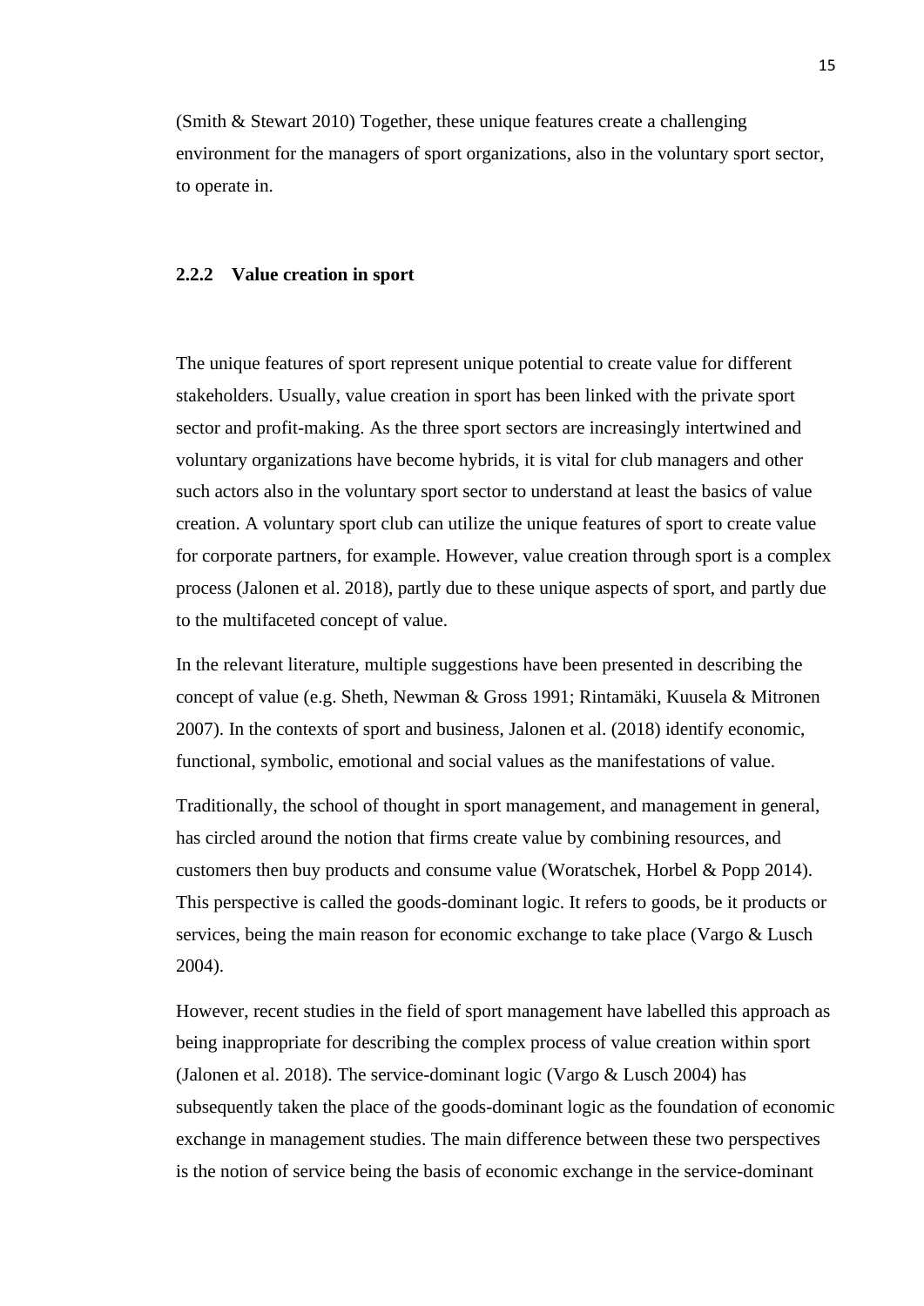(Smith & Stewart 2010) Together, these unique features create a challenging environment for the managers of sport organizations, also in the voluntary sport sector, to operate in.

### 2.2.2 Value creation in sport

The unique features of sport represent unique potential to create value for different stakeholders. Usually, value creation in sport has been linked with the private sport sector and profit-making. As the three sport sectors are increasingly intertwined and voluntary organizations have become hybrids, it is vital for club managers and other such actors also in the voluntary sport sector to understand at least the basics of value creation. A voluntary sport club can utilize the unique features of sport to create value for corporate partners, for example. However, value creation through sport is a complex process (Jalonen et al. 2018), partly due to these unique aspects of sport, and partly due to the multifaceted concept of value.

In the relevant literature, multiple suggestions have been presented in describing the concept of value (e.g. Sheth, Newman & Gross 1991; Rintamäki, Kuusela & Mitronen 2007). In the contexts of sport and business, Jalonen et al. (2018) identify economic, functional, symbolic, emotional and social values as the manifestations of value.

Traditionally, the school of thought in sport management, and management in general, has circled around the notion that firms create value by combining resources, and customers then buy products and consume value (Woratschek, Horbel & Popp 2014). This perspective is called the goods-dominant logic. It refers to goods, be it products or services, being the main reason for economic exchange to take place (Vargo & Lusch 2004).

However, recent studies in the field of sport management have labelled this approach as being inappropriate for describing the complex process of value creation within sport (Jalonen et al. 2018). The service-dominant logic (Vargo & Lusch 2004) has subsequently taken the place of the goods-dominant logic as the foundation of economic exchange in management studies. The main difference between these two perspectives is the notion of service being the basis of economic exchange in the service-dominant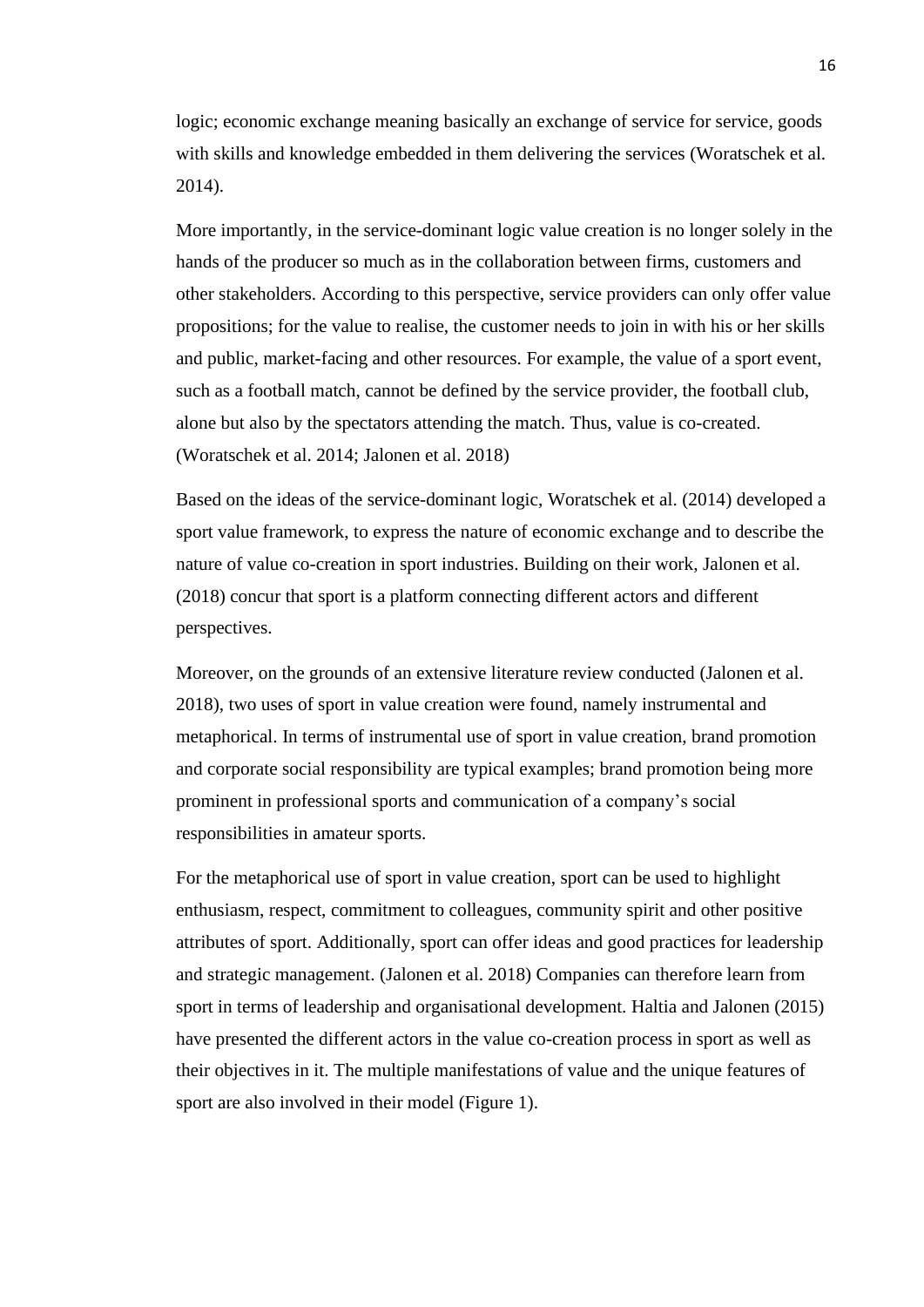logic; economic exchange meaning basically an exchange of service for service, goods with skills and knowledge embedded in them delivering the services (Woratschek et al. 2014).

More importantly, in the service-dominant logic value creation is no longer solely in the hands of the producer so much as in the collaboration between firms, customers and other stakeholders. According to this perspective, service providers can only offer value propositions; for the value to realise, the customer needs to join in with his or her skills and public, market-facing and other resources. For example, the value of a sport event, such as a football match, cannot be defined by the service provider, the football club, alone but also by the spectators attending the match. Thus, value is co-created. (Woratschek et al. 2014; Jalonen et al. 2018)

Based on the ideas of the service-dominant logic, Woratschek et al. (2014) developed a sport value framework, to express the nature of economic exchange and to describe the nature of value co-creation in sport industries. Building on their work, Jalonen et al. (2018) concur that sport is a platform connecting different actors and different perspectives.

Moreover, on the grounds of an extensive literature review conducted (Jalonen et al. 2018), two uses of sport in value creation were found, namely instrumental and metaphorical. In terms of instrumental use of sport in value creation, brand promotion and corporate social responsibility are typical examples; brand promotion being more prominent in professional sports and communication of a company's social responsibilities in amateur sports.

For the metaphorical use of sport in value creation, sport can be used to highlight enthusiasm, respect, commitment to colleagues, community spirit and other positive attributes of sport. Additionally, sport can offer ideas and good practices for leadership and strategic management. (Jalonen et al. 2018) Companies can therefore learn from sport in terms of leadership and organisational development. Haltia and Jalonen (2015) have presented the different actors in the value co-creation process in sport as well as their objectives in it. The multiple manifestations of value and the unique features of sport are also involved in their model (Figure 1).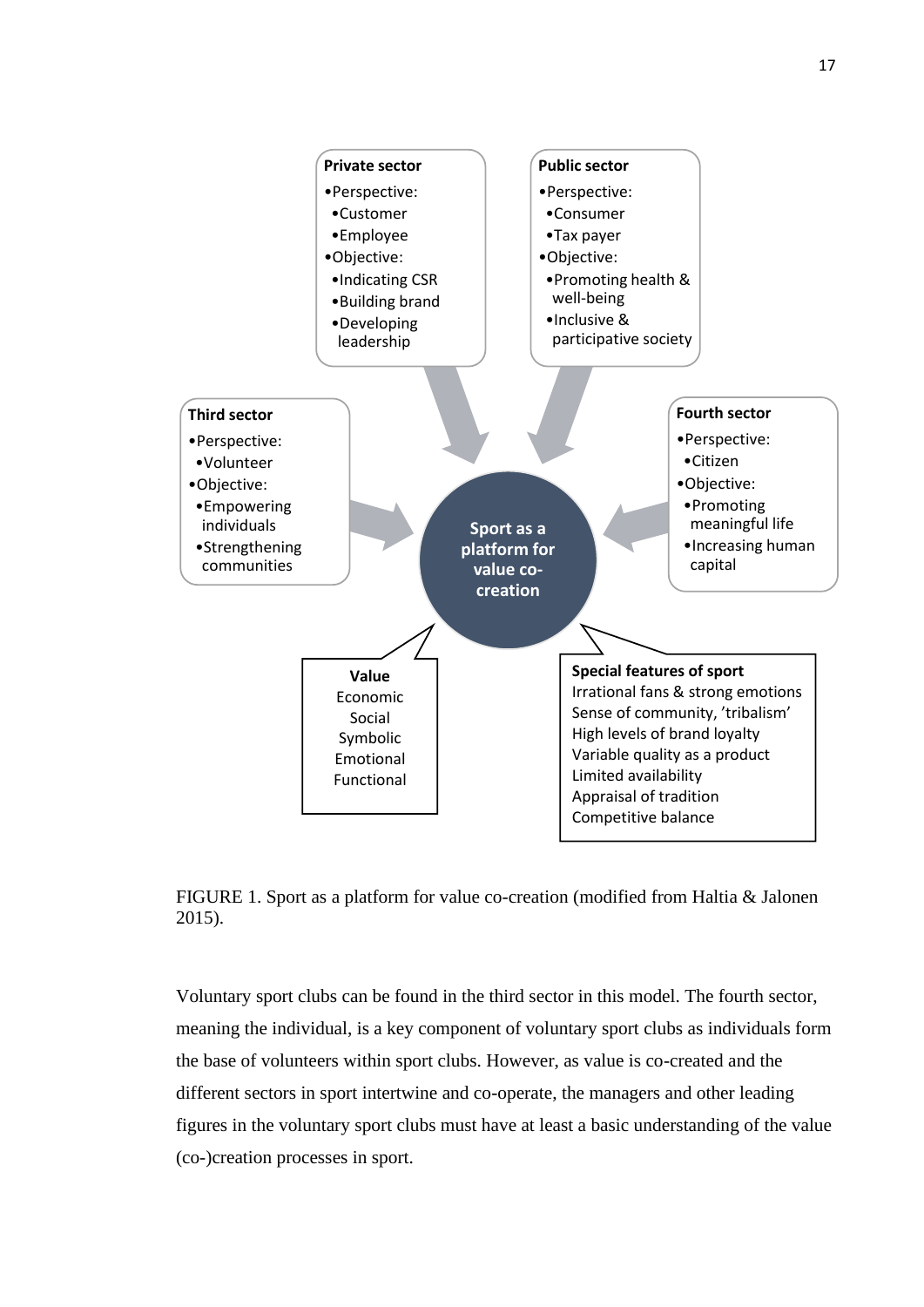**Private sector**
- Perspective:
  - Customer
  - Employee
- Objective:
  - Indicating CSR
  - Building brand
  - Developing leadership

**Public sector**
- Perspective:
  - Consumer
  - Tax payer
- Objective:
  - Promoting health & well-being
  - Inclusive & participative society

**Third sector**
- Perspective:
  - Volunteer
- Objective:
  - Empowering individuals
  - Strengthening communities

**Fourth sector**
- Perspective:
  - Citizen
- Objective:
  - Promoting meaningful life
  - Increasing human capital

**Sport as a platform for value co-creation**

**Value**
Economic
Social
Symbolic
Emotional
Functional

**Special features of sport**
Irrational fans & strong emotions
Sense of community, 'tribalism'
High levels of brand loyalty
Variable quality as a product
Limited availability
Appraisal of tradition
Competitive balance

FIGURE 1. Sport as a platform for value co-creation (modified from Haltia & Jalonen 2015).

Voluntary sport clubs can be found in the third sector in this model. The fourth sector, meaning the individual, is a key component of voluntary sport clubs as individuals form the base of volunteers within sport clubs. However, as value is co-created and the different sectors in sport intertwine and co-operate, the managers and other leading figures in the voluntary sport clubs must have at least a basic understanding of the value (co-)creation processes in sport.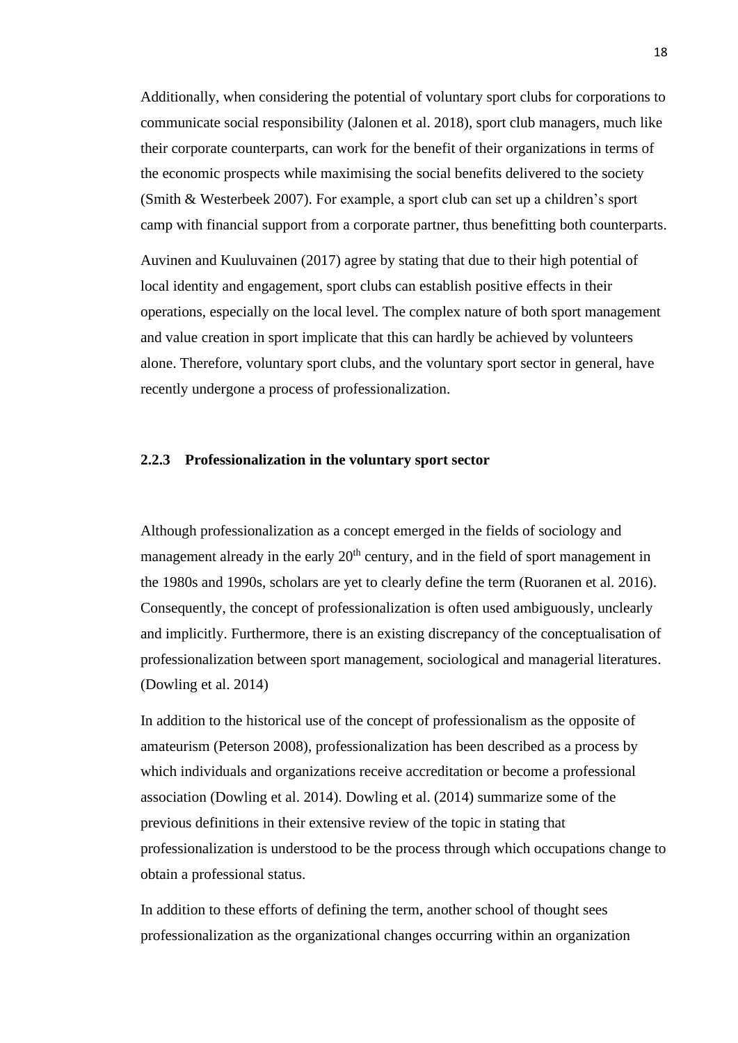Additionally, when considering the potential of voluntary sport clubs for corporations to communicate social responsibility (Jalonen et al. 2018), sport club managers, much like their corporate counterparts, can work for the benefit of their organizations in terms of the economic prospects while maximising the social benefits delivered to the society (Smith & Westerbeek 2007). For example, a sport club can set up a children's sport camp with financial support from a corporate partner, thus benefitting both counterparts.

Auvinen and Kuuluvainen (2017) agree by stating that due to their high potential of local identity and engagement, sport clubs can establish positive effects in their operations, especially on the local level. The complex nature of both sport management and value creation in sport implicate that this can hardly be achieved by volunteers alone. Therefore, voluntary sport clubs, and the voluntary sport sector in general, have recently undergone a process of professionalization.

### 2.2.3 Professionalization in the voluntary sport sector

Although professionalization as a concept emerged in the fields of sociology and management already in the early 20th century, and in the field of sport management in the 1980s and 1990s, scholars are yet to clearly define the term (Ruoranen et al. 2016). Consequently, the concept of professionalization is often used ambiguously, unclearly and implicitly. Furthermore, there is an existing discrepancy of the conceptualisation of professionalization between sport management, sociological and managerial literatures. (Dowling et al. 2014)

In addition to the historical use of the concept of professionalism as the opposite of amateurism (Peterson 2008), professionalization has been described as a process by which individuals and organizations receive accreditation or become a professional association (Dowling et al. 2014). Dowling et al. (2014) summarize some of the previous definitions in their extensive review of the topic in stating that professionalization is understood to be the process through which occupations change to obtain a professional status.

In addition to these efforts of defining the term, another school of thought sees professionalization as the organizational changes occurring within an organization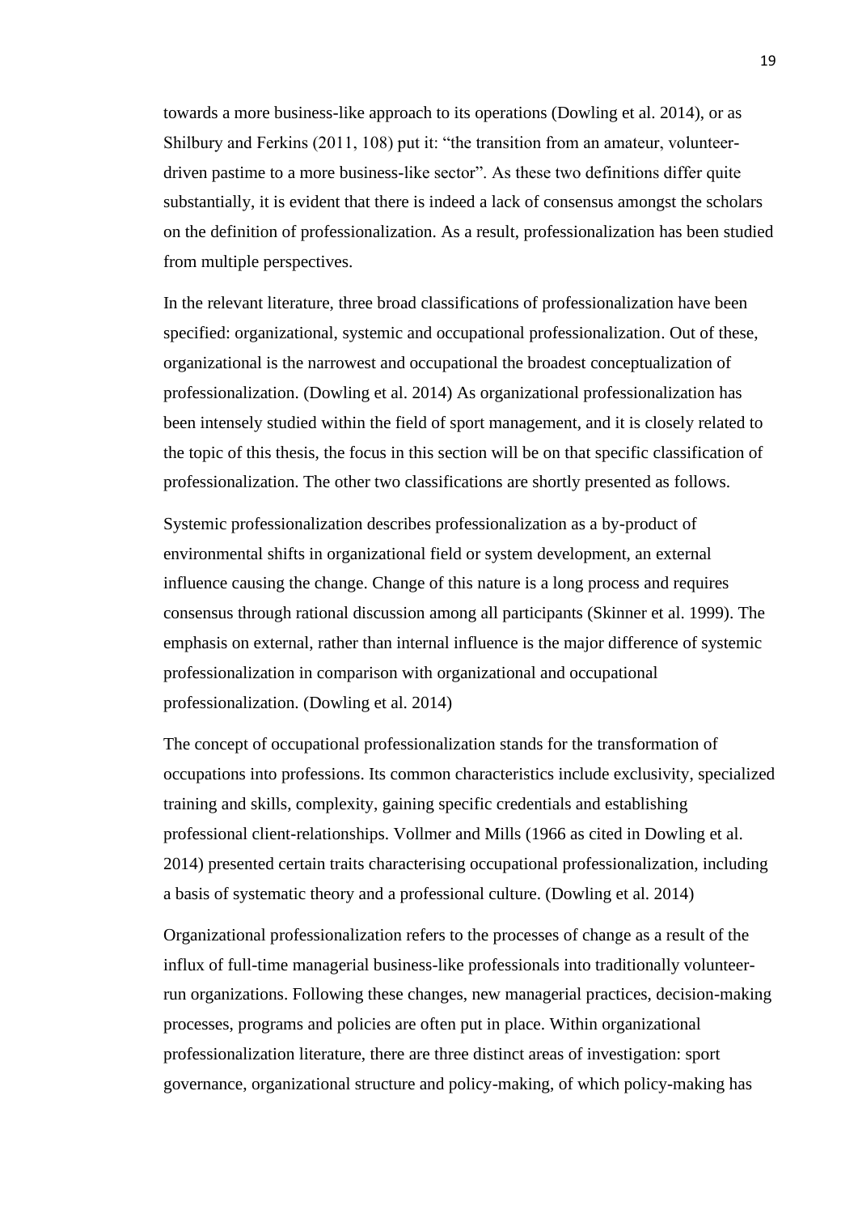towards a more business-like approach to its operations (Dowling et al. 2014), or as Shilbury and Ferkins (2011, 108) put it: "the transition from an amateur, volunteer-driven pastime to a more business-like sector". As these two definitions differ quite substantially, it is evident that there is indeed a lack of consensus amongst the scholars on the definition of professionalization. As a result, professionalization has been studied from multiple perspectives.

In the relevant literature, three broad classifications of professionalization have been specified: organizational, systemic and occupational professionalization. Out of these, organizational is the narrowest and occupational the broadest conceptualization of professionalization. (Dowling et al. 2014) As organizational professionalization has been intensely studied within the field of sport management, and it is closely related to the topic of this thesis, the focus in this section will be on that specific classification of professionalization. The other two classifications are shortly presented as follows.

Systemic professionalization describes professionalization as a by-product of environmental shifts in organizational field or system development, an external influence causing the change. Change of this nature is a long process and requires consensus through rational discussion among all participants (Skinner et al. 1999). The emphasis on external, rather than internal influence is the major difference of systemic professionalization in comparison with organizational and occupational professionalization. (Dowling et al. 2014)

The concept of occupational professionalization stands for the transformation of occupations into professions. Its common characteristics include exclusivity, specialized training and skills, complexity, gaining specific credentials and establishing professional client-relationships. Vollmer and Mills (1966 as cited in Dowling et al. 2014) presented certain traits characterising occupational professionalization, including a basis of systematic theory and a professional culture. (Dowling et al. 2014)

Organizational professionalization refers to the processes of change as a result of the influx of full-time managerial business-like professionals into traditionally volunteer-run organizations. Following these changes, new managerial practices, decision-making processes, programs and policies are often put in place. Within organizational professionalization literature, there are three distinct areas of investigation: sport governance, organizational structure and policy-making, of which policy-making has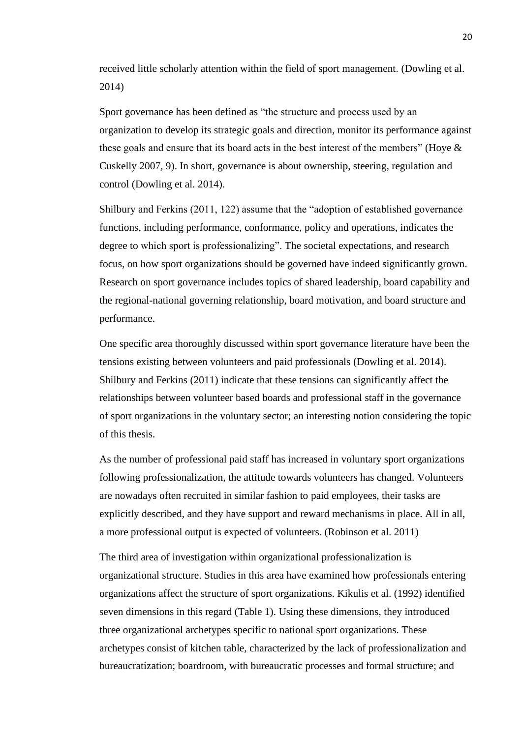received little scholarly attention within the field of sport management. (Dowling et al. 2014)

Sport governance has been defined as "the structure and process used by an organization to develop its strategic goals and direction, monitor its performance against these goals and ensure that its board acts in the best interest of the members" (Hoye & Cuskelly 2007, 9). In short, governance is about ownership, steering, regulation and control (Dowling et al. 2014).

Shilbury and Ferkins (2011, 122) assume that the "adoption of established governance functions, including performance, conformance, policy and operations, indicates the degree to which sport is professionalizing". The societal expectations, and research focus, on how sport organizations should be governed have indeed significantly grown. Research on sport governance includes topics of shared leadership, board capability and the regional-national governing relationship, board motivation, and board structure and performance.

One specific area thoroughly discussed within sport governance literature have been the tensions existing between volunteers and paid professionals (Dowling et al. 2014). Shilbury and Ferkins (2011) indicate that these tensions can significantly affect the relationships between volunteer based boards and professional staff in the governance of sport organizations in the voluntary sector; an interesting notion considering the topic of this thesis.

As the number of professional paid staff has increased in voluntary sport organizations following professionalization, the attitude towards volunteers has changed. Volunteers are nowadays often recruited in similar fashion to paid employees, their tasks are explicitly described, and they have support and reward mechanisms in place. All in all, a more professional output is expected of volunteers. (Robinson et al. 2011)

The third area of investigation within organizational professionalization is organizational structure. Studies in this area have examined how professionals entering organizations affect the structure of sport organizations. Kikulis et al. (1992) identified seven dimensions in this regard (Table 1). Using these dimensions, they introduced three organizational archetypes specific to national sport organizations. These archetypes consist of kitchen table, characterized by the lack of professionalization and bureaucratization; boardroom, with bureaucratic processes and formal structure; and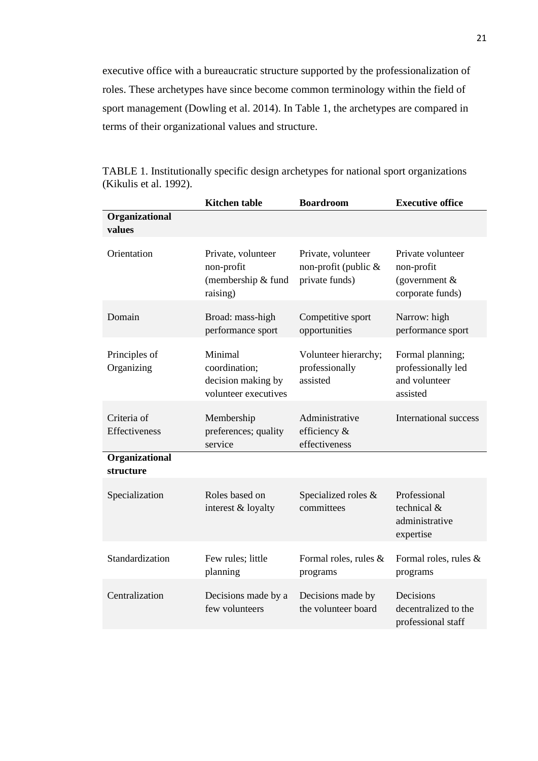executive office with a bureaucratic structure supported by the professionalization of roles. These archetypes have since become common terminology within the field of sport management (Dowling et al. 2014). In Table 1, the archetypes are compared in terms of their organizational values and structure.

TABLE 1. Institutionally specific design archetypes for national sport organizations (Kikulis et al. 1992).

| | Kitchen table | Boardroom | Executive office |
|---|---|---|---|
| **Organizational values** | | | |
| Orientation | Private, volunteer non-profit (membership & fund raising) | Private, volunteer non-profit (public & private funds) | Private volunteer non-profit (government & corporate funds) |
| Domain | Broad: mass-high performance sport | Competitive sport opportunities | Narrow: high performance sport |
| Principles of Organizing | Minimal coordination; decision making by volunteer executives | Volunteer hierarchy; professionally assisted | Formal planning; professionally led and volunteer assisted |
| Criteria of Effectiveness | Membership preferences; quality service | Administrative efficiency & effectiveness | International success |
| **Organizational structure** | | | |
| Specialization | Roles based on interest & loyalty | Specialized roles & committees | Professional technical & administrative expertise |
| Standardization | Few rules; little planning | Formal roles, rules & programs | Formal roles, rules & programs |
| Centralization | Decisions made by a few volunteers | Decisions made by the volunteer board | Decisions decentralized to the professional staff |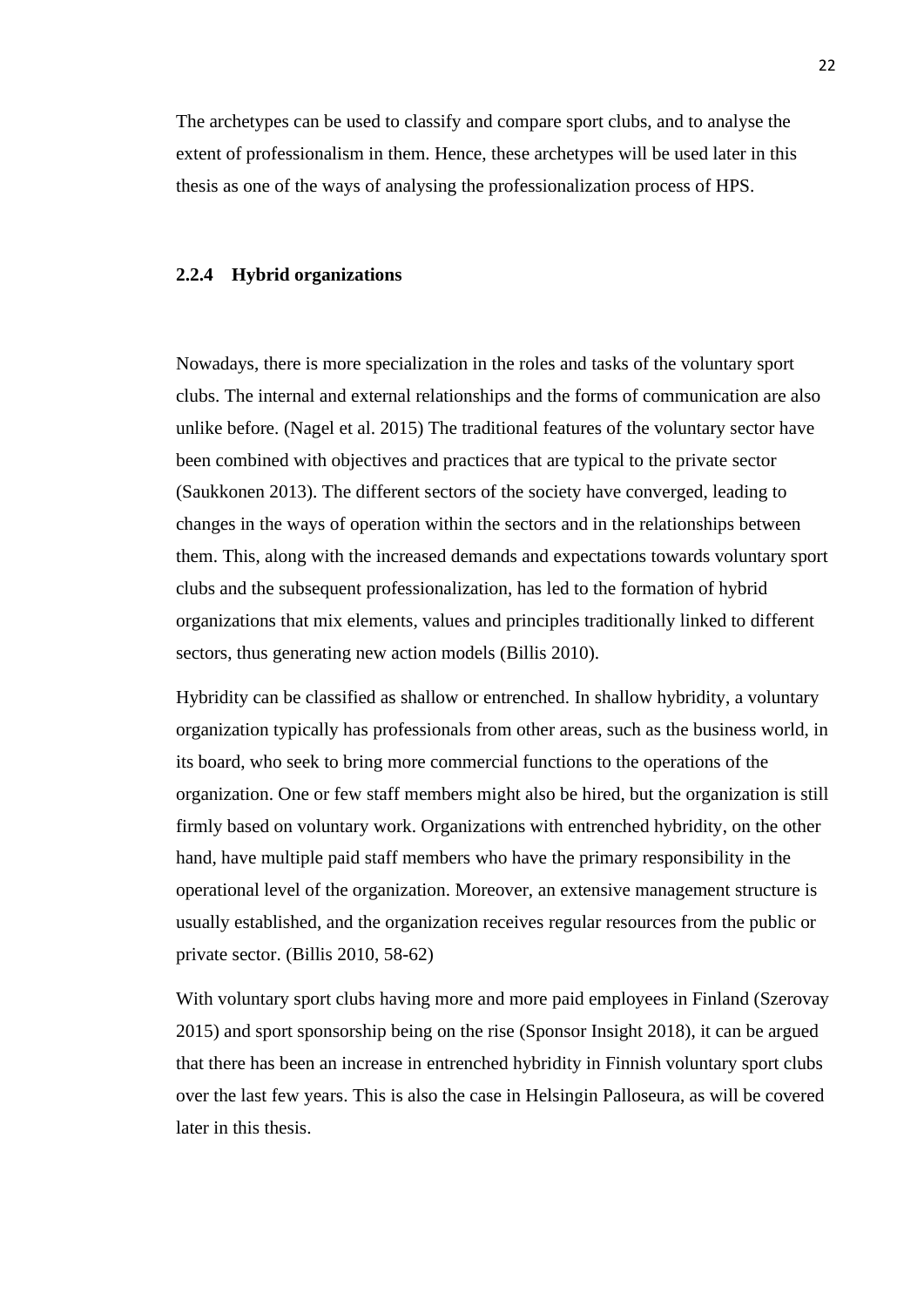The archetypes can be used to classify and compare sport clubs, and to analyse the extent of professionalism in them. Hence, these archetypes will be used later in this thesis as one of the ways of analysing the professionalization process of HPS.

### 2.2.4 Hybrid organizations

Nowadays, there is more specialization in the roles and tasks of the voluntary sport clubs. The internal and external relationships and the forms of communication are also unlike before. (Nagel et al. 2015) The traditional features of the voluntary sector have been combined with objectives and practices that are typical to the private sector (Saukkonen 2013). The different sectors of the society have converged, leading to changes in the ways of operation within the sectors and in the relationships between them. This, along with the increased demands and expectations towards voluntary sport clubs and the subsequent professionalization, has led to the formation of hybrid organizations that mix elements, values and principles traditionally linked to different sectors, thus generating new action models (Billis 2010).

Hybridity can be classified as shallow or entrenched. In shallow hybridity, a voluntary organization typically has professionals from other areas, such as the business world, in its board, who seek to bring more commercial functions to the operations of the organization. One or few staff members might also be hired, but the organization is still firmly based on voluntary work. Organizations with entrenched hybridity, on the other hand, have multiple paid staff members who have the primary responsibility in the operational level of the organization. Moreover, an extensive management structure is usually established, and the organization receives regular resources from the public or private sector. (Billis 2010, 58-62)

With voluntary sport clubs having more and more paid employees in Finland (Szerovay 2015) and sport sponsorship being on the rise (Sponsor Insight 2018), it can be argued that there has been an increase in entrenched hybridity in Finnish voluntary sport clubs over the last few years. This is also the case in Helsingin Palloseura, as will be covered later in this thesis.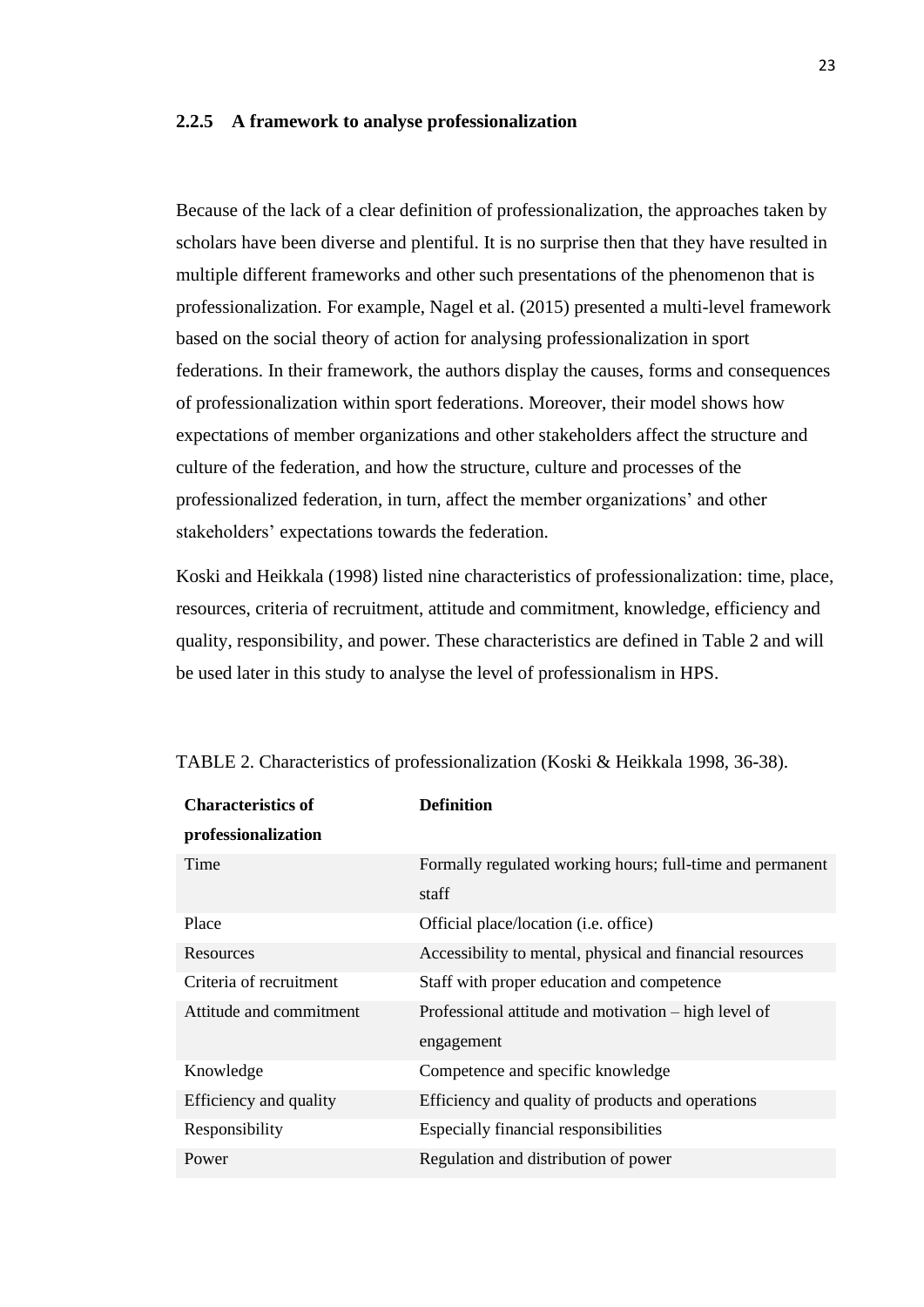### 2.2.5 A framework to analyse professionalization

Because of the lack of a clear definition of professionalization, the approaches taken by scholars have been diverse and plentiful. It is no surprise then that they have resulted in multiple different frameworks and other such presentations of the phenomenon that is professionalization. For example, Nagel et al. (2015) presented a multi-level framework based on the social theory of action for analysing professionalization in sport federations. In their framework, the authors display the causes, forms and consequences of professionalization within sport federations. Moreover, their model shows how expectations of member organizations and other stakeholders affect the structure and culture of the federation, and how the structure, culture and processes of the professionalized federation, in turn, affect the member organizations' and other stakeholders' expectations towards the federation.

Koski and Heikkala (1998) listed nine characteristics of professionalization: time, place, resources, criteria of recruitment, attitude and commitment, knowledge, efficiency and quality, responsibility, and power. These characteristics are defined in Table 2 and will be used later in this study to analyse the level of professionalism in HPS.

TABLE 2. Characteristics of professionalization (Koski & Heikkala 1998, 36-38).

| **Characteristics of professionalization** | **Definition** |
|---|---|
| Time | Formally regulated working hours; full-time and permanent staff |
| Place | Official place/location (i.e. office) |
| Resources | Accessibility to mental, physical and financial resources |
| Criteria of recruitment | Staff with proper education and competence |
| Attitude and commitment | Professional attitude and motivation – high level of engagement |
| Knowledge | Competence and specific knowledge |
| Efficiency and quality | Efficiency and quality of products and operations |
| Responsibility | Especially financial responsibilities |
| Power | Regulation and distribution of power |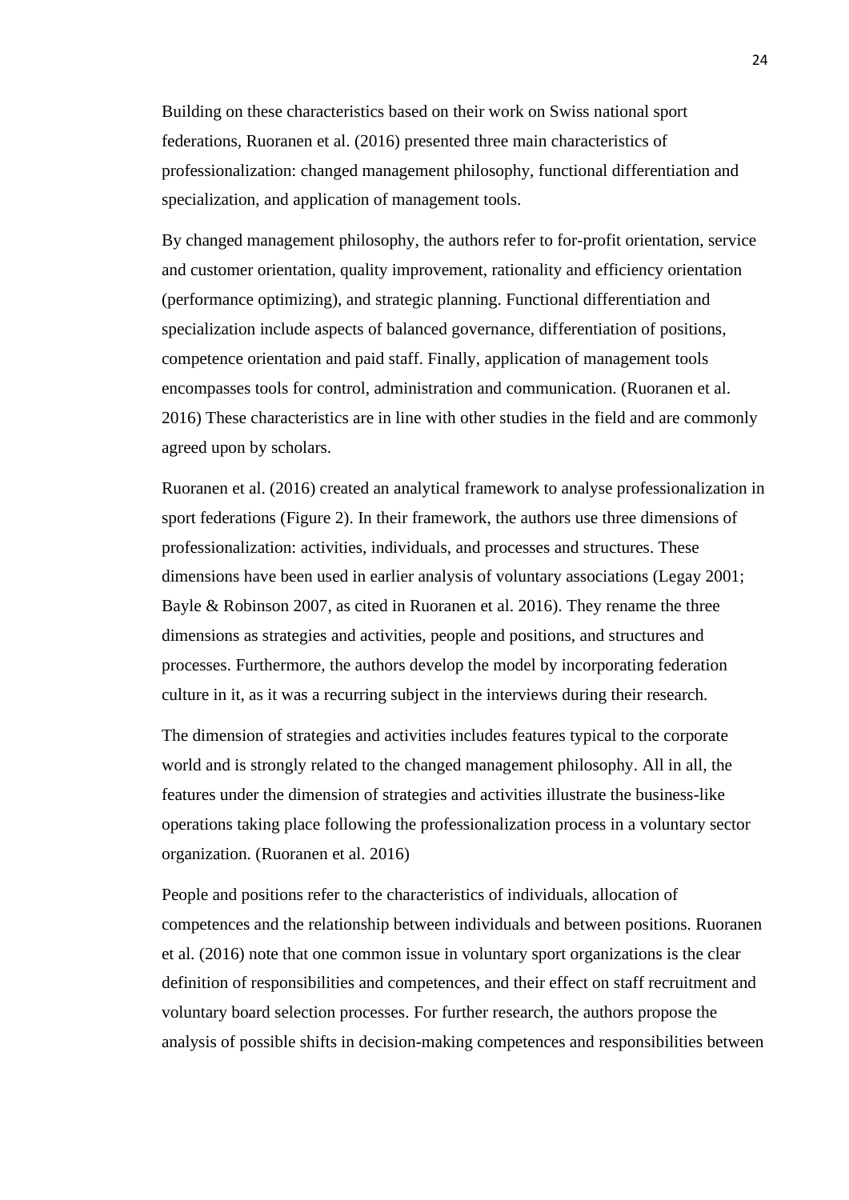Building on these characteristics based on their work on Swiss national sport federations, Ruoranen et al. (2016) presented three main characteristics of professionalization: changed management philosophy, functional differentiation and specialization, and application of management tools.

By changed management philosophy, the authors refer to for-profit orientation, service and customer orientation, quality improvement, rationality and efficiency orientation (performance optimizing), and strategic planning. Functional differentiation and specialization include aspects of balanced governance, differentiation of positions, competence orientation and paid staff. Finally, application of management tools encompasses tools for control, administration and communication. (Ruoranen et al. 2016) These characteristics are in line with other studies in the field and are commonly agreed upon by scholars.

Ruoranen et al. (2016) created an analytical framework to analyse professionalization in sport federations (Figure 2). In their framework, the authors use three dimensions of professionalization: activities, individuals, and processes and structures. These dimensions have been used in earlier analysis of voluntary associations (Legay 2001; Bayle & Robinson 2007, as cited in Ruoranen et al. 2016). They rename the three dimensions as strategies and activities, people and positions, and structures and processes. Furthermore, the authors develop the model by incorporating federation culture in it, as it was a recurring subject in the interviews during their research.

The dimension of strategies and activities includes features typical to the corporate world and is strongly related to the changed management philosophy. All in all, the features under the dimension of strategies and activities illustrate the business-like operations taking place following the professionalization process in a voluntary sector organization. (Ruoranen et al. 2016)

People and positions refer to the characteristics of individuals, allocation of competences and the relationship between individuals and between positions. Ruoranen et al. (2016) note that one common issue in voluntary sport organizations is the clear definition of responsibilities and competences, and their effect on staff recruitment and voluntary board selection processes. For further research, the authors propose the analysis of possible shifts in decision-making competences and responsibilities between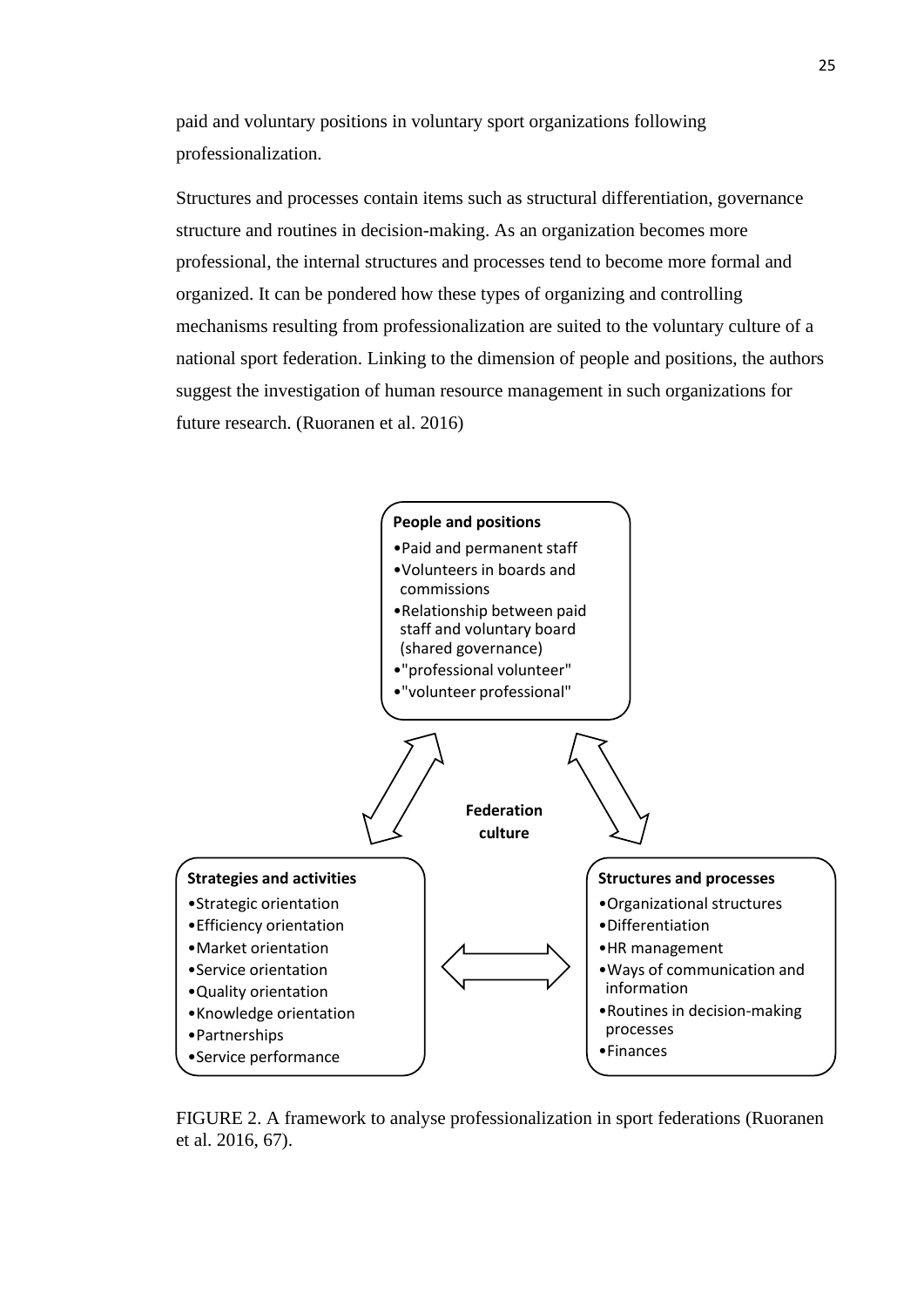paid and voluntary positions in voluntary sport organizations following professionalization.

Structures and processes contain items such as structural differentiation, governance structure and routines in decision-making. As an organization becomes more professional, the internal structures and processes tend to become more formal and organized. It can be pondered how these types of organizing and controlling mechanisms resulting from professionalization are suited to the voluntary culture of a national sport federation. Linking to the dimension of people and positions, the authors suggest the investigation of human resource management in such organizations for future research. (Ruoranen et al. 2016)

**People and positions**
- Paid and permanent staff
- Volunteers in boards and commissions
- Relationship between paid staff and voluntary board (shared governance)
- "professional volunteer"
- "volunteer professional"

**Federation culture**

**Strategies and activities**
- Strategic orientation
- Efficiency orientation
- Market orientation
- Service orientation
- Quality orientation
- Knowledge orientation
- Partnerships
- Service performance

**Structures and processes**
- Organizational structures
- Differentiation
- HR management
- Ways of communication and information
- Routines in decision-making processes
- Finances

FIGURE 2. A framework to analyse professionalization in sport federations (Ruoranen et al. 2016, 67).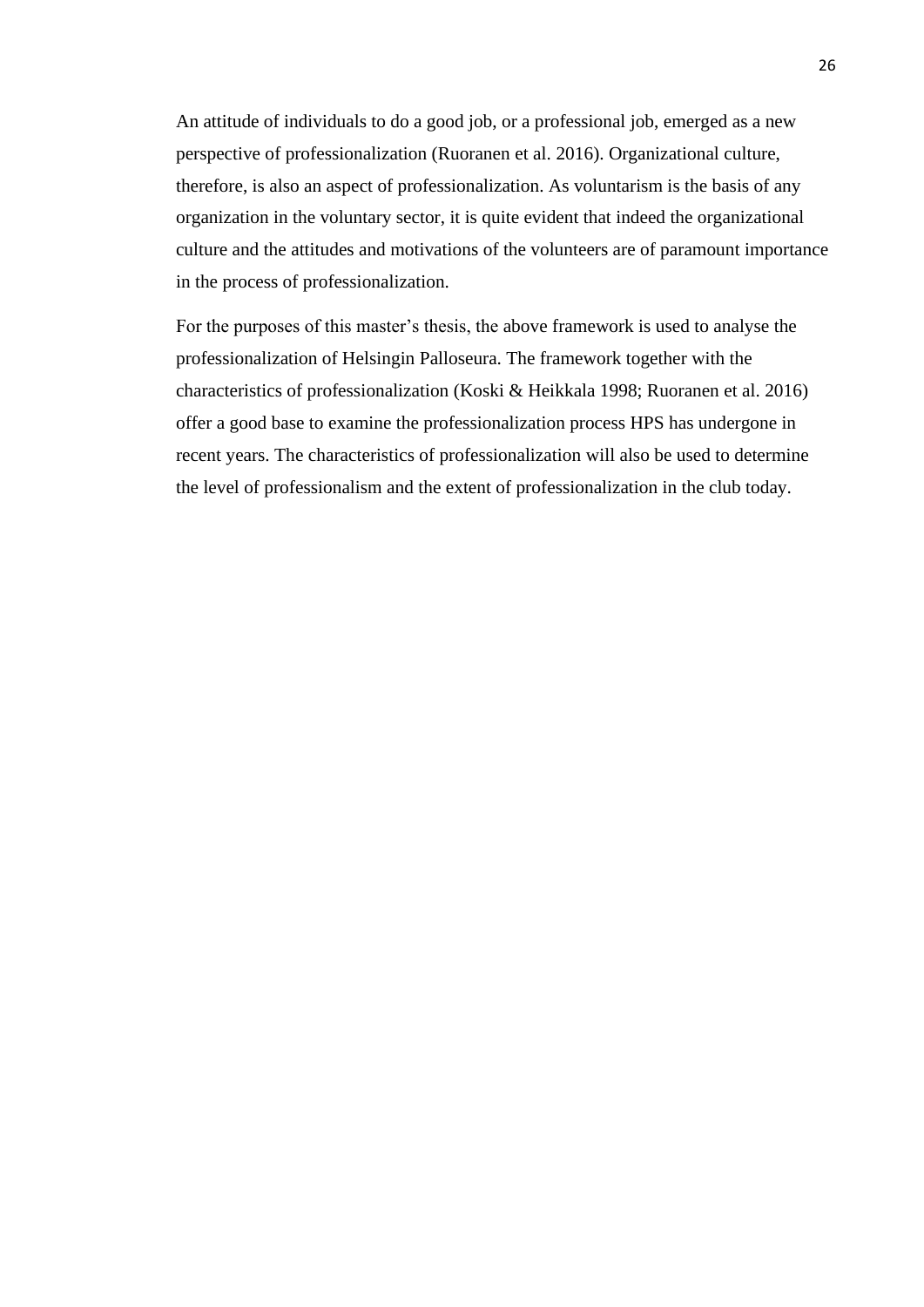An attitude of individuals to do a good job, or a professional job, emerged as a new perspective of professionalization (Ruoranen et al. 2016). Organizational culture, therefore, is also an aspect of professionalization. As voluntarism is the basis of any organization in the voluntary sector, it is quite evident that indeed the organizational culture and the attitudes and motivations of the volunteers are of paramount importance in the process of professionalization.

For the purposes of this master's thesis, the above framework is used to analyse the professionalization of Helsingin Palloseura. The framework together with the characteristics of professionalization (Koski & Heikkala 1998; Ruoranen et al. 2016) offer a good base to examine the professionalization process HPS has undergone in recent years. The characteristics of professionalization will also be used to determine the level of professionalism and the extent of professionalization in the club today.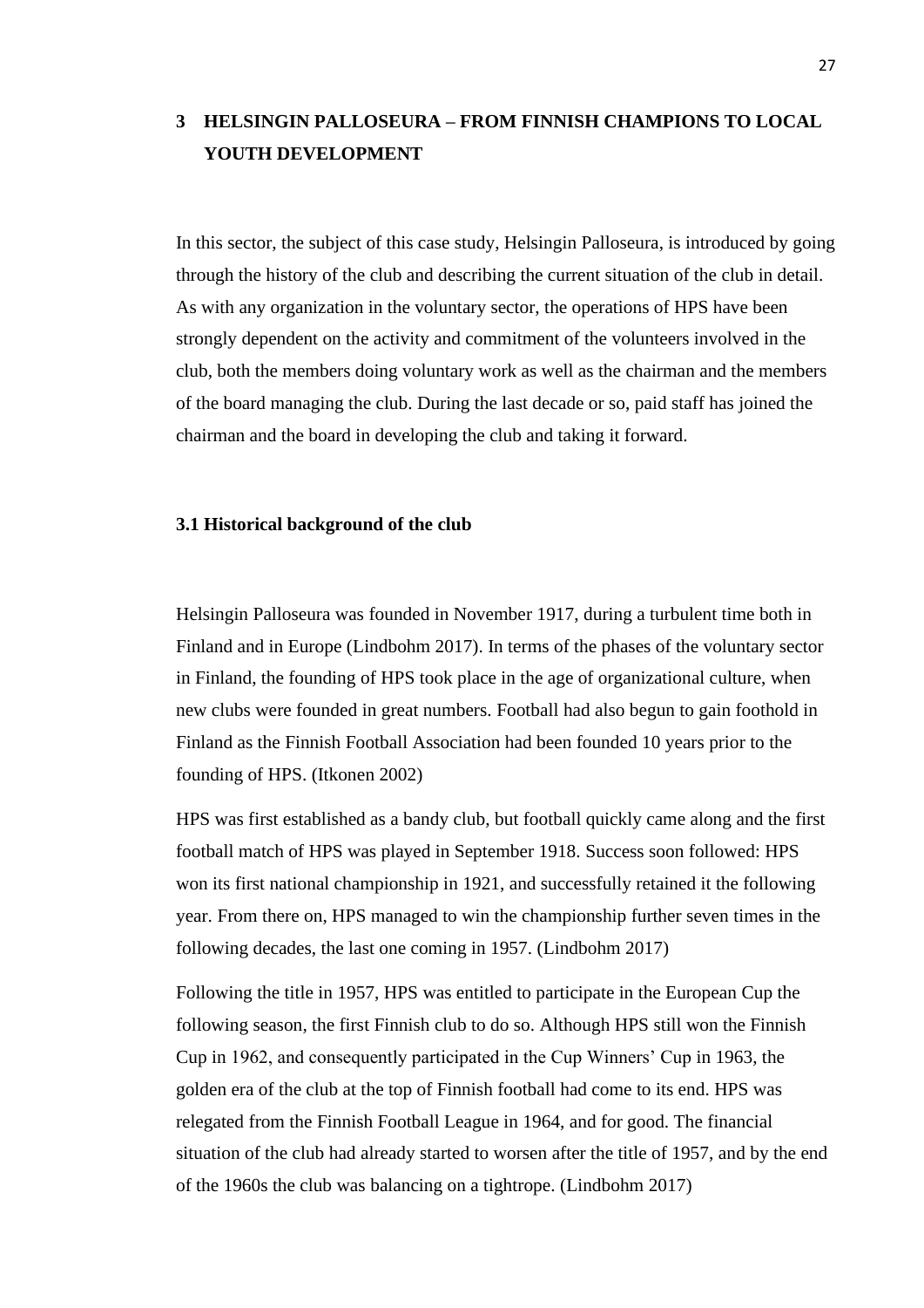# 3 HELSINGIN PALLOSEURA – FROM FINNISH CHAMPIONS TO LOCAL YOUTH DEVELOPMENT

In this sector, the subject of this case study, Helsingin Palloseura, is introduced by going through the history of the club and describing the current situation of the club in detail. As with any organization in the voluntary sector, the operations of HPS have been strongly dependent on the activity and commitment of the volunteers involved in the club, both the members doing voluntary work as well as the chairman and the members of the board managing the club. During the last decade or so, paid staff has joined the chairman and the board in developing the club and taking it forward.

## 3.1 Historical background of the club

Helsingin Palloseura was founded in November 1917, during a turbulent time both in Finland and in Europe (Lindbohm 2017). In terms of the phases of the voluntary sector in Finland, the founding of HPS took place in the age of organizational culture, when new clubs were founded in great numbers. Football had also begun to gain foothold in Finland as the Finnish Football Association had been founded 10 years prior to the founding of HPS. (Itkonen 2002)

HPS was first established as a bandy club, but football quickly came along and the first football match of HPS was played in September 1918. Success soon followed: HPS won its first national championship in 1921, and successfully retained it the following year. From there on, HPS managed to win the championship further seven times in the following decades, the last one coming in 1957. (Lindbohm 2017)

Following the title in 1957, HPS was entitled to participate in the European Cup the following season, the first Finnish club to do so. Although HPS still won the Finnish Cup in 1962, and consequently participated in the Cup Winners' Cup in 1963, the golden era of the club at the top of Finnish football had come to its end. HPS was relegated from the Finnish Football League in 1964, and for good. The financial situation of the club had already started to worsen after the title of 1957, and by the end of the 1960s the club was balancing on a tightrope. (Lindbohm 2017)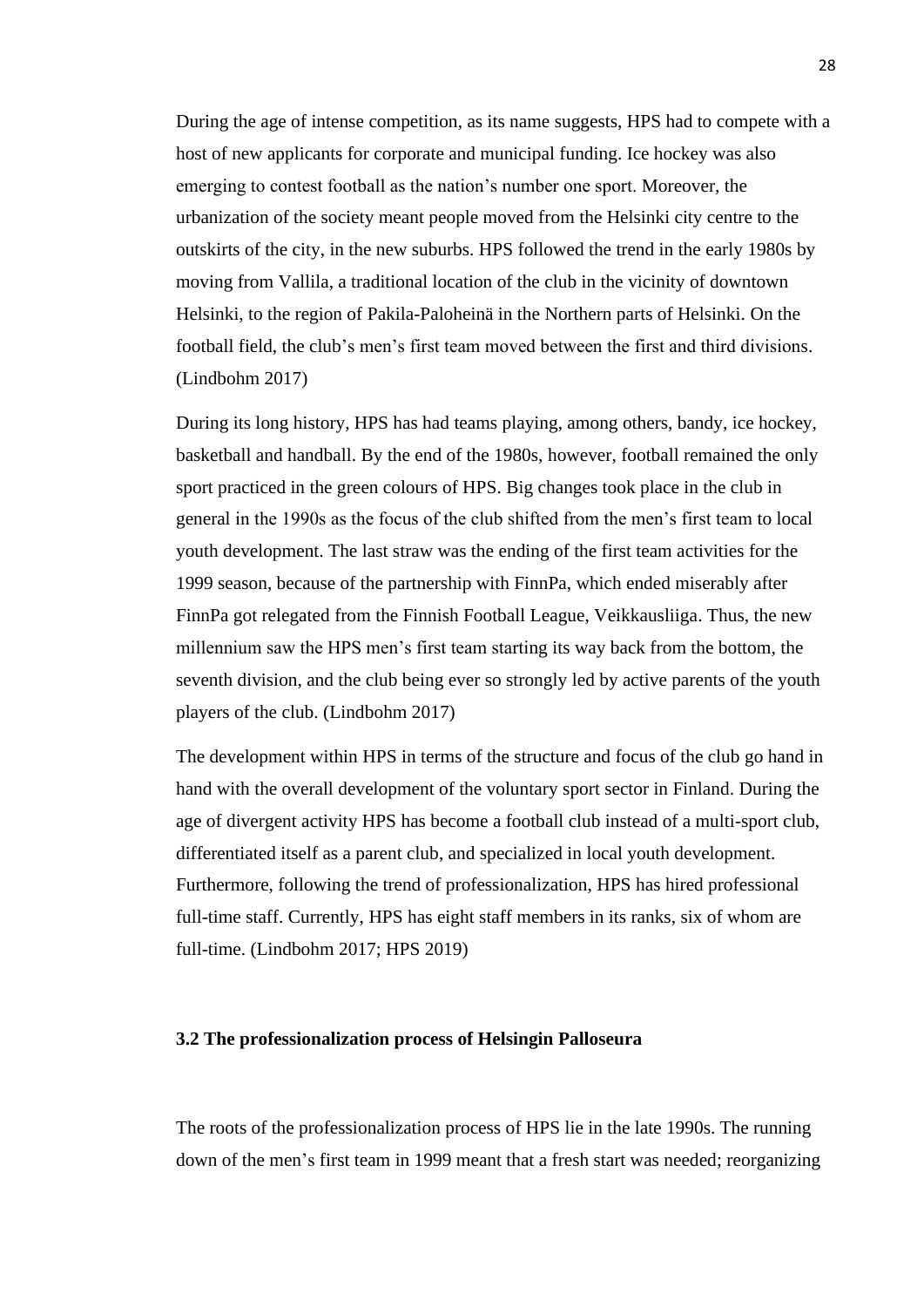During the age of intense competition, as its name suggests, HPS had to compete with a host of new applicants for corporate and municipal funding. Ice hockey was also emerging to contest football as the nation's number one sport. Moreover, the urbanization of the society meant people moved from the Helsinki city centre to the outskirts of the city, in the new suburbs. HPS followed the trend in the early 1980s by moving from Vallila, a traditional location of the club in the vicinity of downtown Helsinki, to the region of Pakila-Paloheinä in the Northern parts of Helsinki. On the football field, the club's men's first team moved between the first and third divisions. (Lindbohm 2017)

During its long history, HPS has had teams playing, among others, bandy, ice hockey, basketball and handball. By the end of the 1980s, however, football remained the only sport practiced in the green colours of HPS. Big changes took place in the club in general in the 1990s as the focus of the club shifted from the men's first team to local youth development. The last straw was the ending of the first team activities for the 1999 season, because of the partnership with FinnPa, which ended miserably after FinnPa got relegated from the Finnish Football League, Veikkausliiga. Thus, the new millennium saw the HPS men's first team starting its way back from the bottom, the seventh division, and the club being ever so strongly led by active parents of the youth players of the club. (Lindbohm 2017)

The development within HPS in terms of the structure and focus of the club go hand in hand with the overall development of the voluntary sport sector in Finland. During the age of divergent activity HPS has become a football club instead of a multi-sport club, differentiated itself as a parent club, and specialized in local youth development. Furthermore, following the trend of professionalization, HPS has hired professional full-time staff. Currently, HPS has eight staff members in its ranks, six of whom are full-time. (Lindbohm 2017; HPS 2019)

### 3.2 The professionalization process of Helsingin Palloseura

The roots of the professionalization process of HPS lie in the late 1990s. The running down of the men's first team in 1999 meant that a fresh start was needed; reorganizing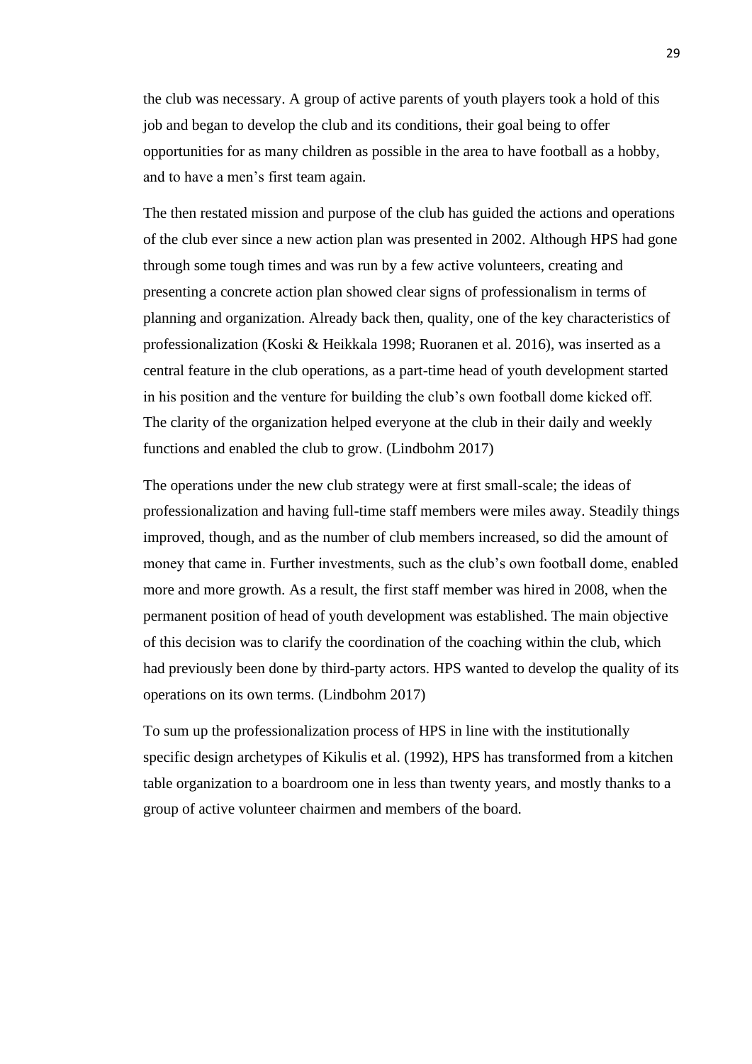the club was necessary. A group of active parents of youth players took a hold of this job and began to develop the club and its conditions, their goal being to offer opportunities for as many children as possible in the area to have football as a hobby, and to have a men's first team again.

The then restated mission and purpose of the club has guided the actions and operations of the club ever since a new action plan was presented in 2002. Although HPS had gone through some tough times and was run by a few active volunteers, creating and presenting a concrete action plan showed clear signs of professionalism in terms of planning and organization. Already back then, quality, one of the key characteristics of professionalization (Koski & Heikkala 1998; Ruoranen et al. 2016), was inserted as a central feature in the club operations, as a part-time head of youth development started in his position and the venture for building the club's own football dome kicked off. The clarity of the organization helped everyone at the club in their daily and weekly functions and enabled the club to grow. (Lindbohm 2017)

The operations under the new club strategy were at first small-scale; the ideas of professionalization and having full-time staff members were miles away. Steadily things improved, though, and as the number of club members increased, so did the amount of money that came in. Further investments, such as the club's own football dome, enabled more and more growth. As a result, the first staff member was hired in 2008, when the permanent position of head of youth development was established. The main objective of this decision was to clarify the coordination of the coaching within the club, which had previously been done by third-party actors. HPS wanted to develop the quality of its operations on its own terms. (Lindbohm 2017)

To sum up the professionalization process of HPS in line with the institutionally specific design archetypes of Kikulis et al. (1992), HPS has transformed from a kitchen table organization to a boardroom one in less than twenty years, and mostly thanks to a group of active volunteer chairmen and members of the board.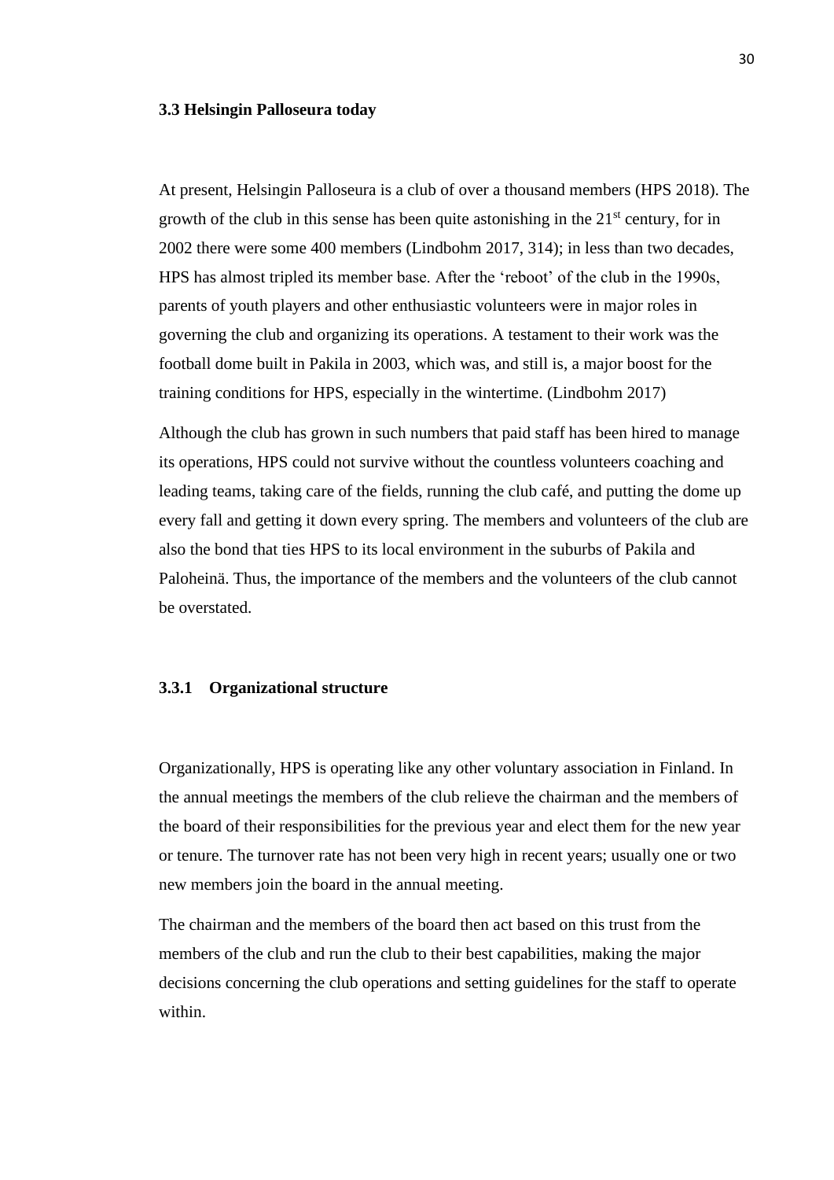### 3.3 Helsingin Palloseura today

At present, Helsingin Palloseura is a club of over a thousand members (HPS 2018). The growth of the club in this sense has been quite astonishing in the 21st century, for in 2002 there were some 400 members (Lindbohm 2017, 314); in less than two decades, HPS has almost tripled its member base. After the 'reboot' of the club in the 1990s, parents of youth players and other enthusiastic volunteers were in major roles in governing the club and organizing its operations. A testament to their work was the football dome built in Pakila in 2003, which was, and still is, a major boost for the training conditions for HPS, especially in the wintertime. (Lindbohm 2017)

Although the club has grown in such numbers that paid staff has been hired to manage its operations, HPS could not survive without the countless volunteers coaching and leading teams, taking care of the fields, running the club café, and putting the dome up every fall and getting it down every spring. The members and volunteers of the club are also the bond that ties HPS to its local environment in the suburbs of Pakila and Paloheinä. Thus, the importance of the members and the volunteers of the club cannot be overstated.

#### 3.3.1 Organizational structure

Organizationally, HPS is operating like any other voluntary association in Finland. In the annual meetings the members of the club relieve the chairman and the members of the board of their responsibilities for the previous year and elect them for the new year or tenure. The turnover rate has not been very high in recent years; usually one or two new members join the board in the annual meeting.

The chairman and the members of the board then act based on this trust from the members of the club and run the club to their best capabilities, making the major decisions concerning the club operations and setting guidelines for the staff to operate within.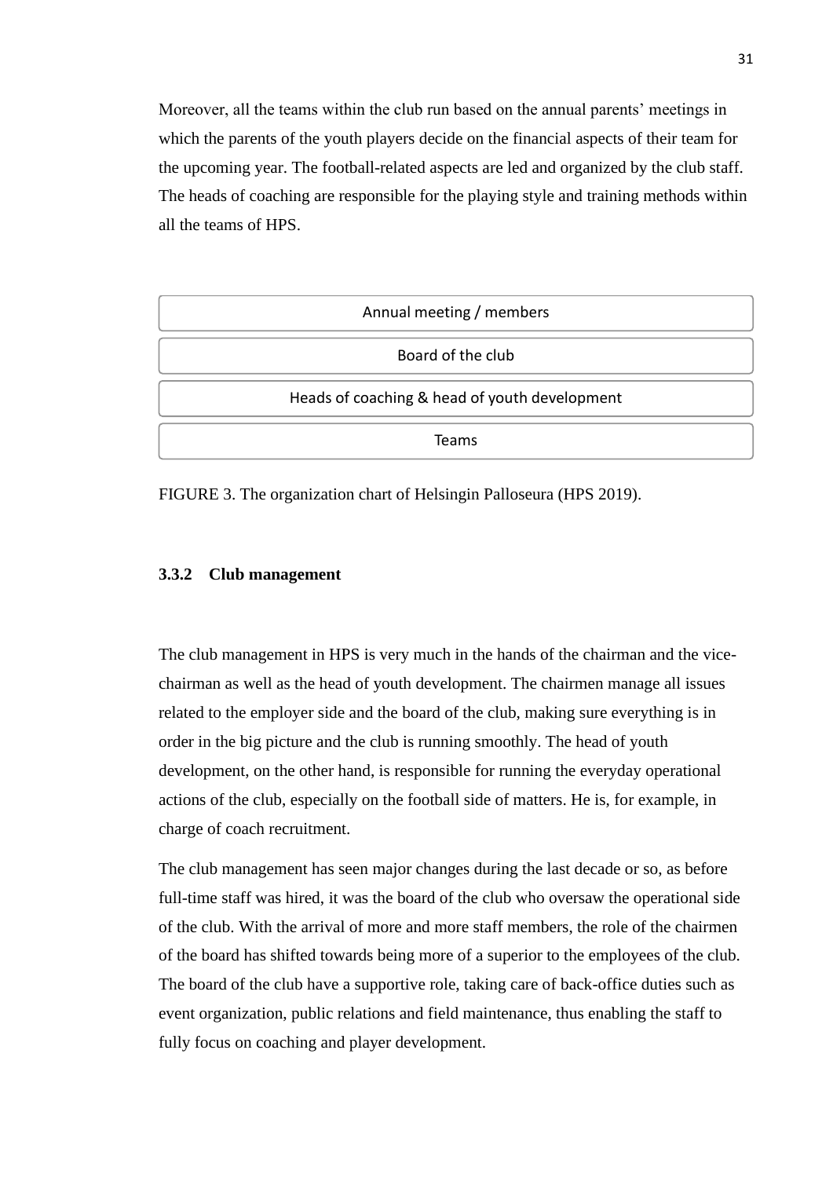Moreover, all the teams within the club run based on the annual parents' meetings in which the parents of the youth players decide on the financial aspects of their team for the upcoming year. The football-related aspects are led and organized by the club staff. The heads of coaching are responsible for the playing style and training methods within all the teams of HPS.

| Annual meeting / members |
| --- |
| Board of the club |
| Heads of coaching & head of youth development |
| Teams |

FIGURE 3. The organization chart of Helsingin Palloseura (HPS 2019).

### 3.3.2 Club management

The club management in HPS is very much in the hands of the chairman and the vice-chairman as well as the head of youth development. The chairmen manage all issues related to the employer side and the board of the club, making sure everything is in order in the big picture and the club is running smoothly. The head of youth development, on the other hand, is responsible for running the everyday operational actions of the club, especially on the football side of matters. He is, for example, in charge of coach recruitment.

The club management has seen major changes during the last decade or so, as before full-time staff was hired, it was the board of the club who oversaw the operational side of the club. With the arrival of more and more staff members, the role of the chairmen of the board has shifted towards being more of a superior to the employees of the club. The board of the club have a supportive role, taking care of back-office duties such as event organization, public relations and field maintenance, thus enabling the staff to fully focus on coaching and player development.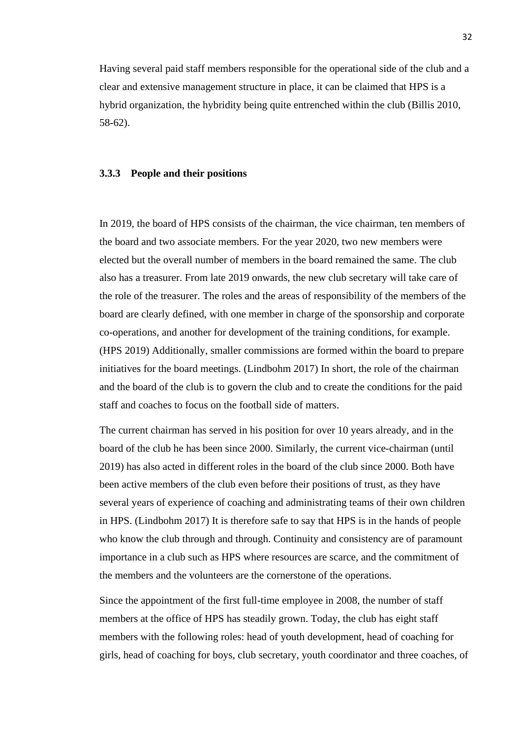Having several paid staff members responsible for the operational side of the club and a clear and extensive management structure in place, it can be claimed that HPS is a hybrid organization, the hybridity being quite entrenched within the club (Billis 2010, 58-62).

### 3.3.3 People and their positions

In 2019, the board of HPS consists of the chairman, the vice chairman, ten members of the board and two associate members. For the year 2020, two new members were elected but the overall number of members in the board remained the same. The club also has a treasurer. From late 2019 onwards, the new club secretary will take care of the role of the treasurer. The roles and the areas of responsibility of the members of the board are clearly defined, with one member in charge of the sponsorship and corporate co-operations, and another for development of the training conditions, for example. (HPS 2019) Additionally, smaller commissions are formed within the board to prepare initiatives for the board meetings. (Lindbohm 2017) In short, the role of the chairman and the board of the club is to govern the club and to create the conditions for the paid staff and coaches to focus on the football side of matters.

The current chairman has served in his position for over 10 years already, and in the board of the club he has been since 2000. Similarly, the current vice-chairman (until 2019) has also acted in different roles in the board of the club since 2000. Both have been active members of the club even before their positions of trust, as they have several years of experience of coaching and administrating teams of their own children in HPS. (Lindbohm 2017) It is therefore safe to say that HPS is in the hands of people who know the club through and through. Continuity and consistency are of paramount importance in a club such as HPS where resources are scarce, and the commitment of the members and the volunteers are the cornerstone of the operations.

Since the appointment of the first full-time employee in 2008, the number of staff members at the office of HPS has steadily grown. Today, the club has eight staff members with the following roles: head of youth development, head of coaching for girls, head of coaching for boys, club secretary, youth coordinator and three coaches, of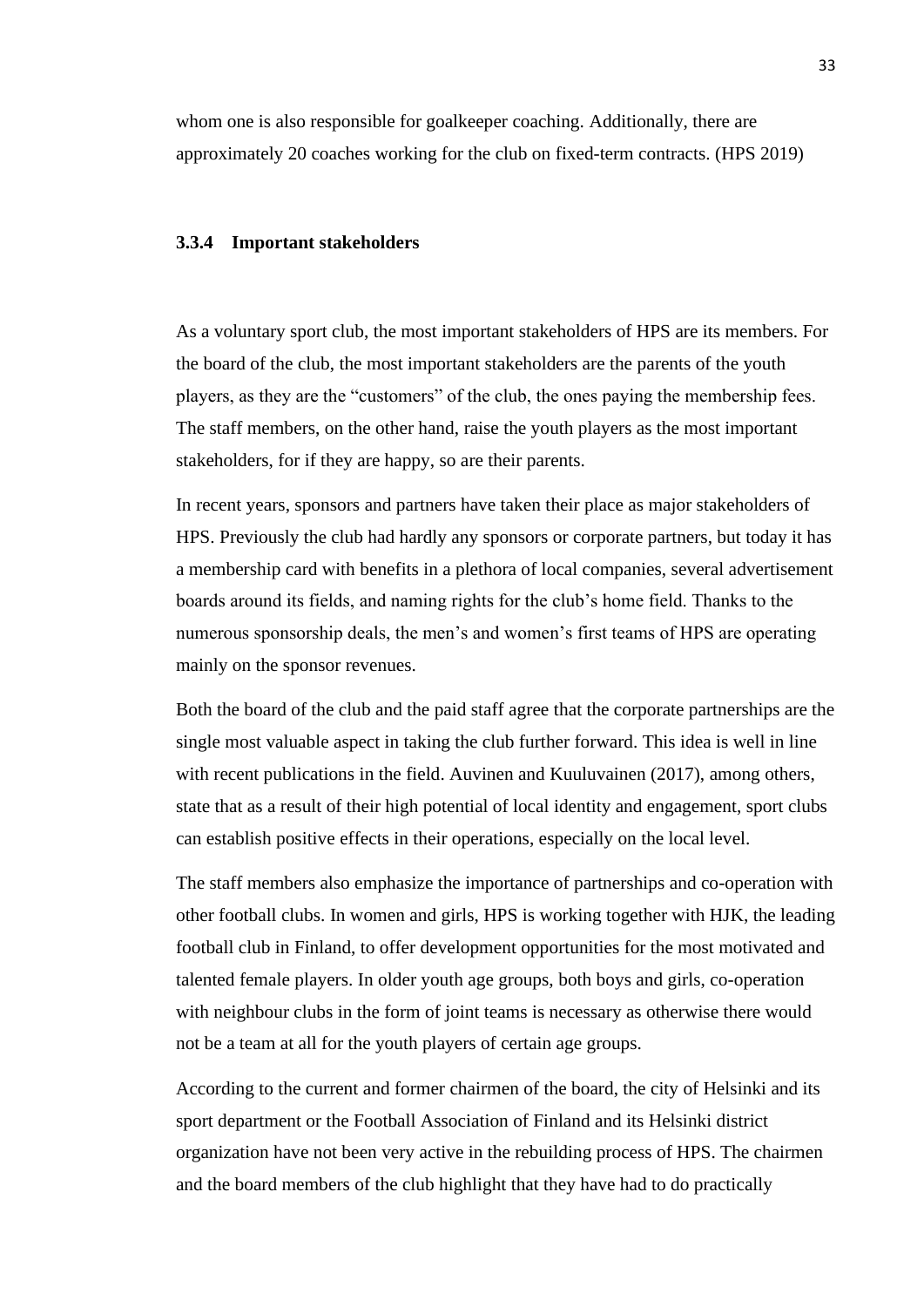whom one is also responsible for goalkeeper coaching. Additionally, there are approximately 20 coaches working for the club on fixed-term contracts. (HPS 2019)

### 3.3.4 Important stakeholders

As a voluntary sport club, the most important stakeholders of HPS are its members. For the board of the club, the most important stakeholders are the parents of the youth players, as they are the "customers" of the club, the ones paying the membership fees. The staff members, on the other hand, raise the youth players as the most important stakeholders, for if they are happy, so are their parents.

In recent years, sponsors and partners have taken their place as major stakeholders of HPS. Previously the club had hardly any sponsors or corporate partners, but today it has a membership card with benefits in a plethora of local companies, several advertisement boards around its fields, and naming rights for the club's home field. Thanks to the numerous sponsorship deals, the men's and women's first teams of HPS are operating mainly on the sponsor revenues.

Both the board of the club and the paid staff agree that the corporate partnerships are the single most valuable aspect in taking the club further forward. This idea is well in line with recent publications in the field. Auvinen and Kuuluvainen (2017), among others, state that as a result of their high potential of local identity and engagement, sport clubs can establish positive effects in their operations, especially on the local level.

The staff members also emphasize the importance of partnerships and co-operation with other football clubs. In women and girls, HPS is working together with HJK, the leading football club in Finland, to offer development opportunities for the most motivated and talented female players. In older youth age groups, both boys and girls, co-operation with neighbour clubs in the form of joint teams is necessary as otherwise there would not be a team at all for the youth players of certain age groups.

According to the current and former chairmen of the board, the city of Helsinki and its sport department or the Football Association of Finland and its Helsinki district organization have not been very active in the rebuilding process of HPS. The chairmen and the board members of the club highlight that they have had to do practically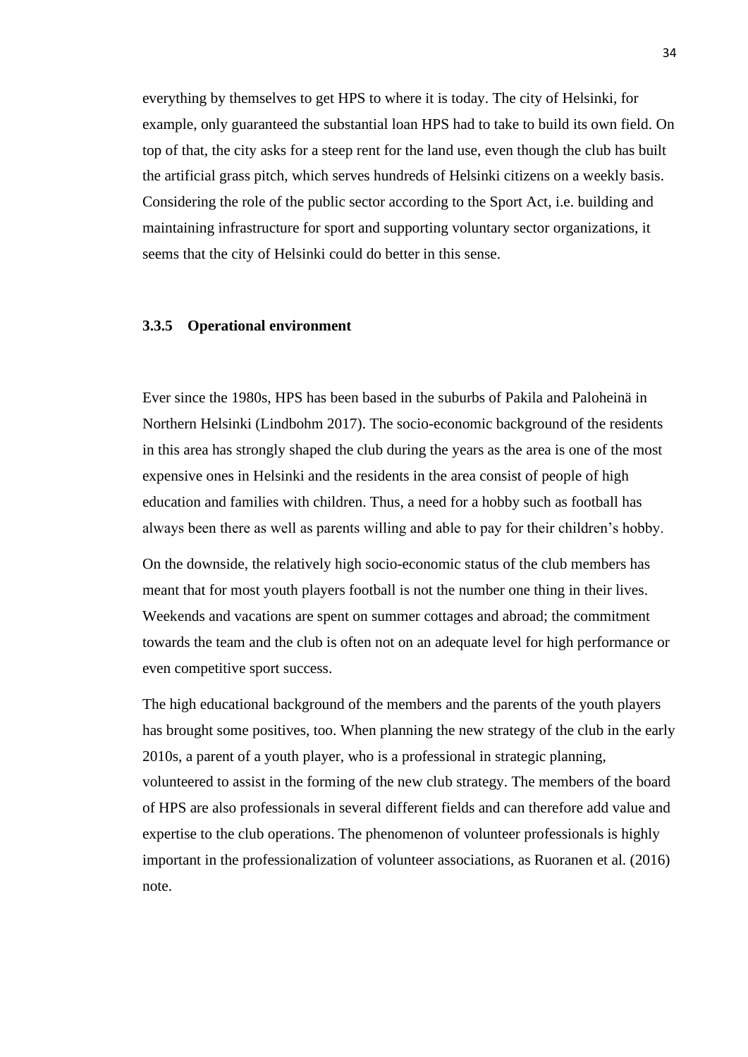everything by themselves to get HPS to where it is today. The city of Helsinki, for example, only guaranteed the substantial loan HPS had to take to build its own field. On top of that, the city asks for a steep rent for the land use, even though the club has built the artificial grass pitch, which serves hundreds of Helsinki citizens on a weekly basis. Considering the role of the public sector according to the Sport Act, i.e. building and maintaining infrastructure for sport and supporting voluntary sector organizations, it seems that the city of Helsinki could do better in this sense.

### 3.3.5 Operational environment

Ever since the 1980s, HPS has been based in the suburbs of Pakila and Paloheinä in Northern Helsinki (Lindbohm 2017). The socio-economic background of the residents in this area has strongly shaped the club during the years as the area is one of the most expensive ones in Helsinki and the residents in the area consist of people of high education and families with children. Thus, a need for a hobby such as football has always been there as well as parents willing and able to pay for their children's hobby.

On the downside, the relatively high socio-economic status of the club members has meant that for most youth players football is not the number one thing in their lives. Weekends and vacations are spent on summer cottages and abroad; the commitment towards the team and the club is often not on an adequate level for high performance or even competitive sport success.

The high educational background of the members and the parents of the youth players has brought some positives, too. When planning the new strategy of the club in the early 2010s, a parent of a youth player, who is a professional in strategic planning, volunteered to assist in the forming of the new club strategy. The members of the board of HPS are also professionals in several different fields and can therefore add value and expertise to the club operations. The phenomenon of volunteer professionals is highly important in the professionalization of volunteer associations, as Ruoranen et al. (2016) note.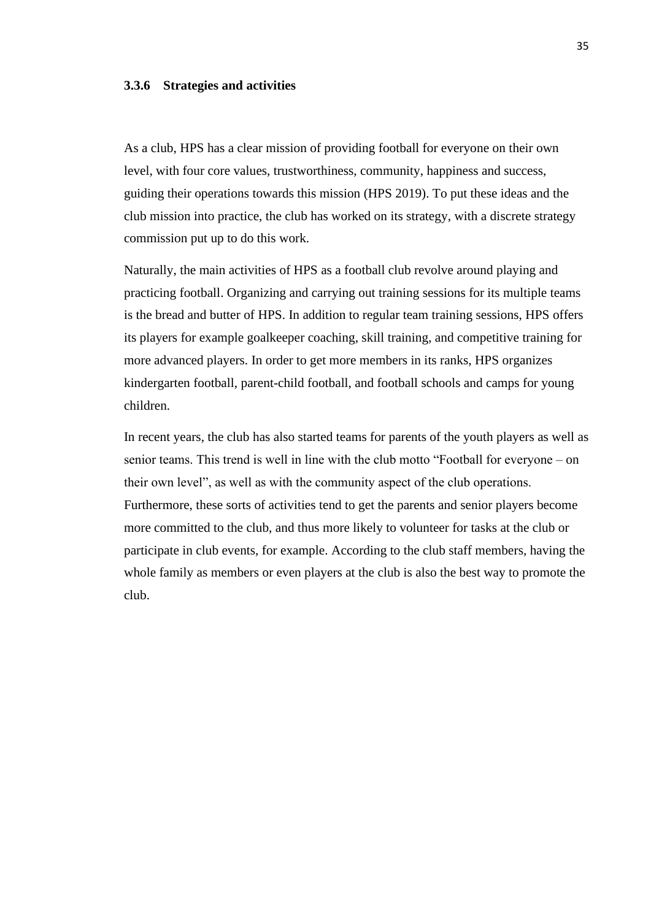### 3.3.6 Strategies and activities

As a club, HPS has a clear mission of providing football for everyone on their own level, with four core values, trustworthiness, community, happiness and success, guiding their operations towards this mission (HPS 2019). To put these ideas and the club mission into practice, the club has worked on its strategy, with a discrete strategy commission put up to do this work.

Naturally, the main activities of HPS as a football club revolve around playing and practicing football. Organizing and carrying out training sessions for its multiple teams is the bread and butter of HPS. In addition to regular team training sessions, HPS offers its players for example goalkeeper coaching, skill training, and competitive training for more advanced players. In order to get more members in its ranks, HPS organizes kindergarten football, parent-child football, and football schools and camps for young children.

In recent years, the club has also started teams for parents of the youth players as well as senior teams. This trend is well in line with the club motto "Football for everyone – on their own level", as well as with the community aspect of the club operations. Furthermore, these sorts of activities tend to get the parents and senior players become more committed to the club, and thus more likely to volunteer for tasks at the club or participate in club events, for example. According to the club staff members, having the whole family as members or even players at the club is also the best way to promote the club.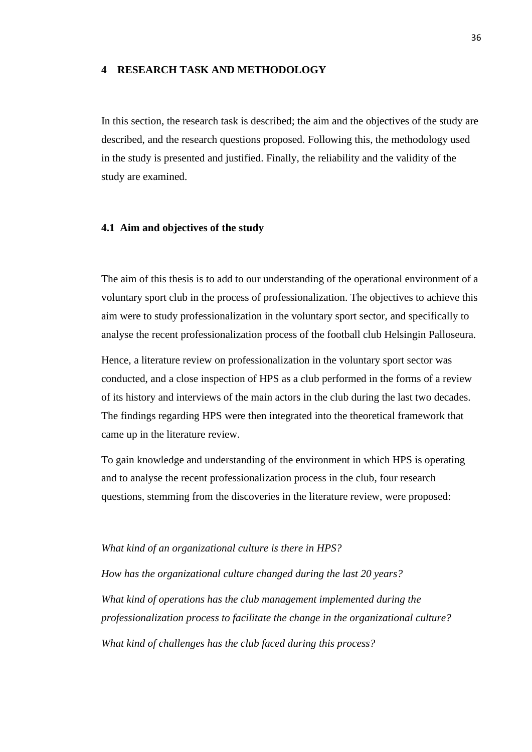# 4 RESEARCH TASK AND METHODOLOGY

In this section, the research task is described; the aim and the objectives of the study are described, and the research questions proposed. Following this, the methodology used in the study is presented and justified. Finally, the reliability and the validity of the study are examined.

## 4.1 Aim and objectives of the study

The aim of this thesis is to add to our understanding of the operational environment of a voluntary sport club in the process of professionalization. The objectives to achieve this aim were to study professionalization in the voluntary sport sector, and specifically to analyse the recent professionalization process of the football club Helsingin Palloseura.

Hence, a literature review on professionalization in the voluntary sport sector was conducted, and a close inspection of HPS as a club performed in the forms of a review of its history and interviews of the main actors in the club during the last two decades. The findings regarding HPS were then integrated into the theoretical framework that came up in the literature review.

To gain knowledge and understanding of the environment in which HPS is operating and to analyse the recent professionalization process in the club, four research questions, stemming from the discoveries in the literature review, were proposed:

*What kind of an organizational culture is there in HPS?*

*How has the organizational culture changed during the last 20 years?*

*What kind of operations has the club management implemented during the professionalization process to facilitate the change in the organizational culture?*

*What kind of challenges has the club faced during this process?*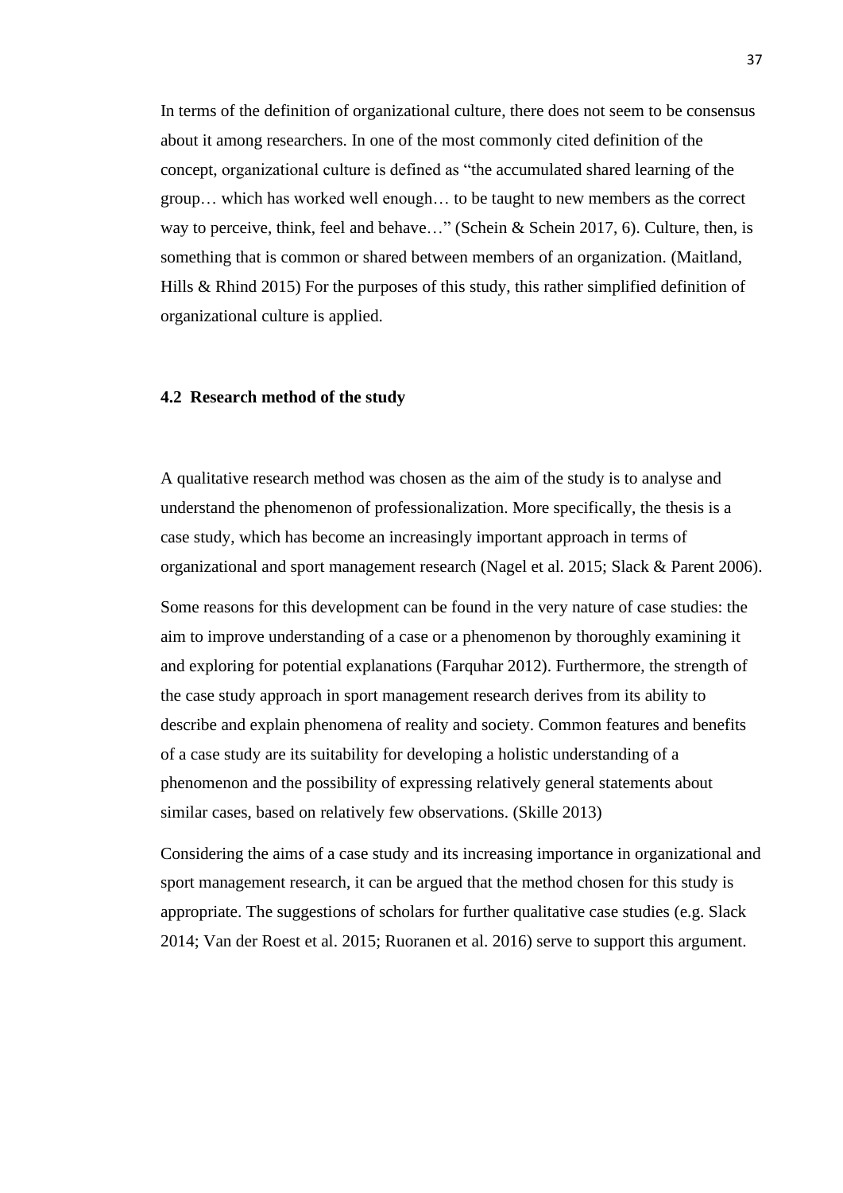In terms of the definition of organizational culture, there does not seem to be consensus about it among researchers. In one of the most commonly cited definition of the concept, organizational culture is defined as "the accumulated shared learning of the group… which has worked well enough… to be taught to new members as the correct way to perceive, think, feel and behave…" (Schein & Schein 2017, 6). Culture, then, is something that is common or shared between members of an organization. (Maitland, Hills & Rhind 2015) For the purposes of this study, this rather simplified definition of organizational culture is applied.

### 4.2 Research method of the study

A qualitative research method was chosen as the aim of the study is to analyse and understand the phenomenon of professionalization. More specifically, the thesis is a case study, which has become an increasingly important approach in terms of organizational and sport management research (Nagel et al. 2015; Slack & Parent 2006).

Some reasons for this development can be found in the very nature of case studies: the aim to improve understanding of a case or a phenomenon by thoroughly examining it and exploring for potential explanations (Farquhar 2012). Furthermore, the strength of the case study approach in sport management research derives from its ability to describe and explain phenomena of reality and society. Common features and benefits of a case study are its suitability for developing a holistic understanding of a phenomenon and the possibility of expressing relatively general statements about similar cases, based on relatively few observations. (Skille 2013)

Considering the aims of a case study and its increasing importance in organizational and sport management research, it can be argued that the method chosen for this study is appropriate. The suggestions of scholars for further qualitative case studies (e.g. Slack 2014; Van der Roest et al. 2015; Ruoranen et al. 2016) serve to support this argument.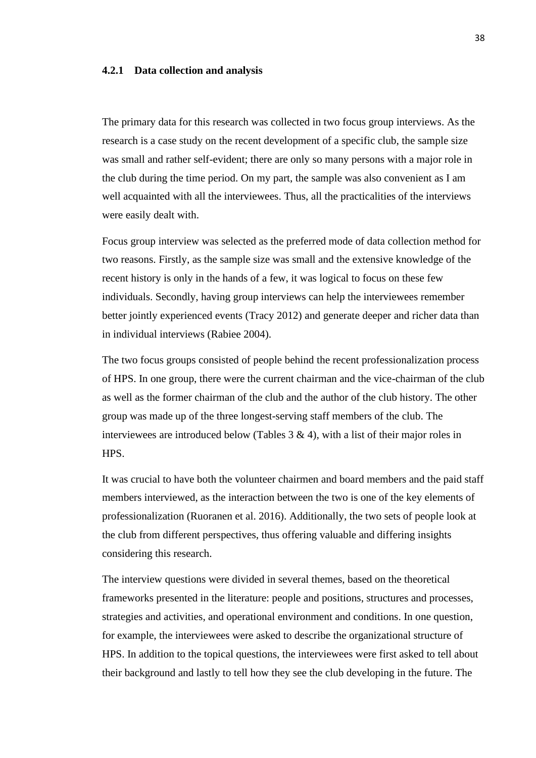### 4.2.1 Data collection and analysis

The primary data for this research was collected in two focus group interviews. As the research is a case study on the recent development of a specific club, the sample size was small and rather self-evident; there are only so many persons with a major role in the club during the time period. On my part, the sample was also convenient as I am well acquainted with all the interviewees. Thus, all the practicalities of the interviews were easily dealt with.

Focus group interview was selected as the preferred mode of data collection method for two reasons. Firstly, as the sample size was small and the extensive knowledge of the recent history is only in the hands of a few, it was logical to focus on these few individuals. Secondly, having group interviews can help the interviewees remember better jointly experienced events (Tracy 2012) and generate deeper and richer data than in individual interviews (Rabiee 2004).

The two focus groups consisted of people behind the recent professionalization process of HPS. In one group, there were the current chairman and the vice-chairman of the club as well as the former chairman of the club and the author of the club history. The other group was made up of the three longest-serving staff members of the club. The interviewees are introduced below (Tables 3 & 4), with a list of their major roles in HPS.

It was crucial to have both the volunteer chairmen and board members and the paid staff members interviewed, as the interaction between the two is one of the key elements of professionalization (Ruoranen et al. 2016). Additionally, the two sets of people look at the club from different perspectives, thus offering valuable and differing insights considering this research.

The interview questions were divided in several themes, based on the theoretical frameworks presented in the literature: people and positions, structures and processes, strategies and activities, and operational environment and conditions. In one question, for example, the interviewees were asked to describe the organizational structure of HPS. In addition to the topical questions, the interviewees were first asked to tell about their background and lastly to tell how they see the club developing in the future. The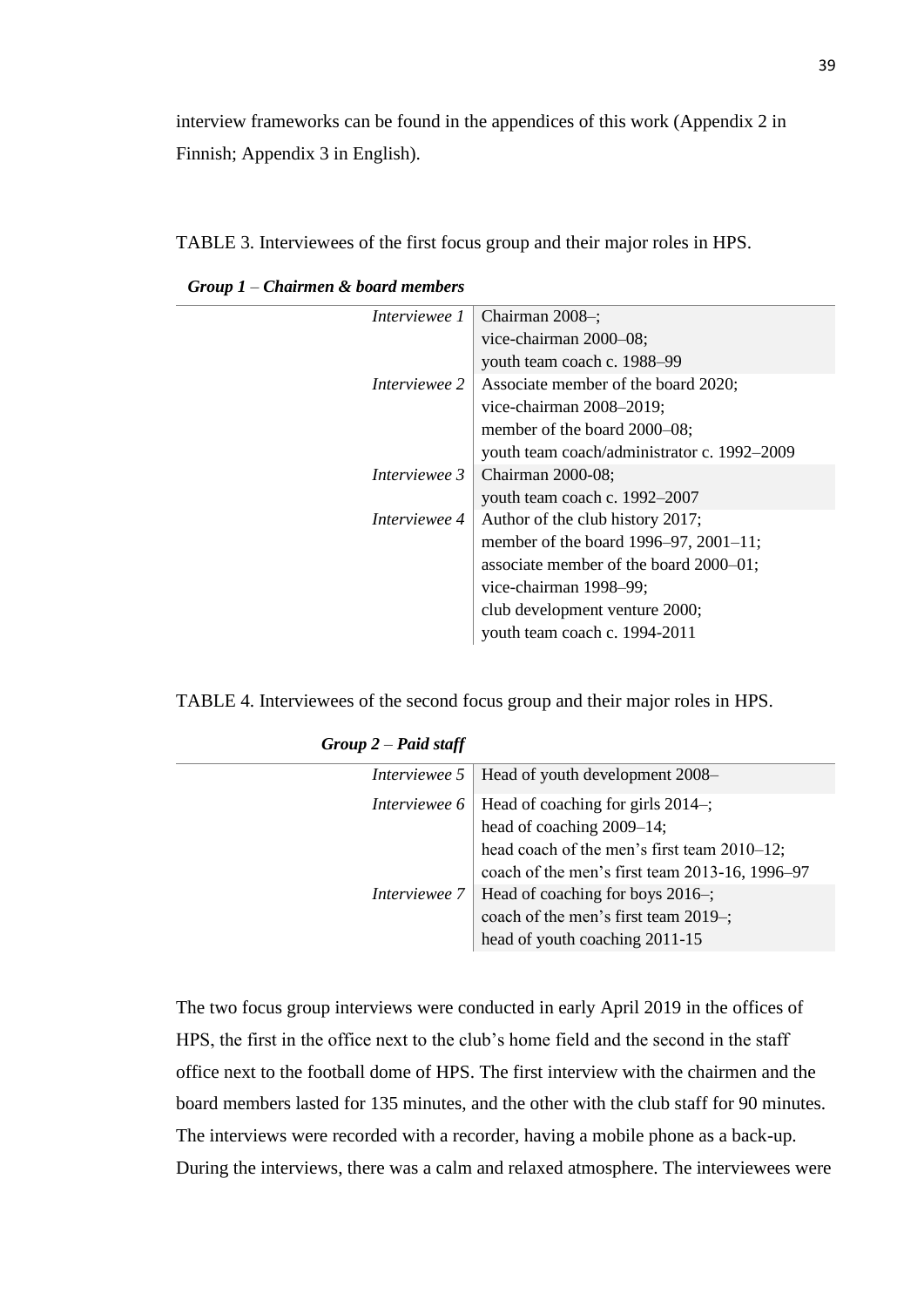interview frameworks can be found in the appendices of this work (Appendix 2 in Finnish; Appendix 3 in English).

TABLE 3. Interviewees of the first focus group and their major roles in HPS.

| ***Group 1*** – ***Chairmen & board members*** | |
|---|---|
| *Interviewee 1* | Chairman 2008–; |
| | vice-chairman 2000–08; |
| | youth team coach c. 1988–99 |
| *Interviewee 2* | Associate member of the board 2020; |
| | vice-chairman 2008–2019; |
| | member of the board 2000–08; |
| | youth team coach/administrator c. 1992–2009 |
| *Interviewee 3* | Chairman 2000-08; |
| | youth team coach c. 1992–2007 |
| *Interviewee 4* | Author of the club history 2017; |
| | member of the board 1996–97, 2001–11; |
| | associate member of the board 2000–01; |
| | vice-chairman 1998–99; |
| | club development venture 2000; |
| | youth team coach c. 1994-2011 |

TABLE 4. Interviewees of the second focus group and their major roles in HPS.

| ***Group 2*** – ***Paid staff*** | |
|---|---|
| *Interviewee 5* | Head of youth development 2008– |
| *Interviewee 6* | Head of coaching for girls 2014–; |
| | head of coaching 2009–14; |
| | head coach of the men's first team 2010–12; |
| | coach of the men's first team 2013-16, 1996–97 |
| *Interviewee 7* | Head of coaching for boys 2016–; |
| | coach of the men's first team 2019–; |
| | head of youth coaching 2011-15 |

The two focus group interviews were conducted in early April 2019 in the offices of HPS, the first in the office next to the club's home field and the second in the staff office next to the football dome of HPS. The first interview with the chairmen and the board members lasted for 135 minutes, and the other with the club staff for 90 minutes. The interviews were recorded with a recorder, having a mobile phone as a back-up. During the interviews, there was a calm and relaxed atmosphere. The interviewees were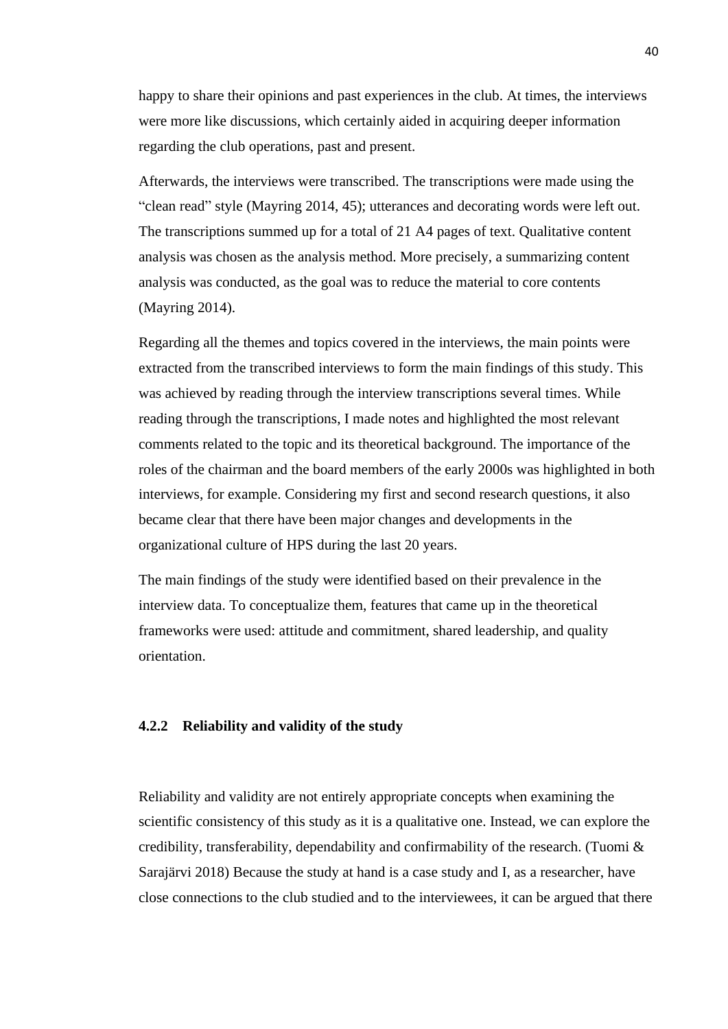happy to share their opinions and past experiences in the club. At times, the interviews were more like discussions, which certainly aided in acquiring deeper information regarding the club operations, past and present.

Afterwards, the interviews were transcribed. The transcriptions were made using the "clean read" style (Mayring 2014, 45); utterances and decorating words were left out. The transcriptions summed up for a total of 21 A4 pages of text. Qualitative content analysis was chosen as the analysis method. More precisely, a summarizing content analysis was conducted, as the goal was to reduce the material to core contents (Mayring 2014).

Regarding all the themes and topics covered in the interviews, the main points were extracted from the transcribed interviews to form the main findings of this study. This was achieved by reading through the interview transcriptions several times. While reading through the transcriptions, I made notes and highlighted the most relevant comments related to the topic and its theoretical background. The importance of the roles of the chairman and the board members of the early 2000s was highlighted in both interviews, for example. Considering my first and second research questions, it also became clear that there have been major changes and developments in the organizational culture of HPS during the last 20 years.

The main findings of the study were identified based on their prevalence in the interview data. To conceptualize them, features that came up in the theoretical frameworks were used: attitude and commitment, shared leadership, and quality orientation.

### 4.2.2 Reliability and validity of the study

Reliability and validity are not entirely appropriate concepts when examining the scientific consistency of this study as it is a qualitative one. Instead, we can explore the credibility, transferability, dependability and confirmability of the research. (Tuomi & Sarajärvi 2018) Because the study at hand is a case study and I, as a researcher, have close connections to the club studied and to the interviewees, it can be argued that there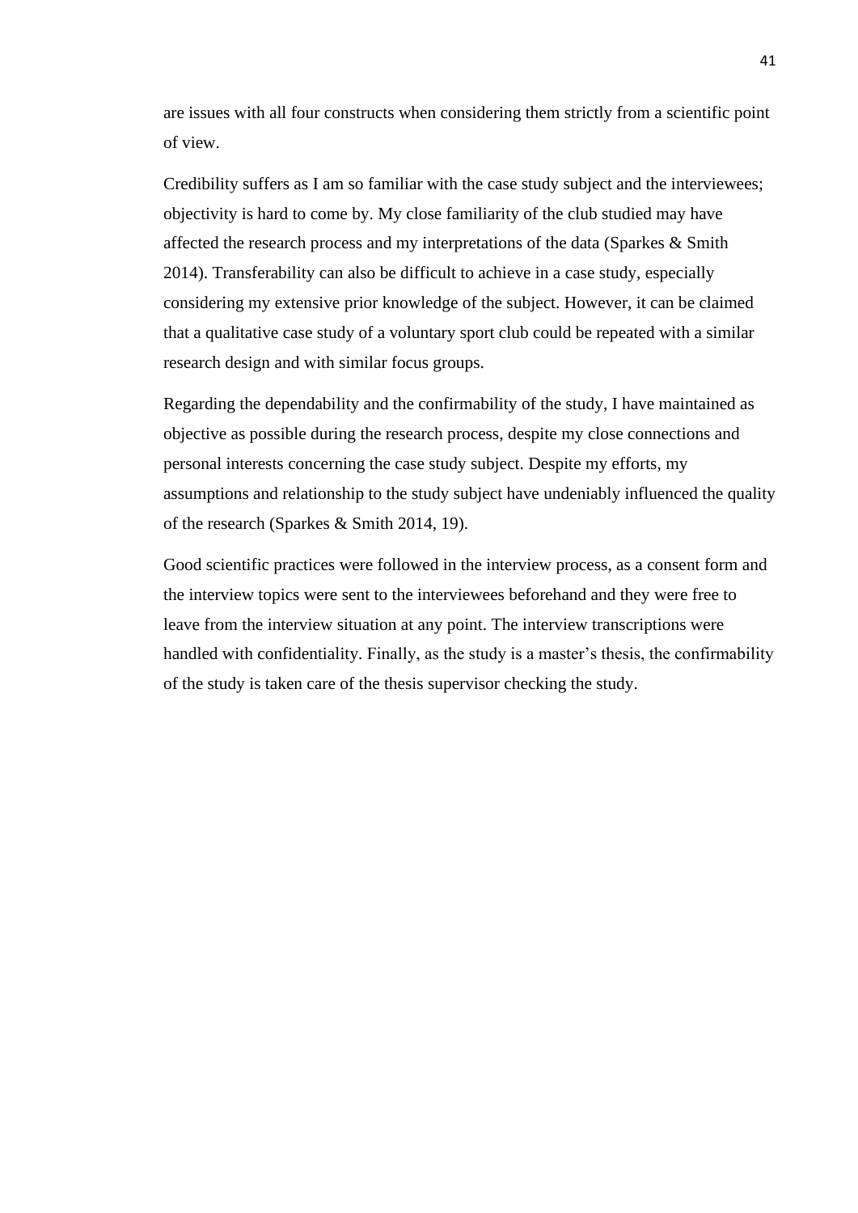are issues with all four constructs when considering them strictly from a scientific point of view.

Credibility suffers as I am so familiar with the case study subject and the interviewees; objectivity is hard to come by. My close familiarity of the club studied may have affected the research process and my interpretations of the data (Sparkes & Smith 2014). Transferability can also be difficult to achieve in a case study, especially considering my extensive prior knowledge of the subject. However, it can be claimed that a qualitative case study of a voluntary sport club could be repeated with a similar research design and with similar focus groups.

Regarding the dependability and the confirmability of the study, I have maintained as objective as possible during the research process, despite my close connections and personal interests concerning the case study subject. Despite my efforts, my assumptions and relationship to the study subject have undeniably influenced the quality of the research (Sparkes & Smith 2014, 19).

Good scientific practices were followed in the interview process, as a consent form and the interview topics were sent to the interviewees beforehand and they were free to leave from the interview situation at any point. The interview transcriptions were handled with confidentiality. Finally, as the study is a master's thesis, the confirmability of the study is taken care of the thesis supervisor checking the study.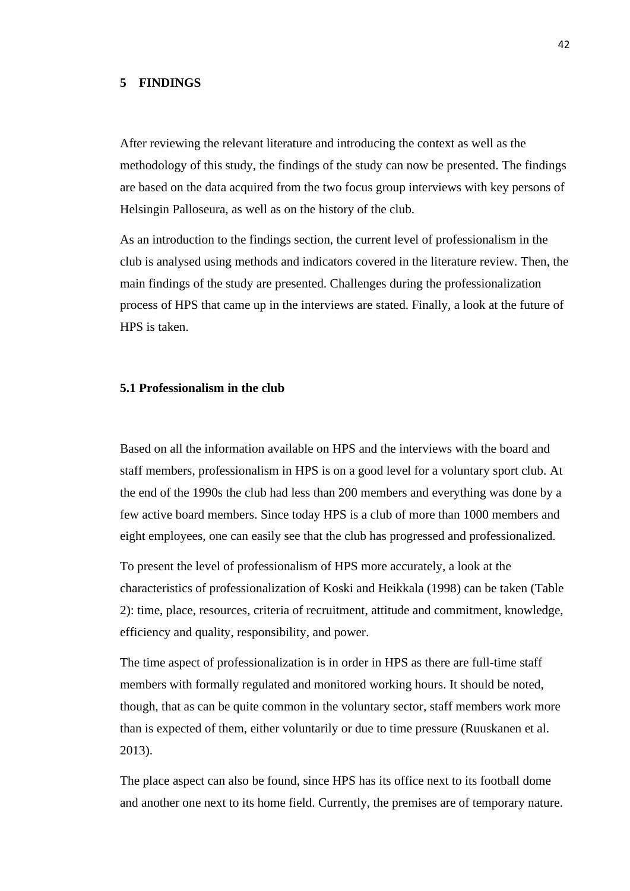# 5 FINDINGS

After reviewing the relevant literature and introducing the context as well as the methodology of this study, the findings of the study can now be presented. The findings are based on the data acquired from the two focus group interviews with key persons of Helsingin Palloseura, as well as on the history of the club.

As an introduction to the findings section, the current level of professionalism in the club is analysed using methods and indicators covered in the literature review. Then, the main findings of the study are presented. Challenges during the professionalization process of HPS that came up in the interviews are stated. Finally, a look at the future of HPS is taken.

## 5.1 Professionalism in the club

Based on all the information available on HPS and the interviews with the board and staff members, professionalism in HPS is on a good level for a voluntary sport club. At the end of the 1990s the club had less than 200 members and everything was done by a few active board members. Since today HPS is a club of more than 1000 members and eight employees, one can easily see that the club has progressed and professionalized.

To present the level of professionalism of HPS more accurately, a look at the characteristics of professionalization of Koski and Heikkala (1998) can be taken (Table 2): time, place, resources, criteria of recruitment, attitude and commitment, knowledge, efficiency and quality, responsibility, and power.

The time aspect of professionalization is in order in HPS as there are full-time staff members with formally regulated and monitored working hours. It should be noted, though, that as can be quite common in the voluntary sector, staff members work more than is expected of them, either voluntarily or due to time pressure (Ruuskanen et al. 2013).

The place aspect can also be found, since HPS has its office next to its football dome and another one next to its home field. Currently, the premises are of temporary nature.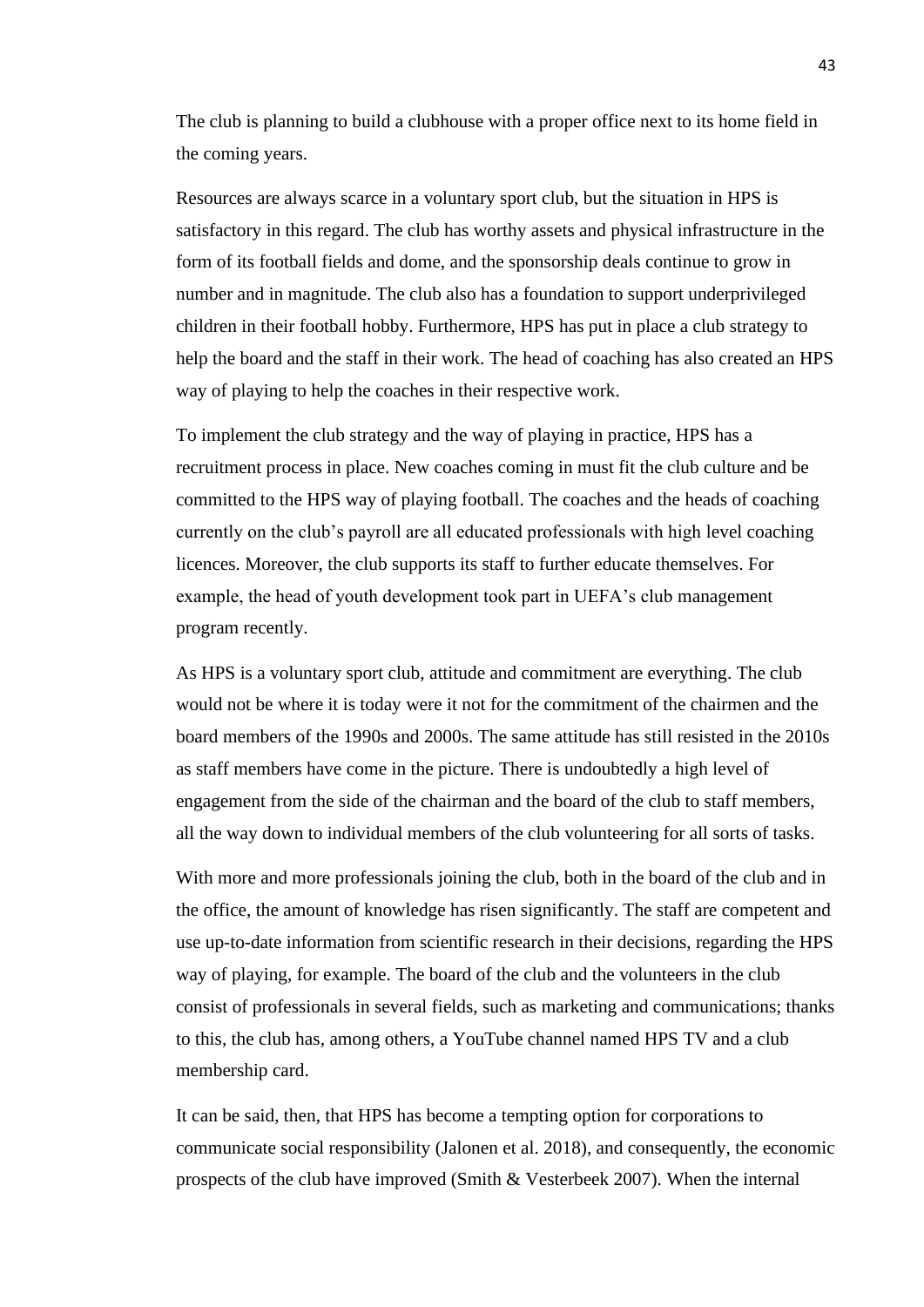The club is planning to build a clubhouse with a proper office next to its home field in the coming years.

Resources are always scarce in a voluntary sport club, but the situation in HPS is satisfactory in this regard. The club has worthy assets and physical infrastructure in the form of its football fields and dome, and the sponsorship deals continue to grow in number and in magnitude. The club also has a foundation to support underprivileged children in their football hobby. Furthermore, HPS has put in place a club strategy to help the board and the staff in their work. The head of coaching has also created an HPS way of playing to help the coaches in their respective work.

To implement the club strategy and the way of playing in practice, HPS has a recruitment process in place. New coaches coming in must fit the club culture and be committed to the HPS way of playing football. The coaches and the heads of coaching currently on the club's payroll are all educated professionals with high level coaching licences. Moreover, the club supports its staff to further educate themselves. For example, the head of youth development took part in UEFA's club management program recently.

As HPS is a voluntary sport club, attitude and commitment are everything. The club would not be where it is today were it not for the commitment of the chairmen and the board members of the 1990s and 2000s. The same attitude has still resisted in the 2010s as staff members have come in the picture. There is undoubtedly a high level of engagement from the side of the chairman and the board of the club to staff members, all the way down to individual members of the club volunteering for all sorts of tasks.

With more and more professionals joining the club, both in the board of the club and in the office, the amount of knowledge has risen significantly. The staff are competent and use up-to-date information from scientific research in their decisions, regarding the HPS way of playing, for example. The board of the club and the volunteers in the club consist of professionals in several fields, such as marketing and communications; thanks to this, the club has, among others, a YouTube channel named HPS TV and a club membership card.

It can be said, then, that HPS has become a tempting option for corporations to communicate social responsibility (Jalonen et al. 2018), and consequently, the economic prospects of the club have improved (Smith & Vesterbeek 2007). When the internal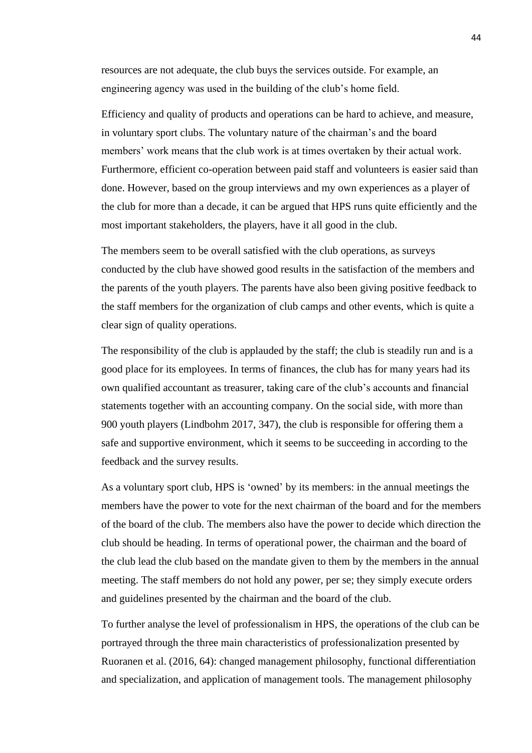resources are not adequate, the club buys the services outside. For example, an engineering agency was used in the building of the club's home field.

Efficiency and quality of products and operations can be hard to achieve, and measure, in voluntary sport clubs. The voluntary nature of the chairman's and the board members' work means that the club work is at times overtaken by their actual work. Furthermore, efficient co-operation between paid staff and volunteers is easier said than done. However, based on the group interviews and my own experiences as a player of the club for more than a decade, it can be argued that HPS runs quite efficiently and the most important stakeholders, the players, have it all good in the club.

The members seem to be overall satisfied with the club operations, as surveys conducted by the club have showed good results in the satisfaction of the members and the parents of the youth players. The parents have also been giving positive feedback to the staff members for the organization of club camps and other events, which is quite a clear sign of quality operations.

The responsibility of the club is applauded by the staff; the club is steadily run and is a good place for its employees. In terms of finances, the club has for many years had its own qualified accountant as treasurer, taking care of the club's accounts and financial statements together with an accounting company. On the social side, with more than 900 youth players (Lindbohm 2017, 347), the club is responsible for offering them a safe and supportive environment, which it seems to be succeeding in according to the feedback and the survey results.

As a voluntary sport club, HPS is 'owned' by its members: in the annual meetings the members have the power to vote for the next chairman of the board and for the members of the board of the club. The members also have the power to decide which direction the club should be heading. In terms of operational power, the chairman and the board of the club lead the club based on the mandate given to them by the members in the annual meeting. The staff members do not hold any power, per se; they simply execute orders and guidelines presented by the chairman and the board of the club.

To further analyse the level of professionalism in HPS, the operations of the club can be portrayed through the three main characteristics of professionalization presented by Ruoranen et al. (2016, 64): changed management philosophy, functional differentiation and specialization, and application of management tools. The management philosophy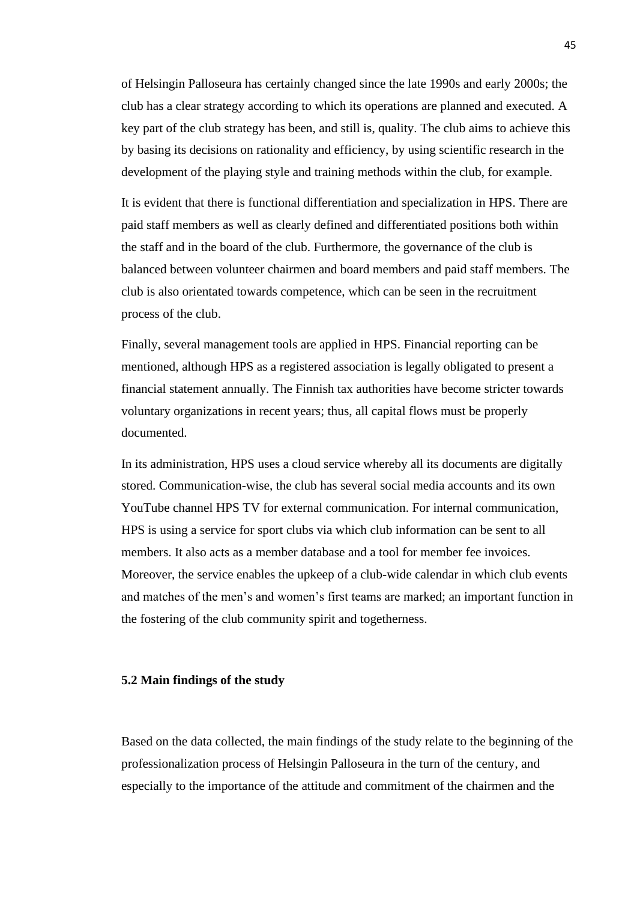of Helsingin Palloseura has certainly changed since the late 1990s and early 2000s; the club has a clear strategy according to which its operations are planned and executed. A key part of the club strategy has been, and still is, quality. The club aims to achieve this by basing its decisions on rationality and efficiency, by using scientific research in the development of the playing style and training methods within the club, for example.

It is evident that there is functional differentiation and specialization in HPS. There are paid staff members as well as clearly defined and differentiated positions both within the staff and in the board of the club. Furthermore, the governance of the club is balanced between volunteer chairmen and board members and paid staff members. The club is also orientated towards competence, which can be seen in the recruitment process of the club.

Finally, several management tools are applied in HPS. Financial reporting can be mentioned, although HPS as a registered association is legally obligated to present a financial statement annually. The Finnish tax authorities have become stricter towards voluntary organizations in recent years; thus, all capital flows must be properly documented.

In its administration, HPS uses a cloud service whereby all its documents are digitally stored. Communication-wise, the club has several social media accounts and its own YouTube channel HPS TV for external communication. For internal communication, HPS is using a service for sport clubs via which club information can be sent to all members. It also acts as a member database and a tool for member fee invoices. Moreover, the service enables the upkeep of a club-wide calendar in which club events and matches of the men's and women's first teams are marked; an important function in the fostering of the club community spirit and togetherness.

### 5.2 Main findings of the study

Based on the data collected, the main findings of the study relate to the beginning of the professionalization process of Helsingin Palloseura in the turn of the century, and especially to the importance of the attitude and commitment of the chairmen and the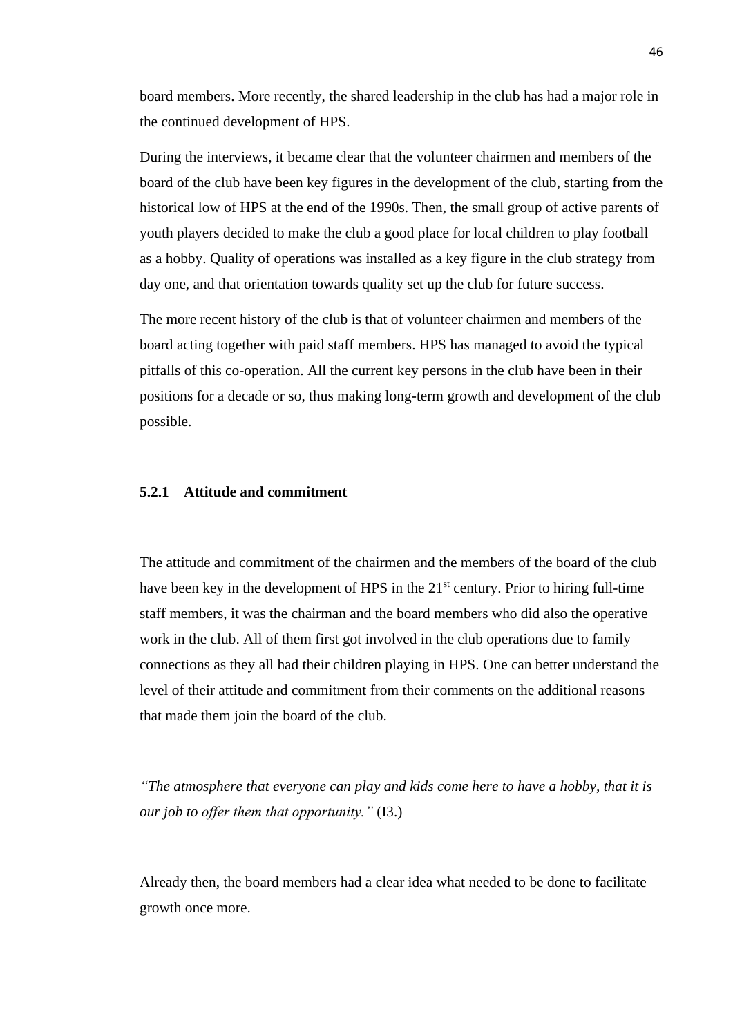board members. More recently, the shared leadership in the club has had a major role in the continued development of HPS.

During the interviews, it became clear that the volunteer chairmen and members of the board of the club have been key figures in the development of the club, starting from the historical low of HPS at the end of the 1990s. Then, the small group of active parents of youth players decided to make the club a good place for local children to play football as a hobby. Quality of operations was installed as a key figure in the club strategy from day one, and that orientation towards quality set up the club for future success.

The more recent history of the club is that of volunteer chairmen and members of the board acting together with paid staff members. HPS has managed to avoid the typical pitfalls of this co-operation. All the current key persons in the club have been in their positions for a decade or so, thus making long-term growth and development of the club possible.

### 5.2.1 Attitude and commitment

The attitude and commitment of the chairmen and the members of the board of the club have been key in the development of HPS in the 21st century. Prior to hiring full-time staff members, it was the chairman and the board members who did also the operative work in the club. All of them first got involved in the club operations due to family connections as they all had their children playing in HPS. One can better understand the level of their attitude and commitment from their comments on the additional reasons that made them join the board of the club.

*"The atmosphere that everyone can play and kids come here to have a hobby, that it is our job to offer them that opportunity."* (I3.)

Already then, the board members had a clear idea what needed to be done to facilitate growth once more.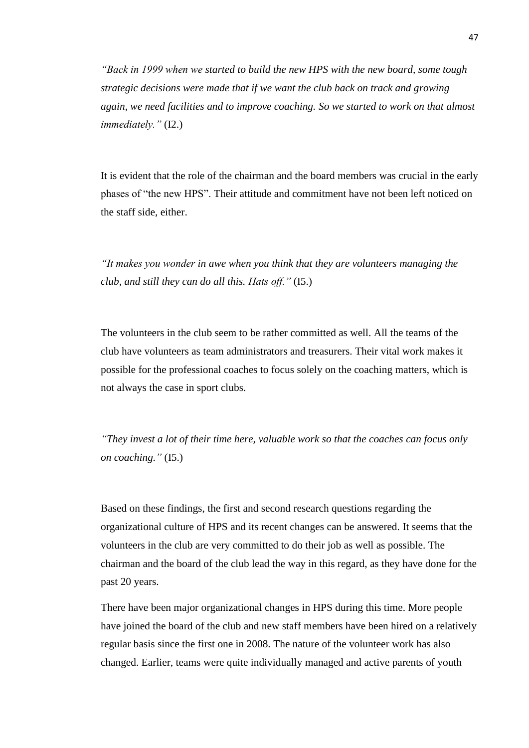*"Back in 1999 when we started to build the new HPS with the new board, some tough strategic decisions were made that if we want the club back on track and growing again, we need facilities and to improve coaching. So we started to work on that almost immediately."* (I2.)

It is evident that the role of the chairman and the board members was crucial in the early phases of "the new HPS". Their attitude and commitment have not been left noticed on the staff side, either.

*"It makes you wonder in awe when you think that they are volunteers managing the club, and still they can do all this. Hats off."* (I5.)

The volunteers in the club seem to be rather committed as well. All the teams of the club have volunteers as team administrators and treasurers. Their vital work makes it possible for the professional coaches to focus solely on the coaching matters, which is not always the case in sport clubs.

*"They invest a lot of their time here, valuable work so that the coaches can focus only on coaching."* (I5.)

Based on these findings, the first and second research questions regarding the organizational culture of HPS and its recent changes can be answered. It seems that the volunteers in the club are very committed to do their job as well as possible. The chairman and the board of the club lead the way in this regard, as they have done for the past 20 years.

There have been major organizational changes in HPS during this time. More people have joined the board of the club and new staff members have been hired on a relatively regular basis since the first one in 2008. The nature of the volunteer work has also changed. Earlier, teams were quite individually managed and active parents of youth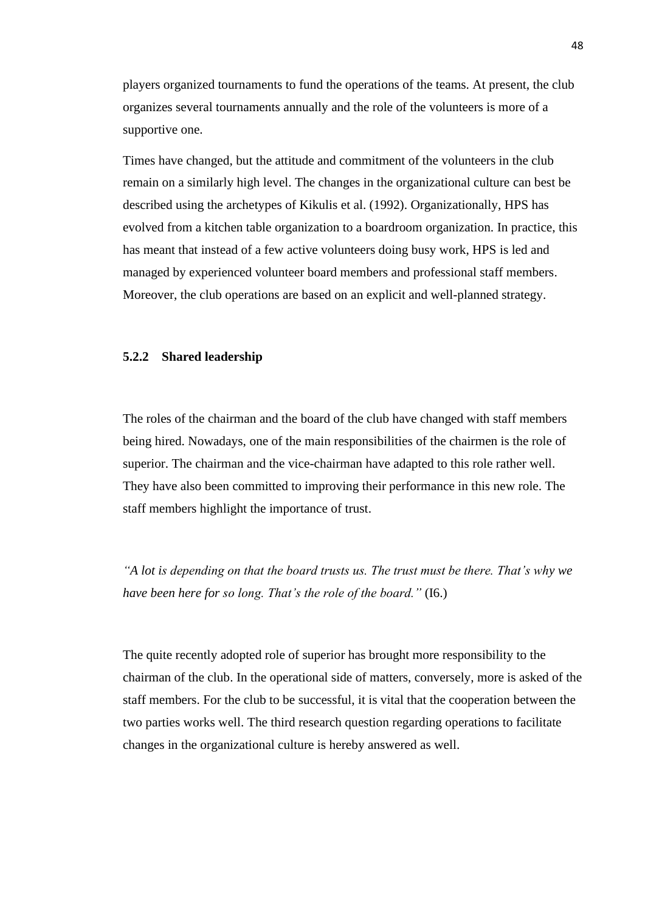players organized tournaments to fund the operations of the teams. At present, the club organizes several tournaments annually and the role of the volunteers is more of a supportive one.

Times have changed, but the attitude and commitment of the volunteers in the club remain on a similarly high level. The changes in the organizational culture can best be described using the archetypes of Kikulis et al. (1992). Organizationally, HPS has evolved from a kitchen table organization to a boardroom organization. In practice, this has meant that instead of a few active volunteers doing busy work, HPS is led and managed by experienced volunteer board members and professional staff members. Moreover, the club operations are based on an explicit and well-planned strategy.

### 5.2.2 Shared leadership

The roles of the chairman and the board of the club have changed with staff members being hired. Nowadays, one of the main responsibilities of the chairmen is the role of superior. The chairman and the vice-chairman have adapted to this role rather well. They have also been committed to improving their performance in this new role. The staff members highlight the importance of trust.

*"A lot is depending on that the board trusts us. The trust must be there. That's why we have been here for so long. That's the role of the board."* (I6.)

The quite recently adopted role of superior has brought more responsibility to the chairman of the club. In the operational side of matters, conversely, more is asked of the staff members. For the club to be successful, it is vital that the cooperation between the two parties works well. The third research question regarding operations to facilitate changes in the organizational culture is hereby answered as well.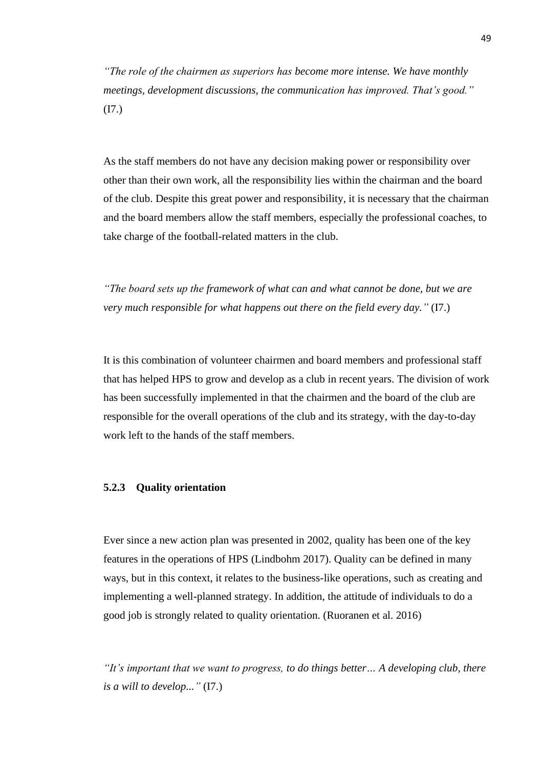*"The role of the chairmen as superiors has become more intense. We have monthly meetings, development discussions, the communication has improved. That's good."* (I7.)

As the staff members do not have any decision making power or responsibility over other than their own work, all the responsibility lies within the chairman and the board of the club. Despite this great power and responsibility, it is necessary that the chairman and the board members allow the staff members, especially the professional coaches, to take charge of the football-related matters in the club.

*"The board sets up the framework of what can and what cannot be done, but we are very much responsible for what happens out there on the field every day."* (I7.)

It is this combination of volunteer chairmen and board members and professional staff that has helped HPS to grow and develop as a club in recent years. The division of work has been successfully implemented in that the chairmen and the board of the club are responsible for the overall operations of the club and its strategy, with the day-to-day work left to the hands of the staff members.

### 5.2.3 Quality orientation

Ever since a new action plan was presented in 2002, quality has been one of the key features in the operations of HPS (Lindbohm 2017). Quality can be defined in many ways, but in this context, it relates to the business-like operations, such as creating and implementing a well-planned strategy. In addition, the attitude of individuals to do a good job is strongly related to quality orientation. (Ruoranen et al. 2016)

*"It's important that we want to progress, to do things better… A developing club, there is a will to develop..."* (I7.)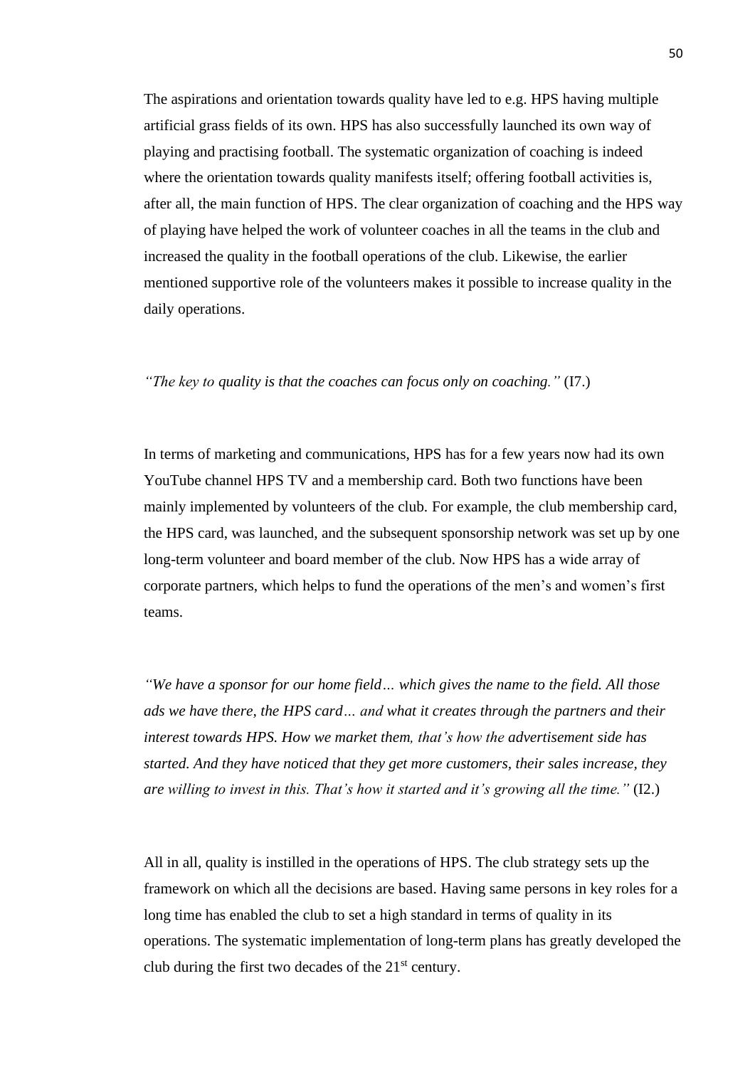The aspirations and orientation towards quality have led to e.g. HPS having multiple artificial grass fields of its own. HPS has also successfully launched its own way of playing and practising football. The systematic organization of coaching is indeed where the orientation towards quality manifests itself; offering football activities is, after all, the main function of HPS. The clear organization of coaching and the HPS way of playing have helped the work of volunteer coaches in all the teams in the club and increased the quality in the football operations of the club. Likewise, the earlier mentioned supportive role of the volunteers makes it possible to increase quality in the daily operations.

*"The key to quality is that the coaches can focus only on coaching."* (I7.)

In terms of marketing and communications, HPS has for a few years now had its own YouTube channel HPS TV and a membership card. Both two functions have been mainly implemented by volunteers of the club. For example, the club membership card, the HPS card, was launched, and the subsequent sponsorship network was set up by one long-term volunteer and board member of the club. Now HPS has a wide array of corporate partners, which helps to fund the operations of the men's and women's first teams.

*"We have a sponsor for our home field… which gives the name to the field. All those ads we have there, the HPS card… and what it creates through the partners and their interest towards HPS. How we market them, that's how the advertisement side has started. And they have noticed that they get more customers, their sales increase, they are willing to invest in this. That's how it started and it's growing all the time."* (I2.)

All in all, quality is instilled in the operations of HPS. The club strategy sets up the framework on which all the decisions are based. Having same persons in key roles for a long time has enabled the club to set a high standard in terms of quality in its operations. The systematic implementation of long-term plans has greatly developed the club during the first two decades of the 21st century.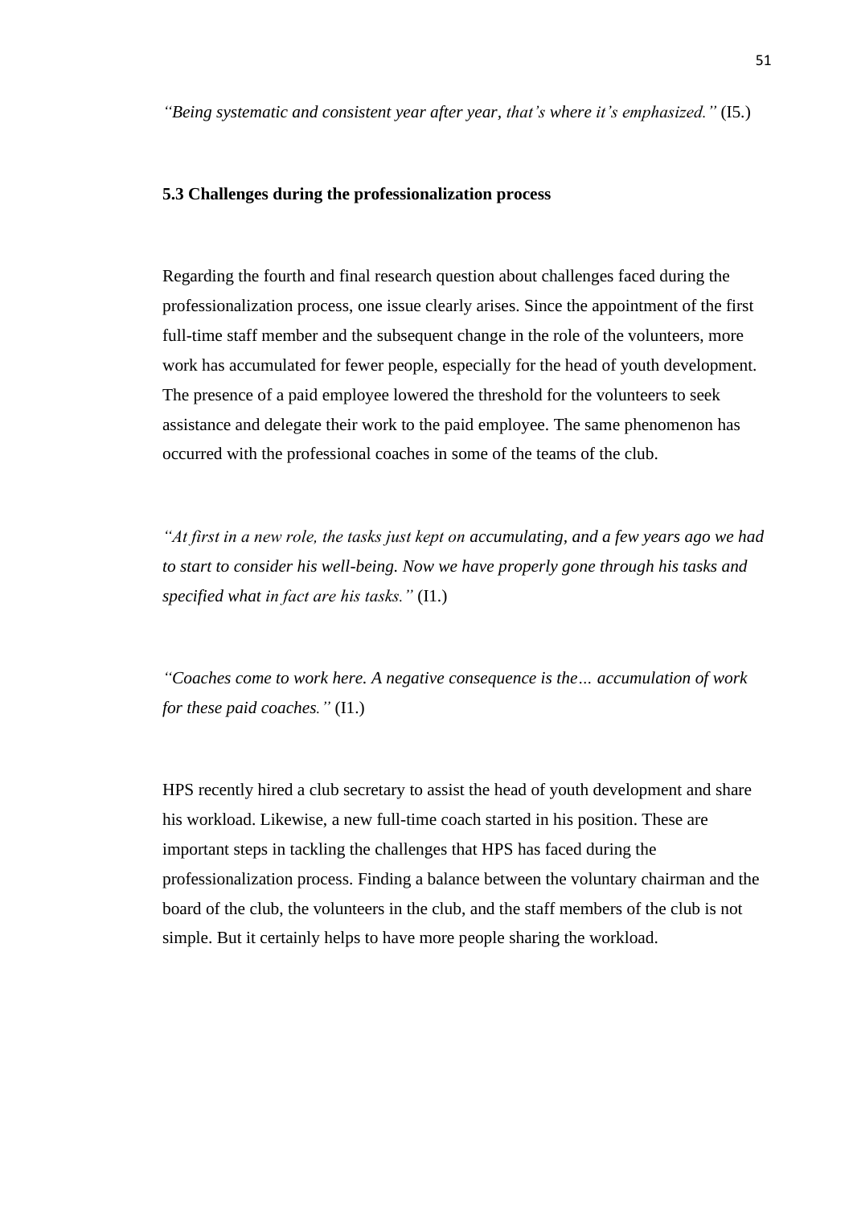*"Being systematic and consistent year after year, that's where it's emphasized."* (I5.)

### 5.3 Challenges during the professionalization process

Regarding the fourth and final research question about challenges faced during the professionalization process, one issue clearly arises. Since the appointment of the first full-time staff member and the subsequent change in the role of the volunteers, more work has accumulated for fewer people, especially for the head of youth development. The presence of a paid employee lowered the threshold for the volunteers to seek assistance and delegate their work to the paid employee. The same phenomenon has occurred with the professional coaches in some of the teams of the club.

*"At first in a new role, the tasks just kept on accumulating, and a few years ago we had to start to consider his well-being. Now we have properly gone through his tasks and specified what in fact are his tasks."* (I1.)

*"Coaches come to work here. A negative consequence is the… accumulation of work for these paid coaches."* (I1.)

HPS recently hired a club secretary to assist the head of youth development and share his workload. Likewise, a new full-time coach started in his position. These are important steps in tackling the challenges that HPS has faced during the professionalization process. Finding a balance between the voluntary chairman and the board of the club, the volunteers in the club, and the staff members of the club is not simple. But it certainly helps to have more people sharing the workload.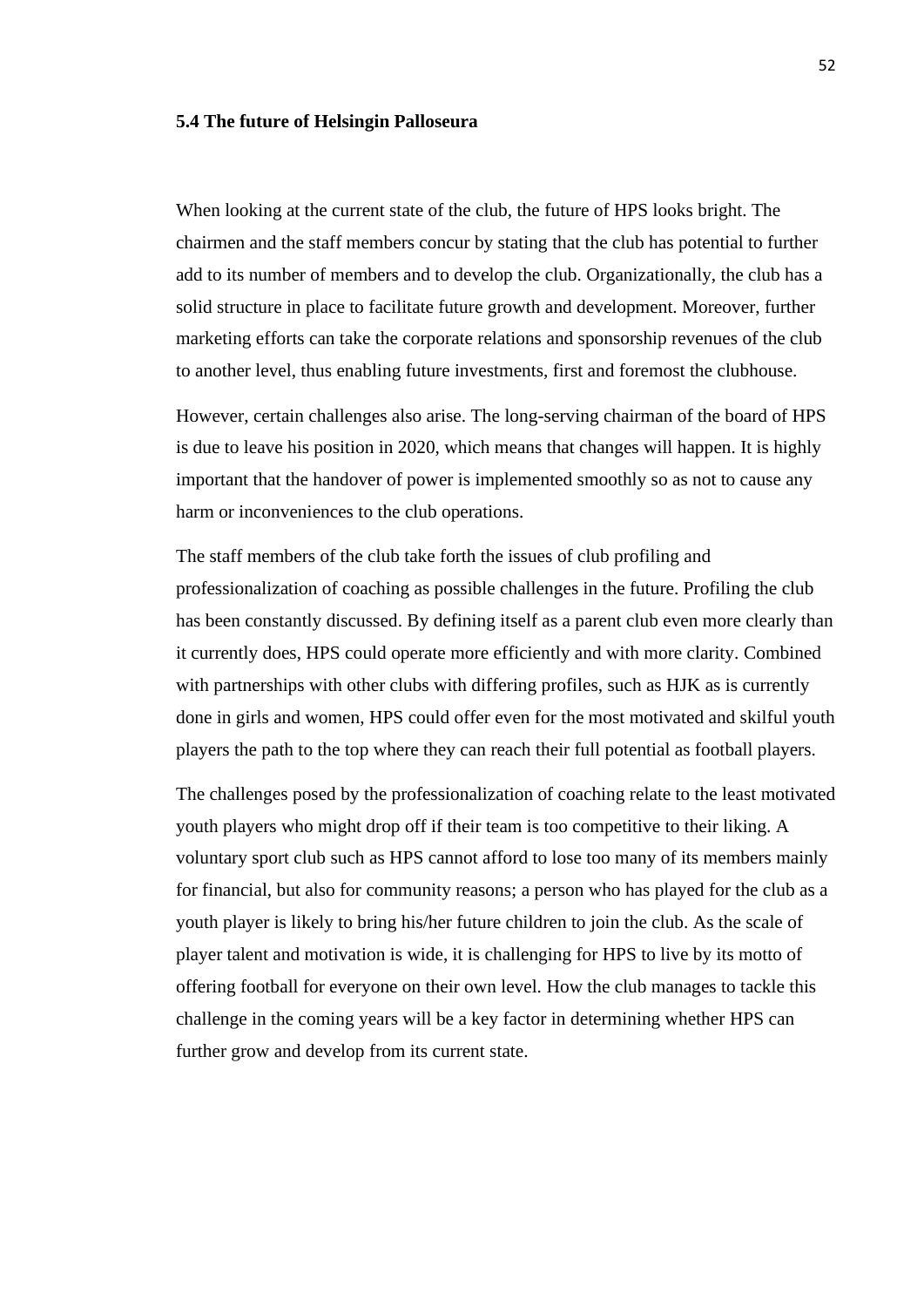### 5.4 The future of Helsingin Palloseura

When looking at the current state of the club, the future of HPS looks bright. The chairmen and the staff members concur by stating that the club has potential to further add to its number of members and to develop the club. Organizationally, the club has a solid structure in place to facilitate future growth and development. Moreover, further marketing efforts can take the corporate relations and sponsorship revenues of the club to another level, thus enabling future investments, first and foremost the clubhouse.

However, certain challenges also arise. The long-serving chairman of the board of HPS is due to leave his position in 2020, which means that changes will happen. It is highly important that the handover of power is implemented smoothly so as not to cause any harm or inconveniences to the club operations.

The staff members of the club take forth the issues of club profiling and professionalization of coaching as possible challenges in the future. Profiling the club has been constantly discussed. By defining itself as a parent club even more clearly than it currently does, HPS could operate more efficiently and with more clarity. Combined with partnerships with other clubs with differing profiles, such as HJK as is currently done in girls and women, HPS could offer even for the most motivated and skilful youth players the path to the top where they can reach their full potential as football players.

The challenges posed by the professionalization of coaching relate to the least motivated youth players who might drop off if their team is too competitive to their liking. A voluntary sport club such as HPS cannot afford to lose too many of its members mainly for financial, but also for community reasons; a person who has played for the club as a youth player is likely to bring his/her future children to join the club. As the scale of player talent and motivation is wide, it is challenging for HPS to live by its motto of offering football for everyone on their own level. How the club manages to tackle this challenge in the coming years will be a key factor in determining whether HPS can further grow and develop from its current state.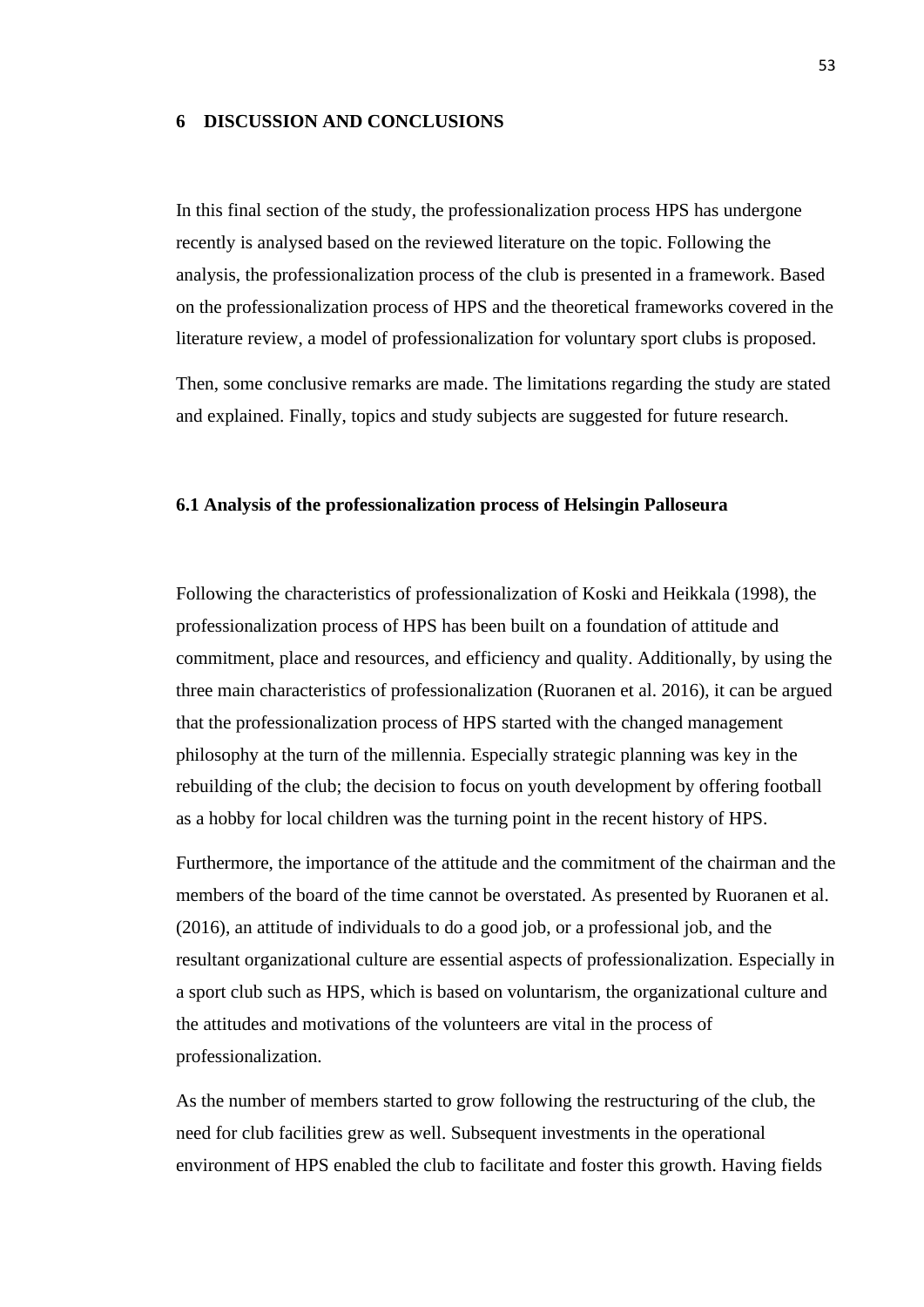# 6 DISCUSSION AND CONCLUSIONS

In this final section of the study, the professionalization process HPS has undergone recently is analysed based on the reviewed literature on the topic. Following the analysis, the professionalization process of the club is presented in a framework. Based on the professionalization process of HPS and the theoretical frameworks covered in the literature review, a model of professionalization for voluntary sport clubs is proposed.

Then, some conclusive remarks are made. The limitations regarding the study are stated and explained. Finally, topics and study subjects are suggested for future research.

## 6.1 Analysis of the professionalization process of Helsingin Palloseura

Following the characteristics of professionalization of Koski and Heikkala (1998), the professionalization process of HPS has been built on a foundation of attitude and commitment, place and resources, and efficiency and quality. Additionally, by using the three main characteristics of professionalization (Ruoranen et al. 2016), it can be argued that the professionalization process of HPS started with the changed management philosophy at the turn of the millennia. Especially strategic planning was key in the rebuilding of the club; the decision to focus on youth development by offering football as a hobby for local children was the turning point in the recent history of HPS.

Furthermore, the importance of the attitude and the commitment of the chairman and the members of the board of the time cannot be overstated. As presented by Ruoranen et al. (2016), an attitude of individuals to do a good job, or a professional job, and the resultant organizational culture are essential aspects of professionalization. Especially in a sport club such as HPS, which is based on voluntarism, the organizational culture and the attitudes and motivations of the volunteers are vital in the process of professionalization.

As the number of members started to grow following the restructuring of the club, the need for club facilities grew as well. Subsequent investments in the operational environment of HPS enabled the club to facilitate and foster this growth. Having fields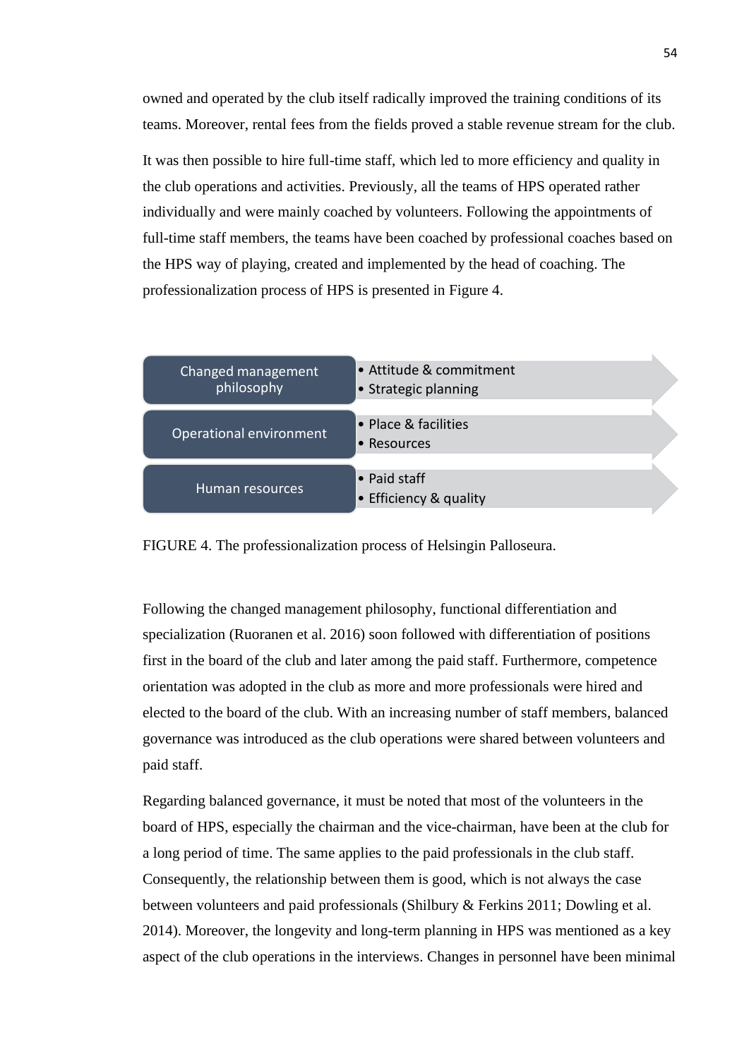owned and operated by the club itself radically improved the training conditions of its teams. Moreover, rental fees from the fields proved a stable revenue stream for the club.

It was then possible to hire full-time staff, which led to more efficiency and quality in the club operations and activities. Previously, all the teams of HPS operated rather individually and were mainly coached by volunteers. Following the appointments of full-time staff members, the teams have been coached by professional coaches based on the HPS way of playing, created and implemented by the head of coaching. The professionalization process of HPS is presented in Figure 4.

| | |
|---|---|
| Changed management philosophy | • Attitude & commitment<br>• Strategic planning |
| Operational environment | • Place & facilities<br>• Resources |
| Human resources | • Paid staff<br>• Efficiency & quality |

FIGURE 4. The professionalization process of Helsingin Palloseura.

Following the changed management philosophy, functional differentiation and specialization (Ruoranen et al. 2016) soon followed with differentiation of positions first in the board of the club and later among the paid staff. Furthermore, competence orientation was adopted in the club as more and more professionals were hired and elected to the board of the club. With an increasing number of staff members, balanced governance was introduced as the club operations were shared between volunteers and paid staff.

Regarding balanced governance, it must be noted that most of the volunteers in the board of HPS, especially the chairman and the vice-chairman, have been at the club for a long period of time. The same applies to the paid professionals in the club staff. Consequently, the relationship between them is good, which is not always the case between volunteers and paid professionals (Shilbury & Ferkins 2011; Dowling et al. 2014). Moreover, the longevity and long-term planning in HPS was mentioned as a key aspect of the club operations in the interviews. Changes in personnel have been minimal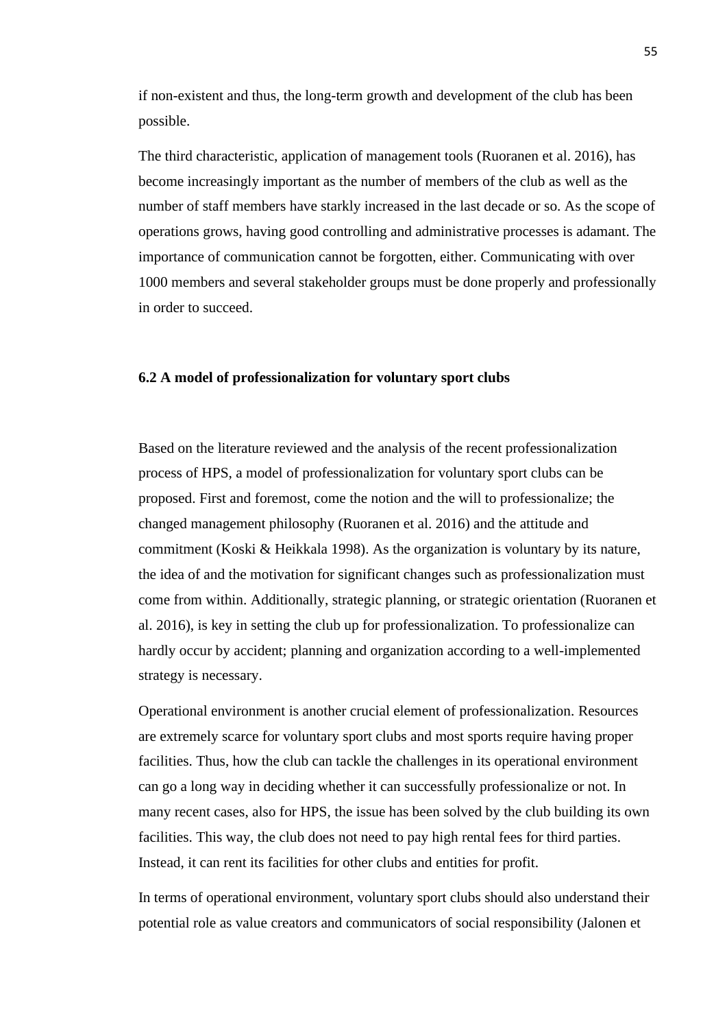if non-existent and thus, the long-term growth and development of the club has been possible.

The third characteristic, application of management tools (Ruoranen et al. 2016), has become increasingly important as the number of members of the club as well as the number of staff members have starkly increased in the last decade or so. As the scope of operations grows, having good controlling and administrative processes is adamant. The importance of communication cannot be forgotten, either. Communicating with over 1000 members and several stakeholder groups must be done properly and professionally in order to succeed.

### 6.2 A model of professionalization for voluntary sport clubs

Based on the literature reviewed and the analysis of the recent professionalization process of HPS, a model of professionalization for voluntary sport clubs can be proposed. First and foremost, come the notion and the will to professionalize; the changed management philosophy (Ruoranen et al. 2016) and the attitude and commitment (Koski & Heikkala 1998). As the organization is voluntary by its nature, the idea of and the motivation for significant changes such as professionalization must come from within. Additionally, strategic planning, or strategic orientation (Ruoranen et al. 2016), is key in setting the club up for professionalization. To professionalize can hardly occur by accident; planning and organization according to a well-implemented strategy is necessary.

Operational environment is another crucial element of professionalization. Resources are extremely scarce for voluntary sport clubs and most sports require having proper facilities. Thus, how the club can tackle the challenges in its operational environment can go a long way in deciding whether it can successfully professionalize or not. In many recent cases, also for HPS, the issue has been solved by the club building its own facilities. This way, the club does not need to pay high rental fees for third parties. Instead, it can rent its facilities for other clubs and entities for profit.

In terms of operational environment, voluntary sport clubs should also understand their potential role as value creators and communicators of social responsibility (Jalonen et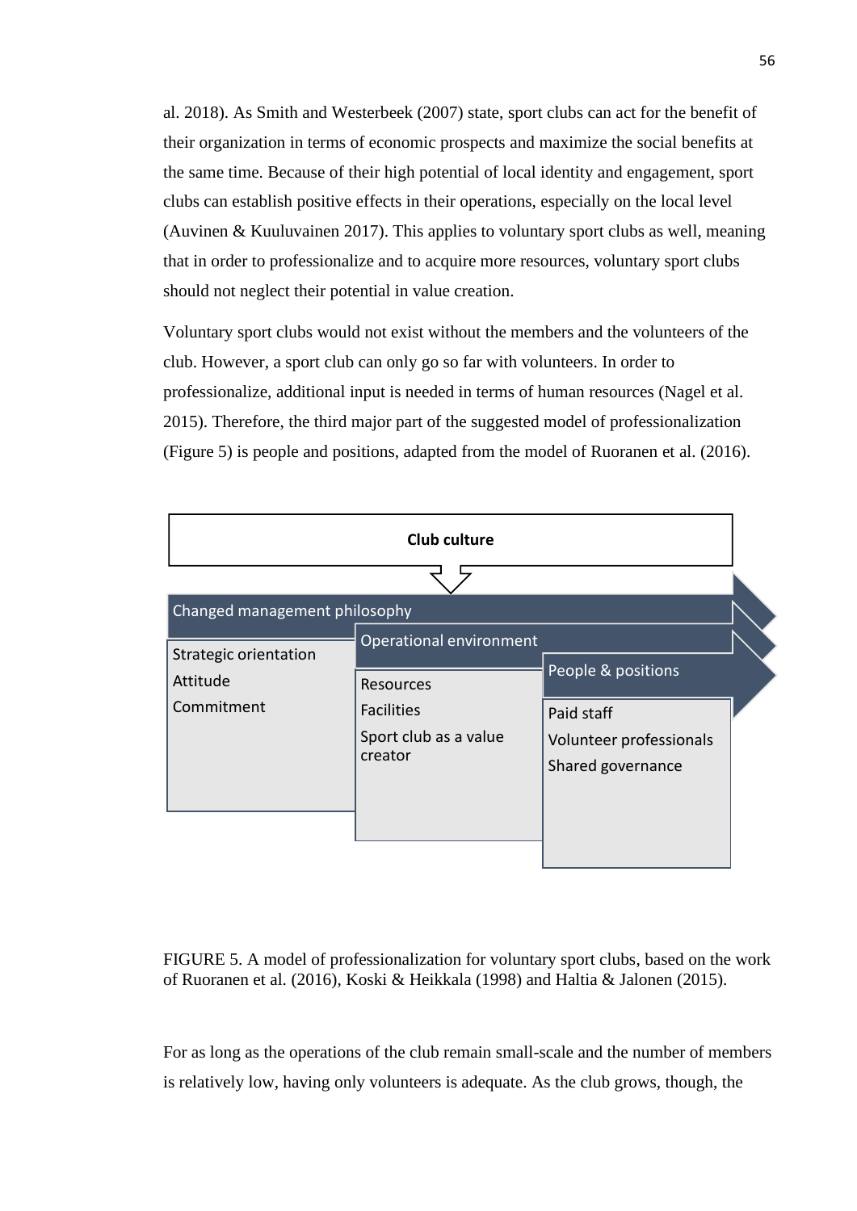al. 2018). As Smith and Westerbeek (2007) state, sport clubs can act for the benefit of their organization in terms of economic prospects and maximize the social benefits at the same time. Because of their high potential of local identity and engagement, sport clubs can establish positive effects in their operations, especially on the local level (Auvinen & Kuuluvainen 2017). This applies to voluntary sport clubs as well, meaning that in order to professionalize and to acquire more resources, voluntary sport clubs should not neglect their potential in value creation.

Voluntary sport clubs would not exist without the members and the volunteers of the club. However, a sport club can only go so far with volunteers. In order to professionalize, additional input is needed in terms of human resources (Nagel et al. 2015). Therefore, the third major part of the suggested model of professionalization (Figure 5) is people and positions, adapted from the model of Ruoranen et al. (2016).

**Club culture**

| Changed management philosophy | Operational environment | People & positions |
|---|---|---|
| Strategic orientation | Resources | Paid staff |
| Attitude | Facilities | Volunteer professionals |
| Commitment | Sport club as a value creator | Shared governance |

FIGURE 5. A model of professionalization for voluntary sport clubs, based on the work of Ruoranen et al. (2016), Koski & Heikkala (1998) and Haltia & Jalonen (2015).

For as long as the operations of the club remain small-scale and the number of members is relatively low, having only volunteers is adequate. As the club grows, though, the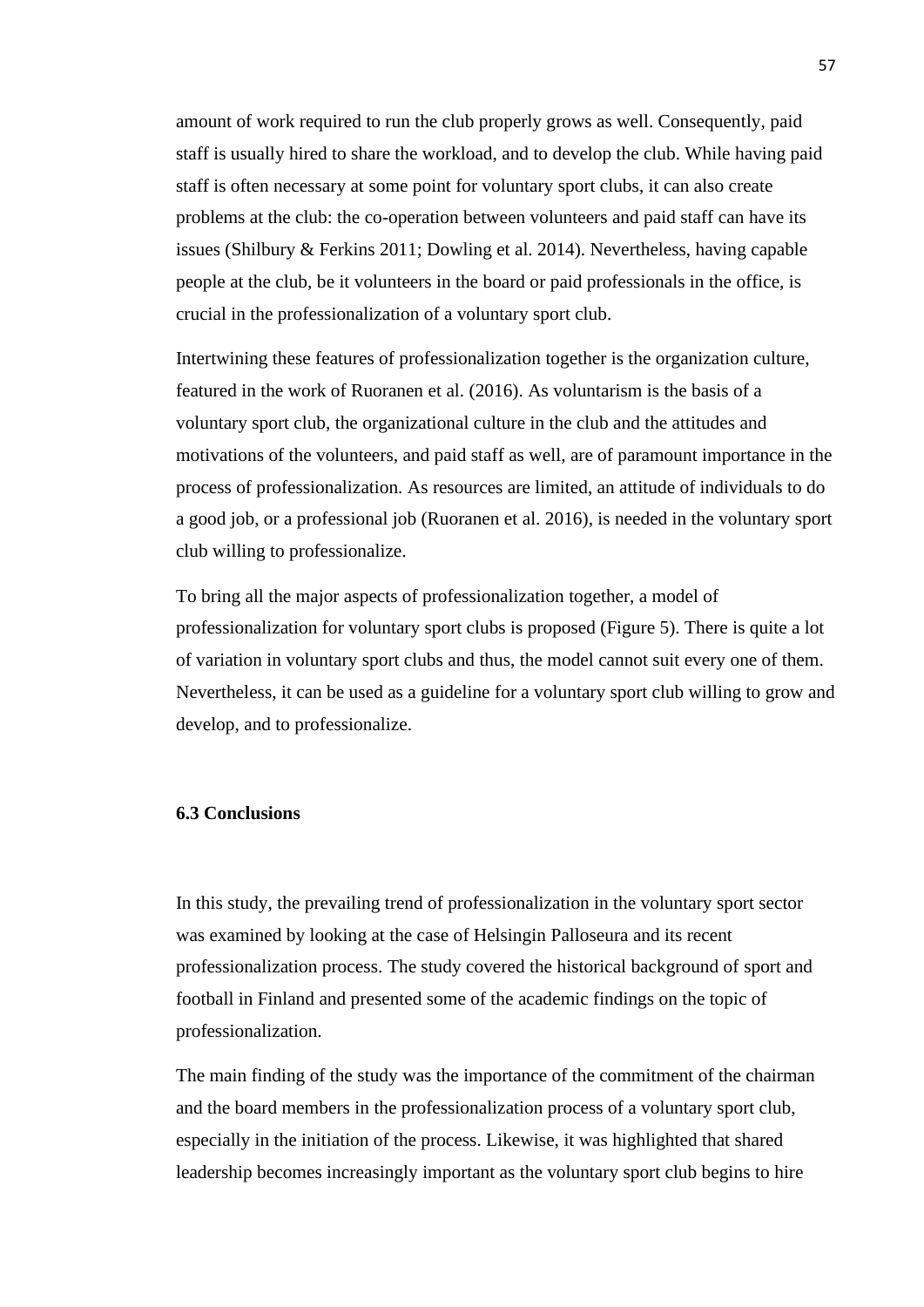amount of work required to run the club properly grows as well. Consequently, paid staff is usually hired to share the workload, and to develop the club. While having paid staff is often necessary at some point for voluntary sport clubs, it can also create problems at the club: the co-operation between volunteers and paid staff can have its issues (Shilbury & Ferkins 2011; Dowling et al. 2014). Nevertheless, having capable people at the club, be it volunteers in the board or paid professionals in the office, is crucial in the professionalization of a voluntary sport club.

Intertwining these features of professionalization together is the organization culture, featured in the work of Ruoranen et al. (2016). As voluntarism is the basis of a voluntary sport club, the organizational culture in the club and the attitudes and motivations of the volunteers, and paid staff as well, are of paramount importance in the process of professionalization. As resources are limited, an attitude of individuals to do a good job, or a professional job (Ruoranen et al. 2016), is needed in the voluntary sport club willing to professionalize.

To bring all the major aspects of professionalization together, a model of professionalization for voluntary sport clubs is proposed (Figure 5). There is quite a lot of variation in voluntary sport clubs and thus, the model cannot suit every one of them. Nevertheless, it can be used as a guideline for a voluntary sport club willing to grow and develop, and to professionalize.

### 6.3 Conclusions

In this study, the prevailing trend of professionalization in the voluntary sport sector was examined by looking at the case of Helsingin Palloseura and its recent professionalization process. The study covered the historical background of sport and football in Finland and presented some of the academic findings on the topic of professionalization.

The main finding of the study was the importance of the commitment of the chairman and the board members in the professionalization process of a voluntary sport club, especially in the initiation of the process. Likewise, it was highlighted that shared leadership becomes increasingly important as the voluntary sport club begins to hire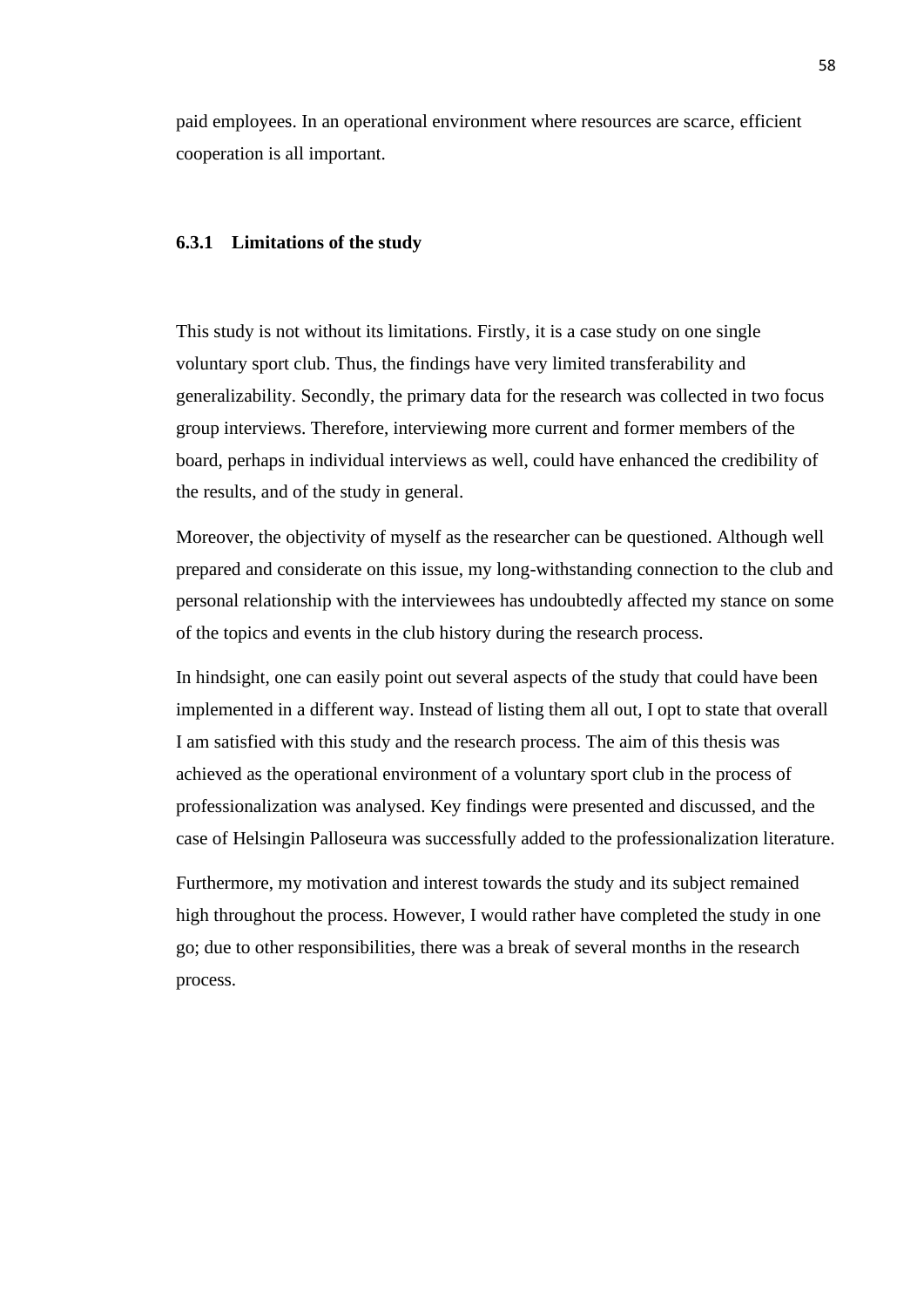paid employees. In an operational environment where resources are scarce, efficient cooperation is all important.

### 6.3.1 Limitations of the study

This study is not without its limitations. Firstly, it is a case study on one single voluntary sport club. Thus, the findings have very limited transferability and generalizability. Secondly, the primary data for the research was collected in two focus group interviews. Therefore, interviewing more current and former members of the board, perhaps in individual interviews as well, could have enhanced the credibility of the results, and of the study in general.

Moreover, the objectivity of myself as the researcher can be questioned. Although well prepared and considerate on this issue, my long-withstanding connection to the club and personal relationship with the interviewees has undoubtedly affected my stance on some of the topics and events in the club history during the research process.

In hindsight, one can easily point out several aspects of the study that could have been implemented in a different way. Instead of listing them all out, I opt to state that overall I am satisfied with this study and the research process. The aim of this thesis was achieved as the operational environment of a voluntary sport club in the process of professionalization was analysed. Key findings were presented and discussed, and the case of Helsingin Palloseura was successfully added to the professionalization literature.

Furthermore, my motivation and interest towards the study and its subject remained high throughout the process. However, I would rather have completed the study in one go; due to other responsibilities, there was a break of several months in the research process.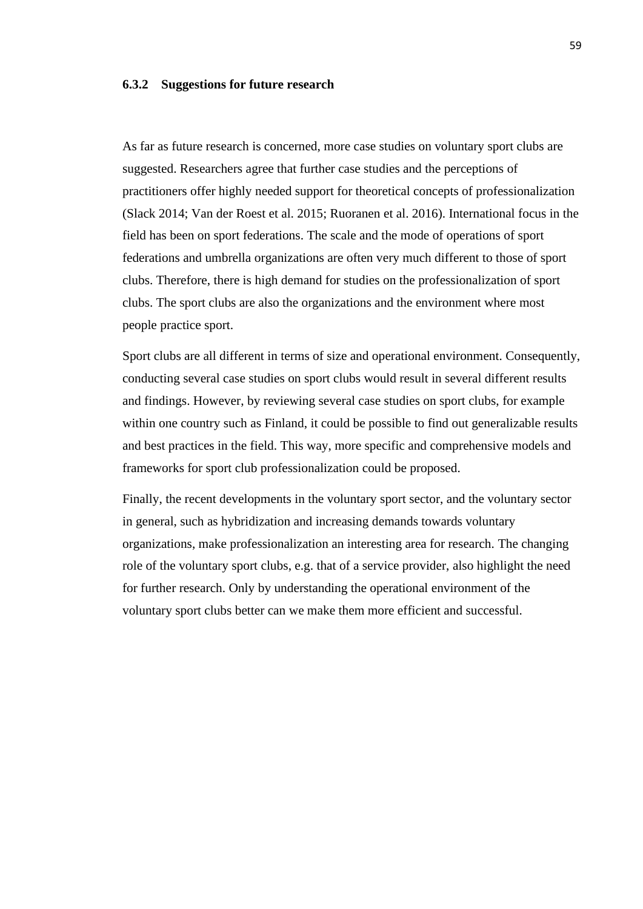### 6.3.2 Suggestions for future research

As far as future research is concerned, more case studies on voluntary sport clubs are suggested. Researchers agree that further case studies and the perceptions of practitioners offer highly needed support for theoretical concepts of professionalization (Slack 2014; Van der Roest et al. 2015; Ruoranen et al. 2016). International focus in the field has been on sport federations. The scale and the mode of operations of sport federations and umbrella organizations are often very much different to those of sport clubs. Therefore, there is high demand for studies on the professionalization of sport clubs. The sport clubs are also the organizations and the environment where most people practice sport.

Sport clubs are all different in terms of size and operational environment. Consequently, conducting several case studies on sport clubs would result in several different results and findings. However, by reviewing several case studies on sport clubs, for example within one country such as Finland, it could be possible to find out generalizable results and best practices in the field. This way, more specific and comprehensive models and frameworks for sport club professionalization could be proposed.

Finally, the recent developments in the voluntary sport sector, and the voluntary sector in general, such as hybridization and increasing demands towards voluntary organizations, make professionalization an interesting area for research. The changing role of the voluntary sport clubs, e.g. that of a service provider, also highlight the need for further research. Only by understanding the operational environment of the voluntary sport clubs better can we make them more efficient and successful.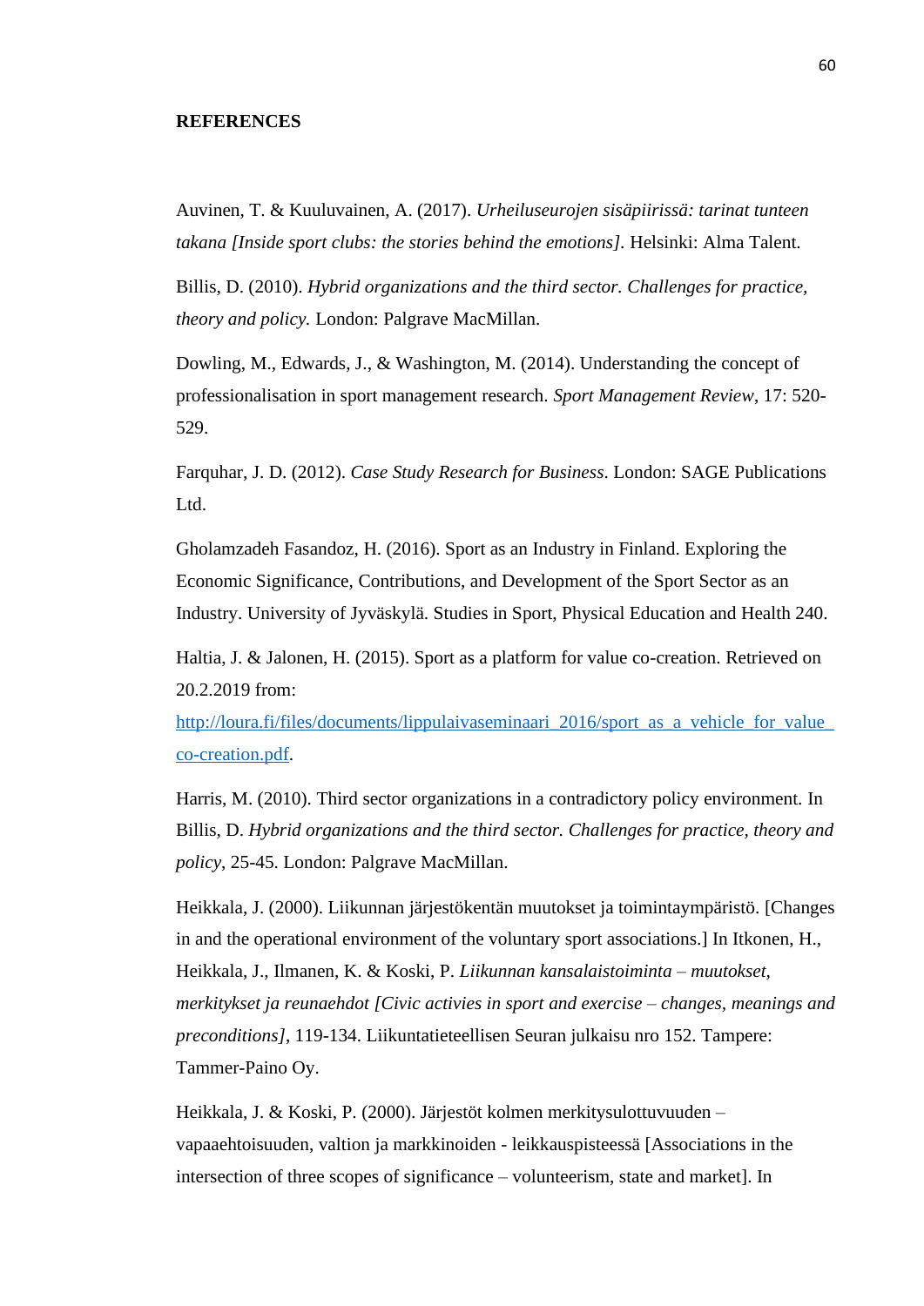## REFERENCES

Auvinen, T. & Kuuluvainen, A. (2017). *Urheiluseurojen sisäpiirissä: tarinat tunteen takana [Inside sport clubs: the stories behind the emotions]*. Helsinki: Alma Talent.

Billis, D. (2010). *Hybrid organizations and the third sector. Challenges for practice, theory and policy.* London: Palgrave MacMillan.

Dowling, M., Edwards, J., & Washington, M. (2014). Understanding the concept of professionalisation in sport management research. *Sport Management Review*, 17: 520-529.

Farquhar, J. D. (2012). *Case Study Research for Business*. London: SAGE Publications Ltd.

Gholamzadeh Fasandoz, H. (2016). Sport as an Industry in Finland. Exploring the Economic Significance, Contributions, and Development of the Sport Sector as an Industry. University of Jyväskylä. Studies in Sport, Physical Education and Health 240.

Haltia, J. & Jalonen, H. (2015). Sport as a platform for value co-creation. Retrieved on 20.2.2019 from: http://loura.fi/files/documents/lippulaivaseminaari_2016/sport_as_a_vehicle_for_value_co-creation.pdf.

Harris, M. (2010). Third sector organizations in a contradictory policy environment. In Billis, D. *Hybrid organizations and the third sector. Challenges for practice, theory and policy*, 25-45. London: Palgrave MacMillan.

Heikkala, J. (2000). Liikunnan järjestökentän muutokset ja toimintaympäristö. [Changes in and the operational environment of the voluntary sport associations.] In Itkonen, H., Heikkala, J., Ilmanen, K. & Koski, P. *Liikunnan kansalaistoiminta – muutokset, merkitykset ja reunaehdot [Civic activies in sport and exercise – changes, meanings and preconditions]*, 119-134. Liikuntatieteellisen Seuran julkaisu nro 152. Tampere: Tammer-Paino Oy.

Heikkala, J. & Koski, P. (2000). Järjestöt kolmen merkitysulottuvuuden – vapaaehtoisuuden, valtion ja markkinoiden - leikkauspisteessä [Associations in the intersection of three scopes of significance – volunteerism, state and market]. In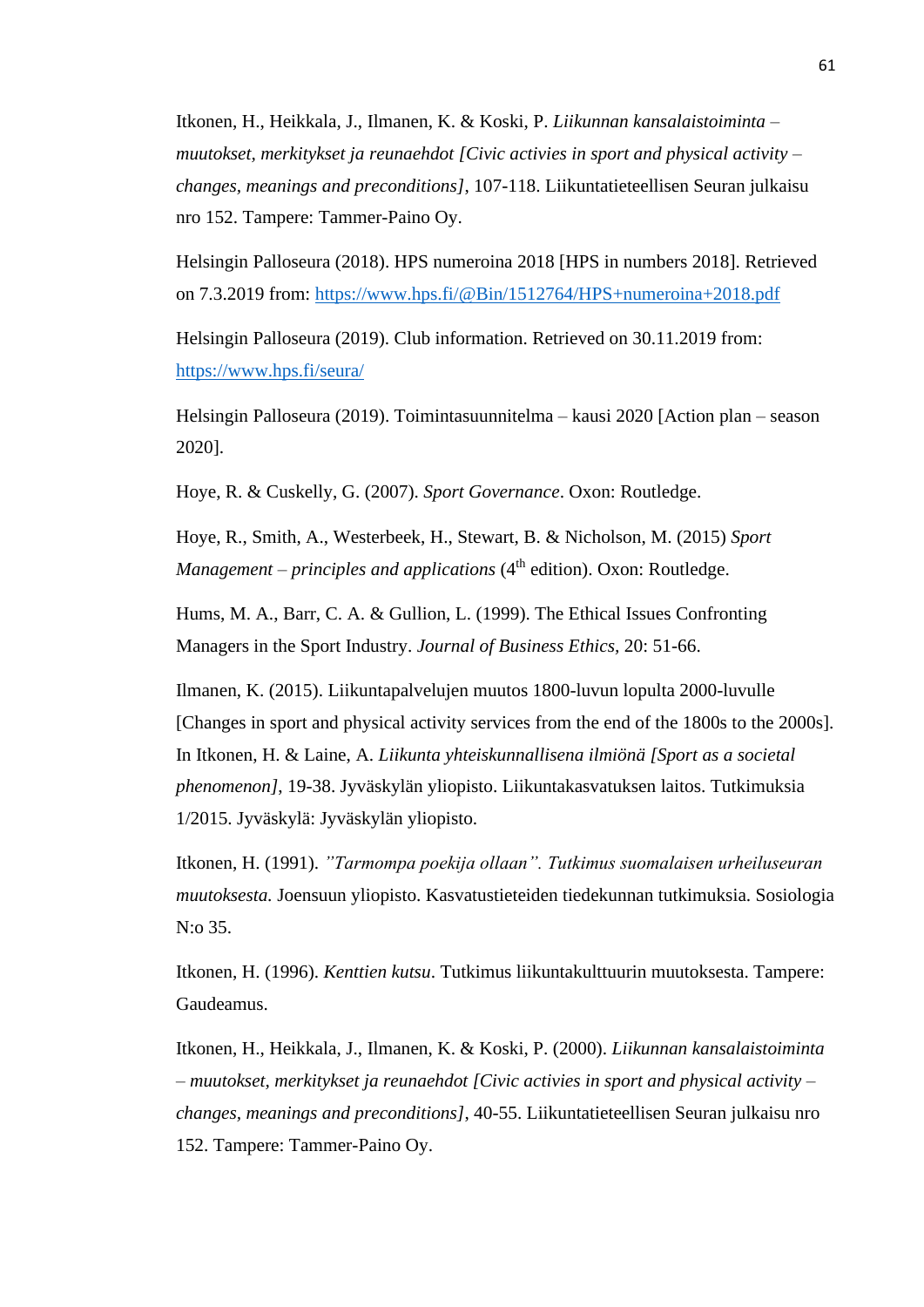Itkonen, H., Heikkala, J., Ilmanen, K. & Koski, P. *Liikunnan kansalaistoiminta – muutokset, merkitykset ja reunaehdot [Civic activies in sport and physical activity – changes, meanings and preconditions]*, 107-118. Liikuntatieteellisen Seuran julkaisu nro 152. Tampere: Tammer-Paino Oy.

Helsingin Palloseura (2018). HPS numeroina 2018 [HPS in numbers 2018]. Retrieved on 7.3.2019 from: https://www.hps.fi/@Bin/1512764/HPS+numeroina+2018.pdf

Helsingin Palloseura (2019). Club information. Retrieved on 30.11.2019 from: https://www.hps.fi/seura/

Helsingin Palloseura (2019). Toimintasuunnitelma – kausi 2020 [Action plan – season 2020].

Hoye, R. & Cuskelly, G. (2007). *Sport Governance*. Oxon: Routledge.

Hoye, R., Smith, A., Westerbeek, H., Stewart, B. & Nicholson, M. (2015) *Sport Management – principles and applications* (4th edition). Oxon: Routledge.

Hums, M. A., Barr, C. A. & Gullion, L. (1999). The Ethical Issues Confronting Managers in the Sport Industry. *Journal of Business Ethics,* 20: 51-66.

Ilmanen, K. (2015). Liikuntapalvelujen muutos 1800-luvun lopulta 2000-luvulle [Changes in sport and physical activity services from the end of the 1800s to the 2000s]. In Itkonen, H. & Laine, A. *Liikunta yhteiskunnallisena ilmiönä [Sport as a societal phenomenon]*, 19-38. Jyväskylän yliopisto. Liikuntakasvatuksen laitos. Tutkimuksia 1/2015. Jyväskylä: Jyväskylän yliopisto.

Itkonen, H. (1991). *”Tarmompa poekija ollaan”. Tutkimus suomalaisen urheiluseuran muutoksesta.* Joensuun yliopisto. Kasvatustieteiden tiedekunnan tutkimuksia. Sosiologia N:o 35.

Itkonen, H. (1996). *Kenttien kutsu*. Tutkimus liikuntakulttuurin muutoksesta. Tampere: Gaudeamus.

Itkonen, H., Heikkala, J., Ilmanen, K. & Koski, P. (2000). *Liikunnan kansalaistoiminta – muutokset, merkitykset ja reunaehdot [Civic activies in sport and physical activity – changes, meanings and preconditions]*, 40-55. Liikuntatieteellisen Seuran julkaisu nro 152. Tampere: Tammer-Paino Oy.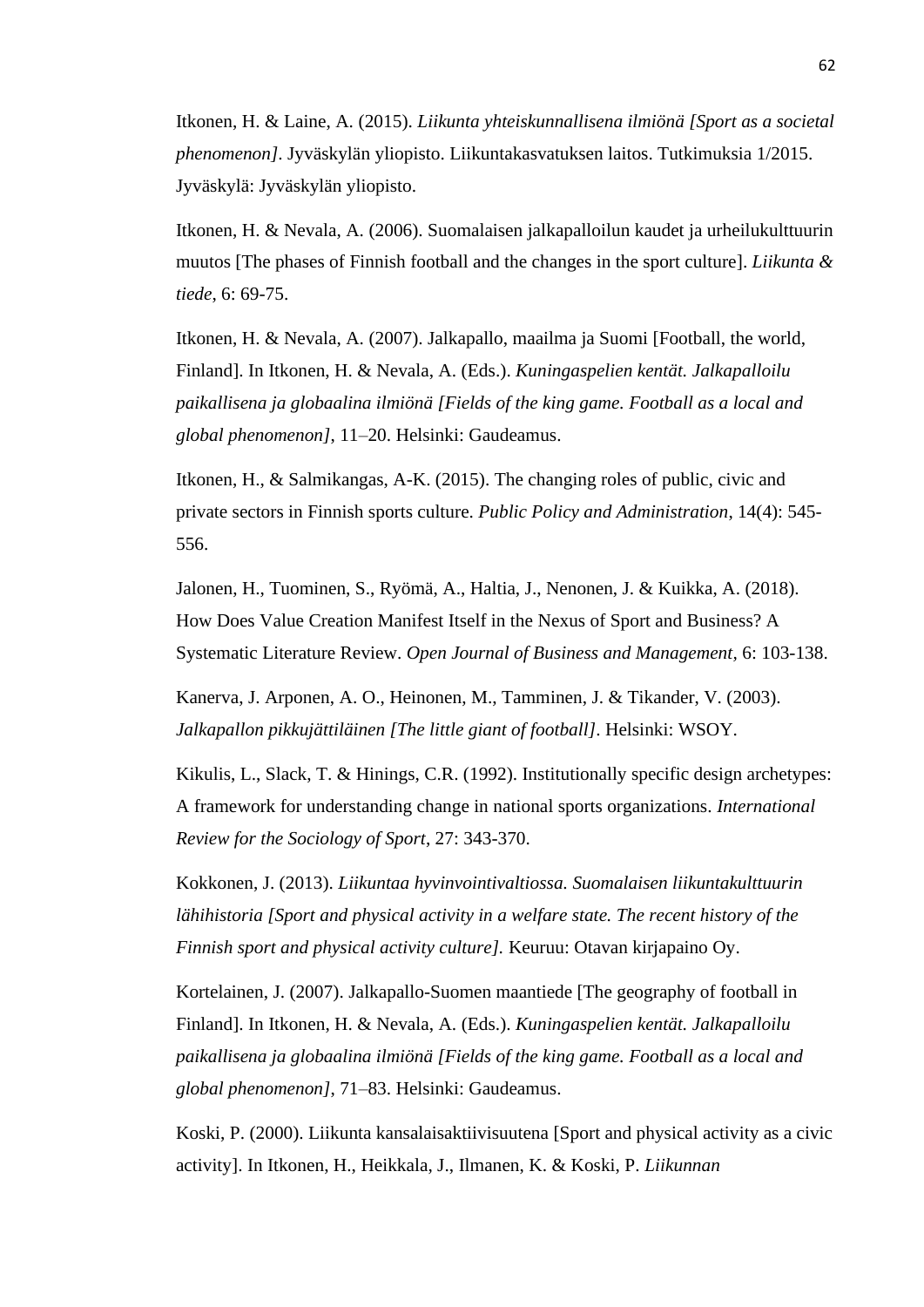Itkonen, H. & Laine, A. (2015). *Liikunta yhteiskunnallisena ilmiönä [Sport as a societal phenomenon]*. Jyväskylän yliopisto. Liikuntakasvatuksen laitos. Tutkimuksia 1/2015. Jyväskylä: Jyväskylän yliopisto.

Itkonen, H. & Nevala, A. (2006). Suomalaisen jalkapalloilun kaudet ja urheilukulttuurin muutos [The phases of Finnish football and the changes in the sport culture]. *Liikunta & tiede*, 6: 69-75.

Itkonen, H. & Nevala, A. (2007). Jalkapallo, maailma ja Suomi [Football, the world, Finland]. In Itkonen, H. & Nevala, A. (Eds.). *Kuningaspelien kentät. Jalkapalloilu paikallisena ja globaalina ilmiönä [Fields of the king game. Football as a local and global phenomenon]*, 11–20. Helsinki: Gaudeamus.

Itkonen, H., & Salmikangas, A-K. (2015). The changing roles of public, civic and private sectors in Finnish sports culture. *Public Policy and Administration*, 14(4): 545-556.

Jalonen, H., Tuominen, S., Ryömä, A., Haltia, J., Nenonen, J. & Kuikka, A. (2018). How Does Value Creation Manifest Itself in the Nexus of Sport and Business? A Systematic Literature Review. *Open Journal of Business and Management*, 6: 103-138.

Kanerva, J. Arponen, A. O., Heinonen, M., Tamminen, J. & Tikander, V. (2003). *Jalkapallon pikkujättiläinen [The little giant of football]*. Helsinki: WSOY.

Kikulis, L., Slack, T. & Hinings, C.R. (1992). Institutionally specific design archetypes: A framework for understanding change in national sports organizations. *International Review for the Sociology of Sport*, 27: 343-370.

Kokkonen, J. (2013). *Liikuntaa hyvinvointivaltiossa. Suomalaisen liikuntakulttuurin lähihistoria [Sport and physical activity in a welfare state. The recent history of the Finnish sport and physical activity culture].* Keuruu: Otavan kirjapaino Oy.

Kortelainen, J. (2007). Jalkapallo-Suomen maantiede [The geography of football in Finland]. In Itkonen, H. & Nevala, A. (Eds.). *Kuningaspelien kentät. Jalkapalloilu paikallisena ja globaalina ilmiönä [Fields of the king game. Football as a local and global phenomenon]*, 71–83. Helsinki: Gaudeamus.

Koski, P. (2000). Liikunta kansalaisaktiivisuutena [Sport and physical activity as a civic activity]. In Itkonen, H., Heikkala, J., Ilmanen, K. & Koski, P. *Liikunnan*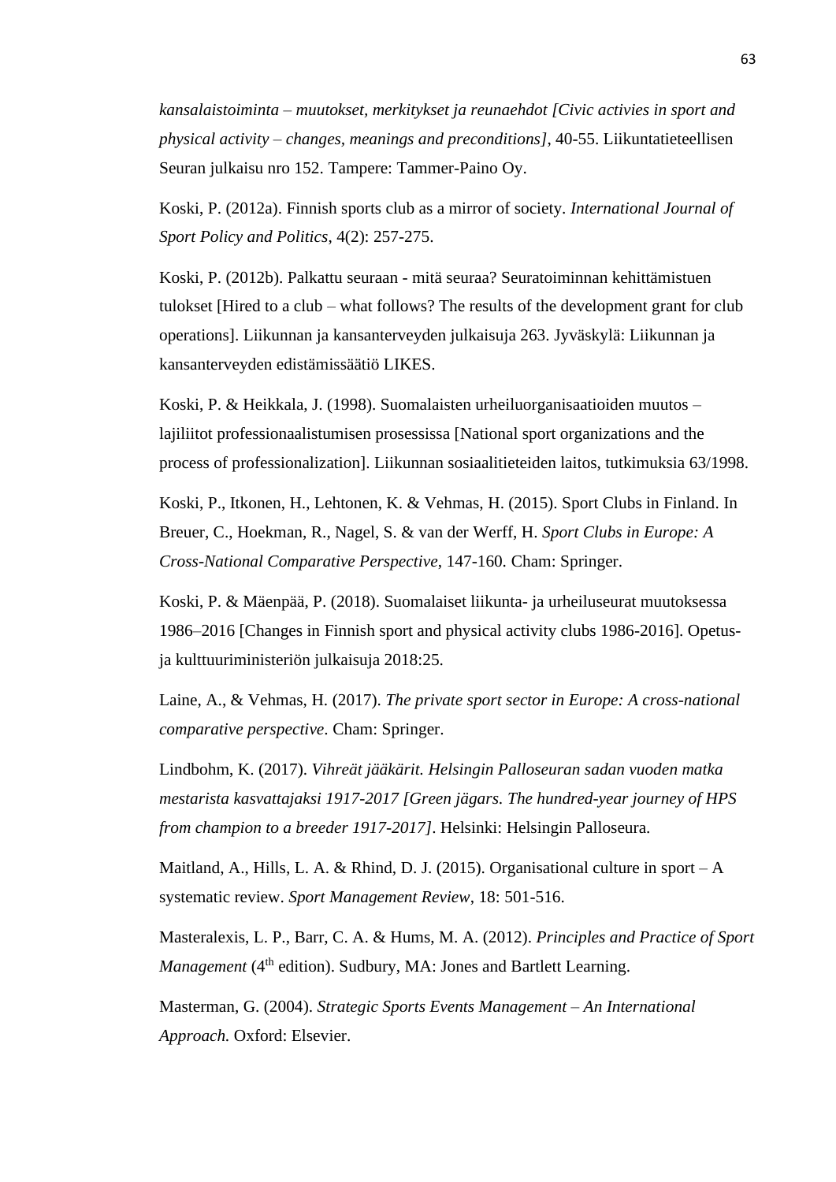*kansalaistoiminta – muutokset, merkitykset ja reunaehdot [Civic activies in sport and physical activity – changes, meanings and preconditions]*, 40-55. Liikuntatieteellisen Seuran julkaisu nro 152. Tampere: Tammer-Paino Oy.

Koski, P. (2012a). Finnish sports club as a mirror of society. *International Journal of Sport Policy and Politics*, 4(2): 257-275.

Koski, P. (2012b). Palkattu seuraan - mitä seuraa? Seuratoiminnan kehittämistuen tulokset [Hired to a club – what follows? The results of the development grant for club operations]. Liikunnan ja kansanterveyden julkaisuja 263. Jyväskylä: Liikunnan ja kansanterveyden edistämissäätiö LIKES.

Koski, P. & Heikkala, J. (1998). Suomalaisten urheiluorganisaatioiden muutos – lajiliitot professionaalistumisen prosessissa [National sport organizations and the process of professionalization]. Liikunnan sosiaalitieteiden laitos, tutkimuksia 63/1998.

Koski, P., Itkonen, H., Lehtonen, K. & Vehmas, H. (2015). Sport Clubs in Finland. In Breuer, C., Hoekman, R., Nagel, S. & van der Werff, H. *Sport Clubs in Europe: A Cross-National Comparative Perspective*, 147-160. Cham: Springer.

Koski, P. & Mäenpää, P. (2018). Suomalaiset liikunta- ja urheiluseurat muutoksessa 1986–2016 [Changes in Finnish sport and physical activity clubs 1986-2016]. Opetus- ja kulttuuriministeriön julkaisuja 2018:25.

Laine, A., & Vehmas, H. (2017). *The private sport sector in Europe: A cross-national comparative perspective*. Cham: Springer.

Lindbohm, K. (2017). *Vihreät jääkärit. Helsingin Palloseuran sadan vuoden matka mestarista kasvattajaksi 1917-2017 [Green jägars. The hundred-year journey of HPS from champion to a breeder 1917-2017]*. Helsinki: Helsingin Palloseura.

Maitland, A., Hills, L. A. & Rhind, D. J. (2015). Organisational culture in sport – A systematic review. *Sport Management Review*, 18: 501-516.

Masteralexis, L. P., Barr, C. A. & Hums, M. A. (2012). *Principles and Practice of Sport Management* (4th edition). Sudbury, MA: Jones and Bartlett Learning.

Masterman, G. (2004). *Strategic Sports Events Management – An International Approach.* Oxford: Elsevier.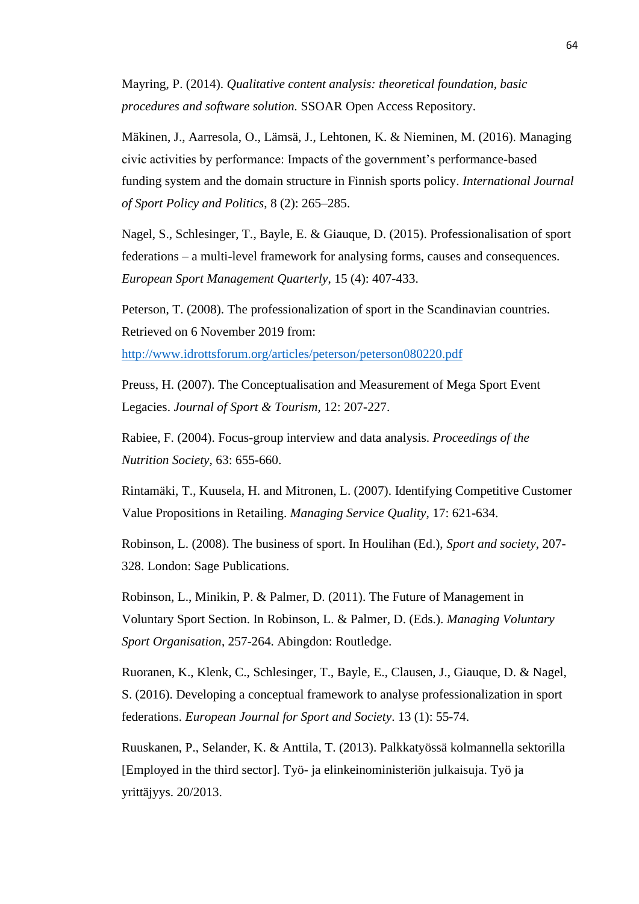Mayring, P. (2014). *Qualitative content analysis: theoretical foundation, basic procedures and software solution.* SSOAR Open Access Repository.

Mäkinen, J., Aarresola, O., Lämsä, J., Lehtonen, K. & Nieminen, M. (2016). Managing civic activities by performance: Impacts of the government's performance-based funding system and the domain structure in Finnish sports policy. *International Journal of Sport Policy and Politics*, 8 (2): 265–285.

Nagel, S., Schlesinger, T., Bayle, E. & Giauque, D. (2015). Professionalisation of sport federations – a multi-level framework for analysing forms, causes and consequences. *European Sport Management Quarterly*, 15 (4): 407-433.

Peterson, T. (2008). The professionalization of sport in the Scandinavian countries. Retrieved on 6 November 2019 from: http://www.idrottsforum.org/articles/peterson/peterson080220.pdf

Preuss, H. (2007). The Conceptualisation and Measurement of Mega Sport Event Legacies. *Journal of Sport & Tourism*, 12: 207-227.

Rabiee, F. (2004). Focus-group interview and data analysis. *Proceedings of the Nutrition Society*, 63: 655-660.

Rintamäki, T., Kuusela, H. and Mitronen, L. (2007). Identifying Competitive Customer Value Propositions in Retailing. *Managing Service Quality*, 17: 621-634.

Robinson, L. (2008). The business of sport. In Houlihan (Ed.), *Sport and society*, 207-328. London: Sage Publications.

Robinson, L., Minikin, P. & Palmer, D. (2011). The Future of Management in Voluntary Sport Section. In Robinson, L. & Palmer, D. (Eds.). *Managing Voluntary Sport Organisation*, 257-264. Abingdon: Routledge.

Ruoranen, K., Klenk, C., Schlesinger, T., Bayle, E., Clausen, J., Giauque, D. & Nagel, S. (2016). Developing a conceptual framework to analyse professionalization in sport federations. *European Journal for Sport and Society*. 13 (1): 55-74.

Ruuskanen, P., Selander, K. & Anttila, T. (2013). Palkkatyössä kolmannella sektorilla [Employed in the third sector]. Työ- ja elinkeinoministeriön julkaisuja. Työ ja yrittäjyys. 20/2013.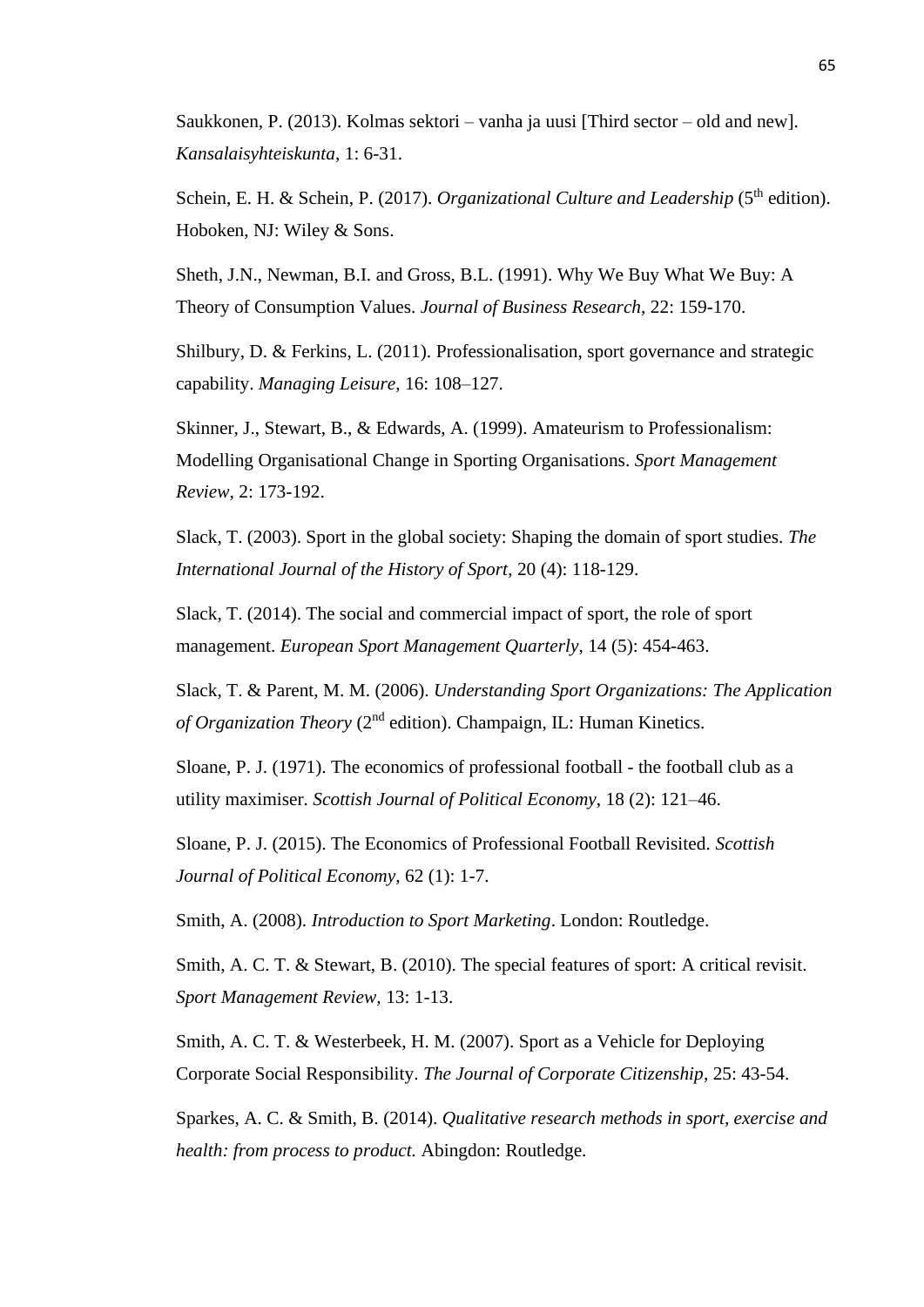Saukkonen, P. (2013). Kolmas sektori – vanha ja uusi [Third sector – old and new]. *Kansalaisyhteiskunta*, 1: 6-31.

Schein, E. H. & Schein, P. (2017). *Organizational Culture and Leadership* (5th edition). Hoboken, NJ: Wiley & Sons.

Sheth, J.N., Newman, B.I. and Gross, B.L. (1991). Why We Buy What We Buy: A Theory of Consumption Values. *Journal of Business Research*, 22: 159-170.

Shilbury, D. & Ferkins, L. (2011). Professionalisation, sport governance and strategic capability. *Managing Leisure*, 16: 108–127.

Skinner, J., Stewart, B., & Edwards, A. (1999). Amateurism to Professionalism: Modelling Organisational Change in Sporting Organisations. *Sport Management Review*, 2: 173-192.

Slack, T. (2003). Sport in the global society: Shaping the domain of sport studies. *The International Journal of the History of Sport*, 20 (4): 118-129.

Slack, T. (2014). The social and commercial impact of sport, the role of sport management. *European Sport Management Quarterly*, 14 (5): 454-463.

Slack, T. & Parent, M. M. (2006). *Understanding Sport Organizations: The Application of Organization Theory* (2nd edition). Champaign, IL: Human Kinetics.

Sloane, P. J. (1971). The economics of professional football - the football club as a utility maximiser. *Scottish Journal of Political Economy*, 18 (2): 121–46.

Sloane, P. J. (2015). The Economics of Professional Football Revisited. *Scottish Journal of Political Economy*, 62 (1): 1-7.

Smith, A. (2008). *Introduction to Sport Marketing*. London: Routledge.

Smith, A. C. T. & Stewart, B. (2010). The special features of sport: A critical revisit. *Sport Management Review,* 13: 1-13.

Smith, A. C. T. & Westerbeek, H. M. (2007). Sport as a Vehicle for Deploying Corporate Social Responsibility. *The Journal of Corporate Citizenship*, 25: 43-54.

Sparkes, A. C. & Smith, B. (2014). *Qualitative research methods in sport, exercise and health: from process to product.* Abingdon: Routledge.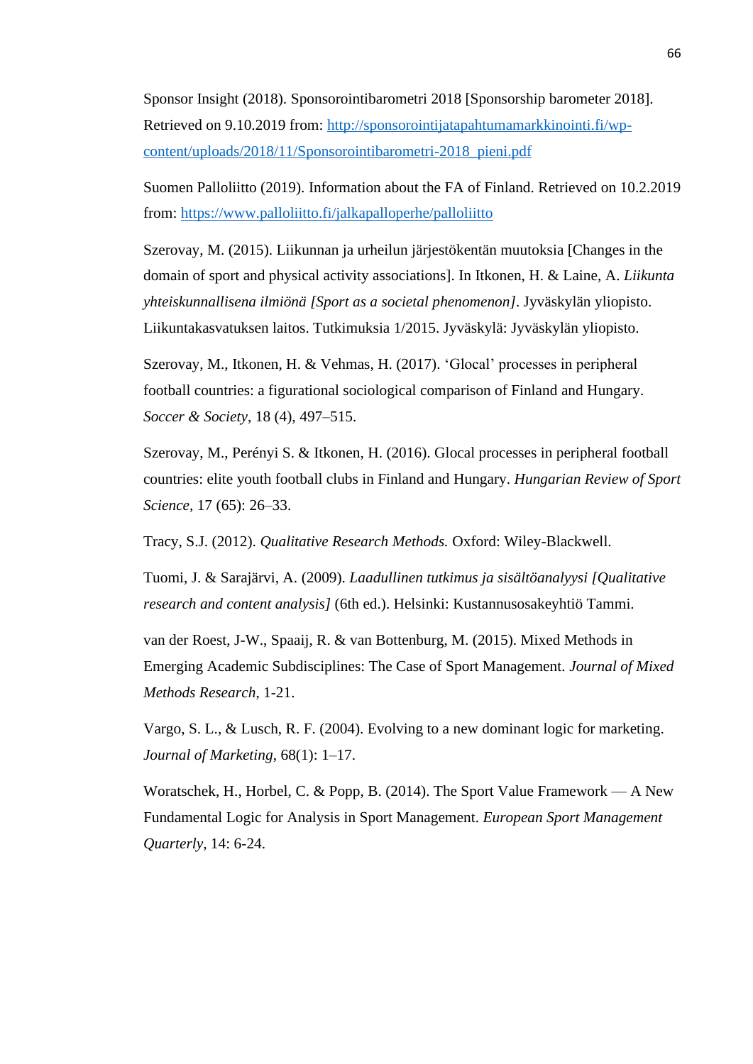Sponsor Insight (2018). Sponsorointibarometri 2018 [Sponsorship barometer 2018]. Retrieved on 9.10.2019 from: [http://sponsorointijatapahtumamarkkinointi.fi/wp-content/uploads/2018/11/Sponsorointibarometri-2018_pieni.pdf](http://sponsorointijatapahtumamarkkinointi.fi/wp-content/uploads/2018/11/Sponsorointibarometri-2018_pieni.pdf)

Suomen Palloliitto (2019). Information about the FA of Finland. Retrieved on 10.2.2019 from: [https://www.palloliitto.fi/jalkapalloperhe/palloliitto](https://www.palloliitto.fi/jalkapalloperhe/palloliitto)

Szerovay, M. (2015). Liikunnan ja urheilun järjestökentän muutoksia [Changes in the domain of sport and physical activity associations]. In Itkonen, H. & Laine, A. *Liikunta yhteiskunnallisena ilmiönä [Sport as a societal phenomenon]*. Jyväskylän yliopisto. Liikuntakasvatuksen laitos. Tutkimuksia 1/2015. Jyväskylä: Jyväskylän yliopisto.

Szerovay, M., Itkonen, H. & Vehmas, H. (2017). 'Glocal' processes in peripheral football countries: a figurational sociological comparison of Finland and Hungary. *Soccer & Society*, 18 (4), 497–515.

Szerovay, M., Perényi S. & Itkonen, H. (2016). Glocal processes in peripheral football countries: elite youth football clubs in Finland and Hungary. *Hungarian Review of Sport Science*, 17 (65): 26–33.

Tracy, S.J. (2012). *Qualitative Research Methods.* Oxford: Wiley-Blackwell.

Tuomi, J. & Sarajärvi, A. (2009). *Laadullinen tutkimus ja sisältöanalyysi [Qualitative research and content analysis]* (6th ed.). Helsinki: Kustannusosakeyhtiö Tammi.

van der Roest, J-W., Spaaij, R. & van Bottenburg, M. (2015). Mixed Methods in Emerging Academic Subdisciplines: The Case of Sport Management. *Journal of Mixed Methods Research*, 1-21.

Vargo, S. L., & Lusch, R. F. (2004). Evolving to a new dominant logic for marketing. *Journal of Marketing*, 68(1): 1–17.

Woratschek, H., Horbel, C. & Popp, B. (2014). The Sport Value Framework — A New Fundamental Logic for Analysis in Sport Management. *European Sport Management Quarterly*, 14: 6-24.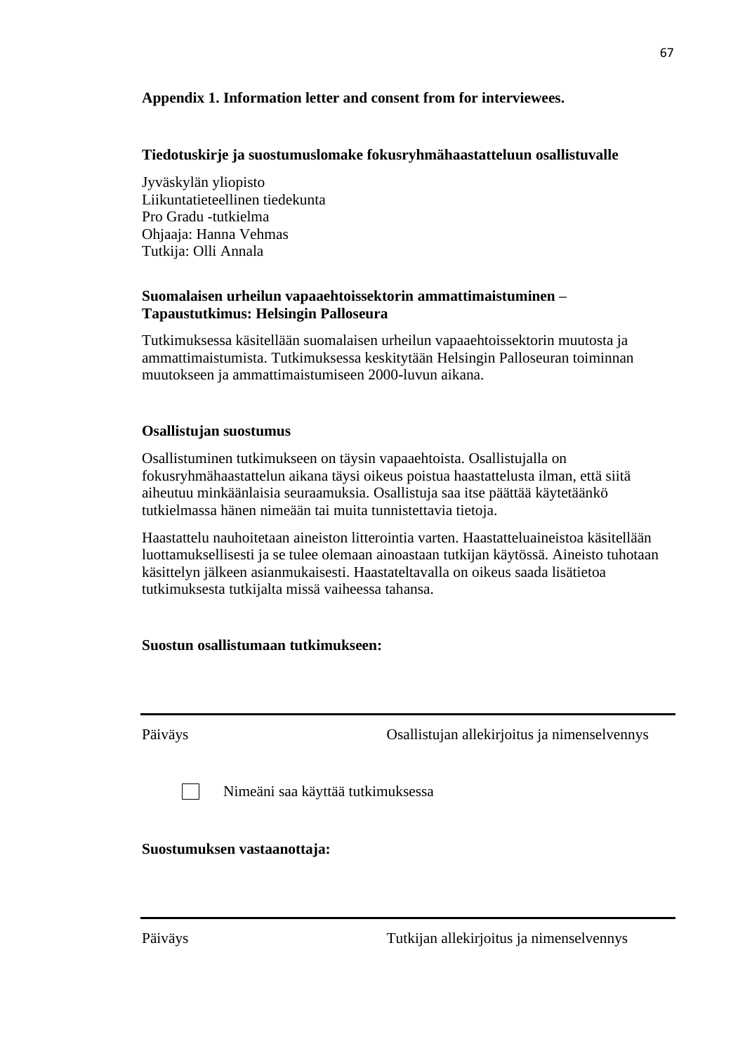**Appendix 1. Information letter and consent from for interviewees.**

**Tiedotuskirje ja suostumuslomake fokusryhmähaastatteluun osallistuvalle**

Jyväskylän yliopisto
Liikuntatieteellinen tiedekunta
Pro Gradu -tutkielma
Ohjaaja: Hanna Vehmas
Tutkija: Olli Annala

**Suomalaisen urheilun vapaaehtoissektorin ammattimaistuminen – Tapaustutkimus: Helsingin Palloseura**

Tutkimuksessa käsitellään suomalaisen urheilun vapaaehtoissektorin muutosta ja ammattimaistumista. Tutkimuksessa keskitytään Helsingin Palloseuran toiminnan muutokseen ja ammattimaistumiseen 2000-luvun aikana.

**Osallistujan suostumus**

Osallistuminen tutkimukseen on täysin vapaaehtoista. Osallistujalla on fokusryhmähaastattelun aikana täysi oikeus poistua haastattelusta ilman, että siitä aiheutuu minkäänlaisia seuraamuksia. Osallistuja saa itse päättää käytetäänkö tutkielmassa hänen nimeään tai muita tunnistettavia tietoja.

Haastattelu nauhoitetaan aineiston litterointia varten. Haastatteluaineistoa käsitellään luottamuksellisesti ja se tulee olemaan ainoastaan tutkijan käytössä. Aineisto tuhotaan käsittelyn jälkeen asianmukaisesti. Haastateltavalla on oikeus saada lisätietoa tutkimuksesta tutkijalta missä vaiheessa tahansa.

**Suostun osallistumaan tutkimukseen:**

---

Päiväys Osallistujan allekirjoitus ja nimenselvennys

☐ Nimeäni saa käyttää tutkimuksessa

**Suostumuksen vastaanottaja:**

---

Päiväys Tutkijan allekirjoitus ja nimenselvennys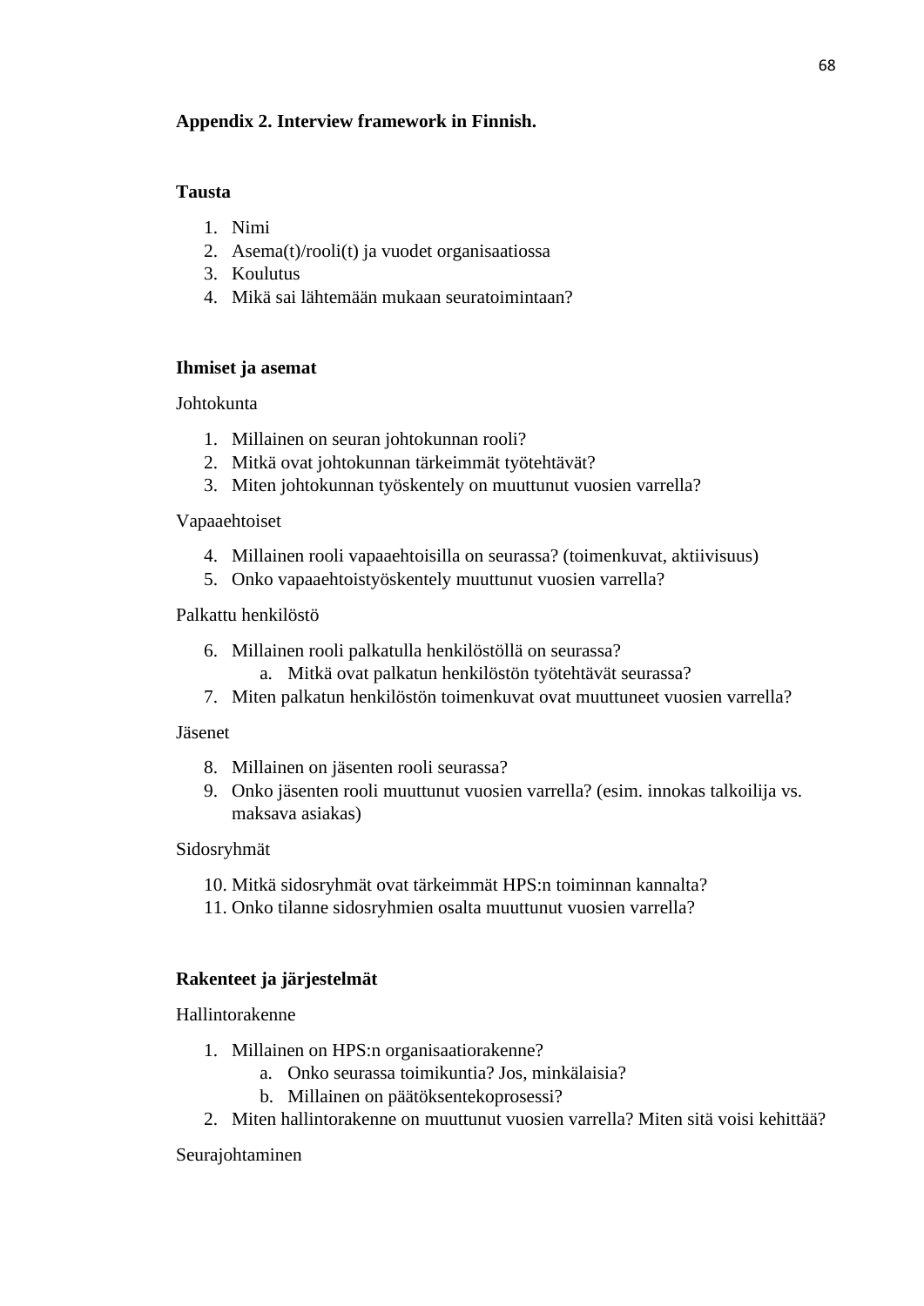**Appendix 2. Interview framework in Finnish.**

**Tausta**

1. Nimi
2. Asema(t)/rooli(t) ja vuodet organisaatiossa
3. Koulutus
4. Mikä sai lähtemään mukaan seuratoimintaan?

**Ihmiset ja asemat**

Johtokunta

1. Millainen on seuran johtokunnan rooli?
2. Mitkä ovat johtokunnan tärkeimmät työtehtävät?
3. Miten johtokunnan työskentely on muuttunut vuosien varrella?

Vapaaehtoiset

4. Millainen rooli vapaaehtoisilla on seurassa? (toimenkuvat, aktiivisuus)
5. Onko vapaaehtoistyöskentely muuttunut vuosien varrella?

Palkattu henkilöstö

6. Millainen rooli palkatulla henkilöstöllä on seurassa?
   a. Mitkä ovat palkatun henkilöstön työtehtävät seurassa?
7. Miten palkatun henkilöstön toimenkuvat ovat muuttuneet vuosien varrella?

Jäsenet

8. Millainen on jäsenten rooli seurassa?
9. Onko jäsenten rooli muuttunut vuosien varrella? (esim. innokas talkoilija vs. maksava asiakas)

Sidosryhmät

10. Mitkä sidosryhmät ovat tärkeimmät HPS:n toiminnan kannalta?
11. Onko tilanne sidosryhmien osalta muuttunut vuosien varrella?

**Rakenteet ja järjestelmät**

Hallintorakenne

1. Millainen on HPS:n organisaatiorakenne?
   a. Onko seurassa toimikuntia? Jos, minkälaisia?
   b. Millainen on päätöksentekoprosessi?
2. Miten hallintorakenne on muuttunut vuosien varrella? Miten sitä voisi kehittää?

Seurajohtaminen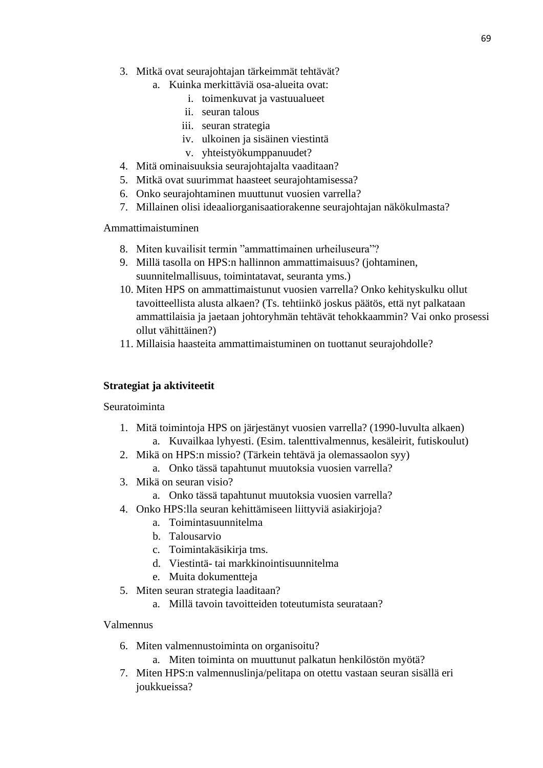3. Mitkä ovat seurajohtajan tärkeimmät tehtävät?
    a. Kuinka merkittäviä osa-alueita ovat:
        i. toimenkuvat ja vastuualueet
        ii. seuran talous
        iii. seuran strategia
        iv. ulkoinen ja sisäinen viestintä
        v. yhteistyökumppanuudet?
4. Mitä ominaisuuksia seurajohtajalta vaaditaan?
5. Mitkä ovat suurimmat haasteet seurajohtamisessa?
6. Onko seurajohtaminen muuttunut vuosien varrella?
7. Millainen olisi ideaaliorganisaatiorakenne seurajohtajan näkökulmasta?

Ammattimaistuminen

8. Miten kuvailisit termin ”ammattimainen urheiluseura”?
9. Millä tasolla on HPS:n hallinnon ammattimaisuus? (johtaminen, suunnitelmallisuus, toimintatavat, seuranta yms.)
10. Miten HPS on ammattimaistunut vuosien varrella? Onko kehityskulku ollut tavoitteellista alusta alkaen? (Ts. tehtiinkö joskus päätös, että nyt palkataan ammattilaisia ja jaetaan johtoryhmän tehtävät tehokkaammin? Vai onko prosessi ollut vähittäinen?)
11. Millaisia haasteita ammattimaistuminen on tuottanut seurajohdolle?

**Strategiat ja aktiviteetit**

Seuratoiminta

1. Mitä toimintoja HPS on järjestänyt vuosien varrella? (1990-luvulta alkaen)
    a. Kuvailkaa lyhyesti. (Esim. talenttivalmennus, kesäleirit, futiskoulut)
2. Mikä on HPS:n missio? (Tärkein tehtävä ja olemassaolon syy)
    a. Onko tässä tapahtunut muutoksia vuosien varrella?
3. Mikä on seuran visio?
    a. Onko tässä tapahtunut muutoksia vuosien varrella?
4. Onko HPS:lla seuran kehittämiseen liittyviä asiakirjoja?
    a. Toimintasuunnitelma
    b. Talousarvio
    c. Toimintakäsikirja tms.
    d. Viestintä- tai markkinointisuunnitelma
    e. Muita dokumentteja
5. Miten seuran strategia laaditaan?
    a. Millä tavoin tavoitteiden toteutumista seurataan?

Valmennus

6. Miten valmennustoiminta on organisoitu?
    a. Miten toiminta on muuttunut palkatun henkilöstön myötä?
7. Miten HPS:n valmennuslinja/pelitapa on otettu vastaan seuran sisällä eri joukkueissa?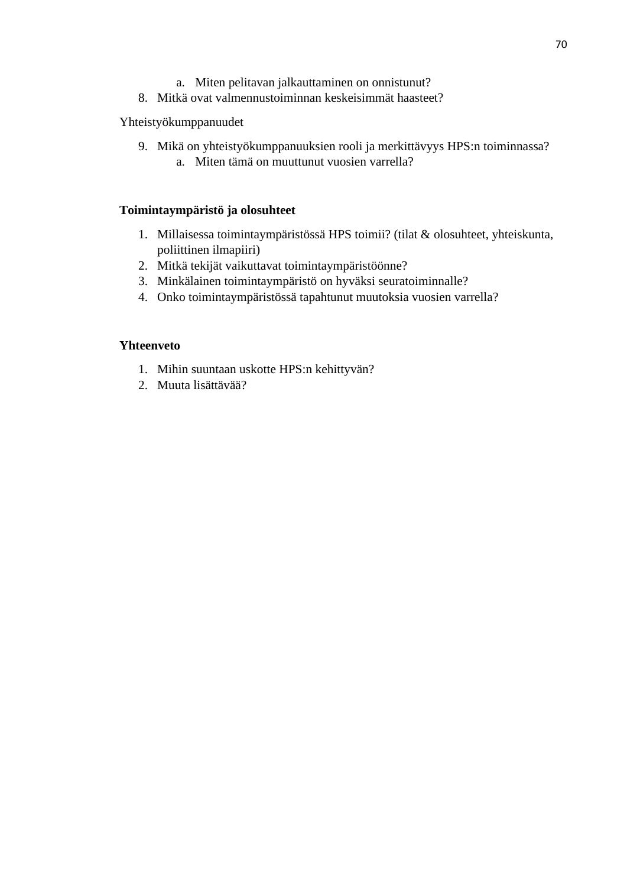a. Miten pelitavan jalkauttaminen on onnistunut?

8. Mitkä ovat valmennustoiminnan keskeisimmät haasteet?

Yhteistyökumppanuudet

9. Mikä on yhteistyökumppanuuksien rooli ja merkittävyys HPS:n toiminnassa?
   a. Miten tämä on muuttunut vuosien varrella?

**Toimintaympäristö ja olosuhteet**

1. Millaisessa toimintaympäristössä HPS toimii? (tilat & olosuhteet, yhteiskunta, poliittinen ilmapiiri)
2. Mitkä tekijät vaikuttavat toimintaympäristöönne?
3. Minkälainen toimintaympäristö on hyväksi seuratoiminnalle?
4. Onko toimintaympäristössä tapahtunut muutoksia vuosien varrella?

**Yhteenveto**

1. Mihin suuntaan uskotte HPS:n kehittyvän?
2. Muuta lisättävää?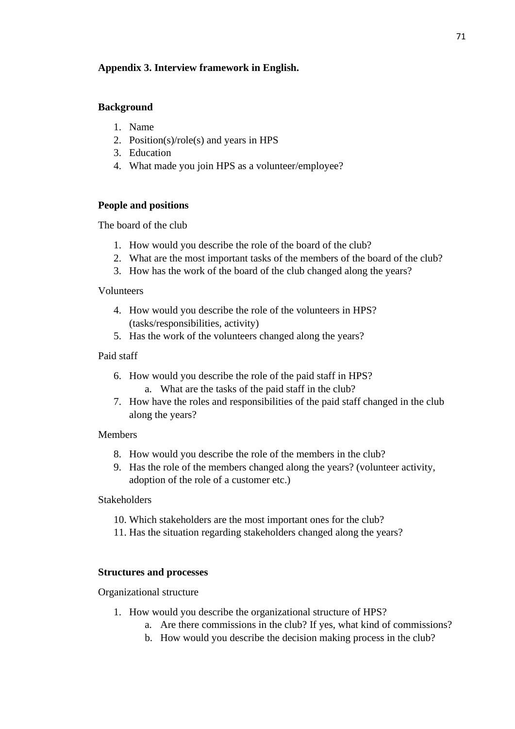## Appendix 3. Interview framework in English.

### Background

1. Name
2. Position(s)/role(s) and years in HPS
3. Education
4. What made you join HPS as a volunteer/employee?

### People and positions

The board of the club

1. How would you describe the role of the board of the club?
2. What are the most important tasks of the members of the board of the club?
3. How has the work of the board of the club changed along the years?

Volunteers

4. How would you describe the role of the volunteers in HPS? (tasks/responsibilities, activity)
5. Has the work of the volunteers changed along the years?

Paid staff

6. How would you describe the role of the paid staff in HPS?
   a. What are the tasks of the paid staff in the club?
7. How have the roles and responsibilities of the paid staff changed in the club along the years?

Members

8. How would you describe the role of the members in the club?
9. Has the role of the members changed along the years? (volunteer activity, adoption of the role of a customer etc.)

Stakeholders

10. Which stakeholders are the most important ones for the club?
11. Has the situation regarding stakeholders changed along the years?

### Structures and processes

Organizational structure

1. How would you describe the organizational structure of HPS?
   a. Are there commissions in the club? If yes, what kind of commissions?
   b. How would you describe the decision making process in the club?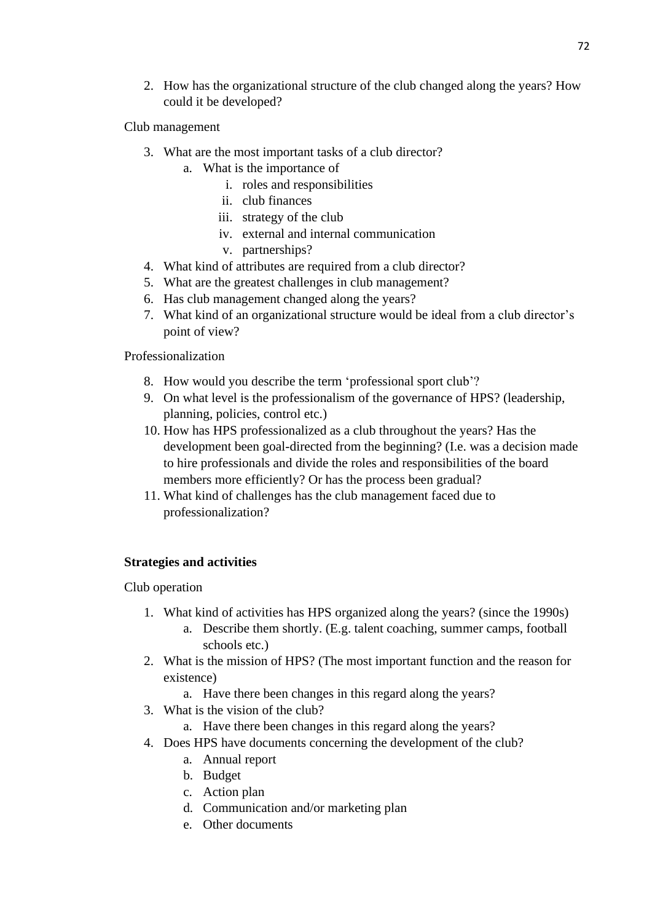2. How has the organizational structure of the club changed along the years? How could it be developed?

Club management

3. What are the most important tasks of a club director?
    a. What is the importance of
        i. roles and responsibilities
        ii. club finances
        iii. strategy of the club
        iv. external and internal communication
        v. partnerships?
4. What kind of attributes are required from a club director?
5. What are the greatest challenges in club management?
6. Has club management changed along the years?
7. What kind of an organizational structure would be ideal from a club director's point of view?

Professionalization

8. How would you describe the term 'professional sport club'?
9. On what level is the professionalism of the governance of HPS? (leadership, planning, policies, control etc.)
10. How has HPS professionalized as a club throughout the years? Has the development been goal-directed from the beginning? (I.e. was a decision made to hire professionals and divide the roles and responsibilities of the board members more efficiently? Or has the process been gradual?
11. What kind of challenges has the club management faced due to professionalization?

**Strategies and activities**

Club operation

1. What kind of activities has HPS organized along the years? (since the 1990s)
    a. Describe them shortly. (E.g. talent coaching, summer camps, football schools etc.)
2. What is the mission of HPS? (The most important function and the reason for existence)
    a. Have there been changes in this regard along the years?
3. What is the vision of the club?
    a. Have there been changes in this regard along the years?
4. Does HPS have documents concerning the development of the club?
    a. Annual report
    b. Budget
    c. Action plan
    d. Communication and/or marketing plan
    e. Other documents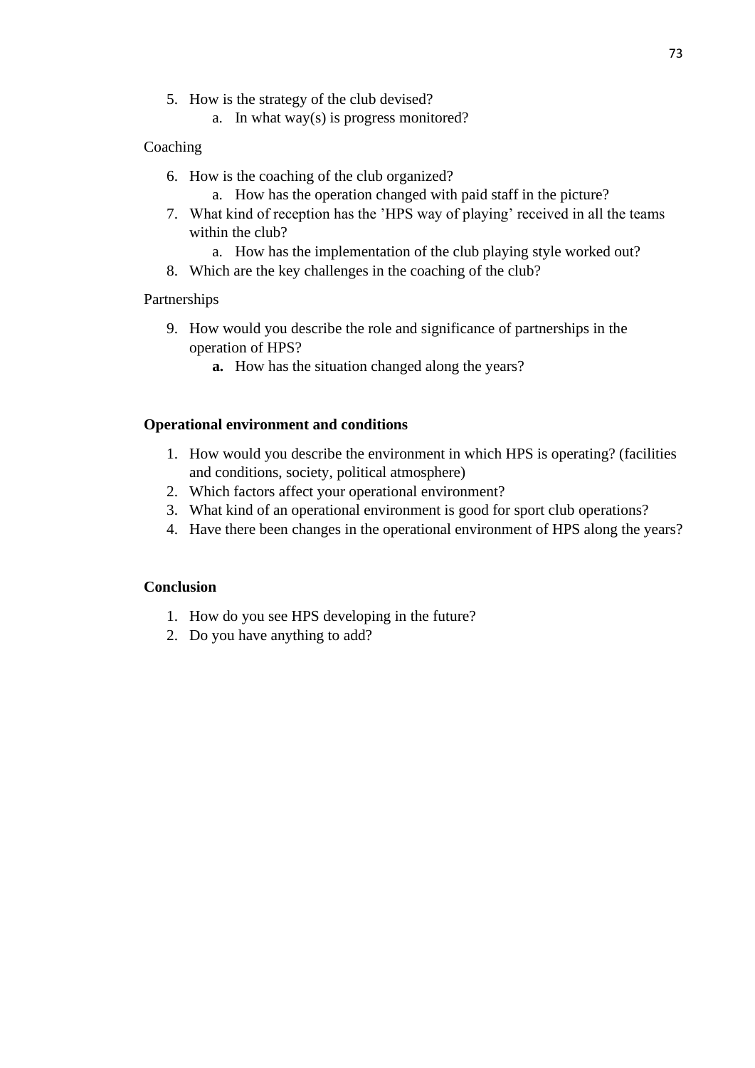5. How is the strategy of the club devised?
    a. In what way(s) is progress monitored?

Coaching

6. How is the coaching of the club organized?
    a. How has the operation changed with paid staff in the picture?
7. What kind of reception has the 'HPS way of playing' received in all the teams within the club?
    a. How has the implementation of the club playing style worked out?
8. Which are the key challenges in the coaching of the club?

Partnerships

9. How would you describe the role and significance of partnerships in the operation of HPS?
    **a.** How has the situation changed along the years?

**Operational environment and conditions**

1. How would you describe the environment in which HPS is operating? (facilities and conditions, society, political atmosphere)
2. Which factors affect your operational environment?
3. What kind of an operational environment is good for sport club operations?
4. Have there been changes in the operational environment of HPS along the years?

**Conclusion**

1. How do you see HPS developing in the future?
2. Do you have anything to add?